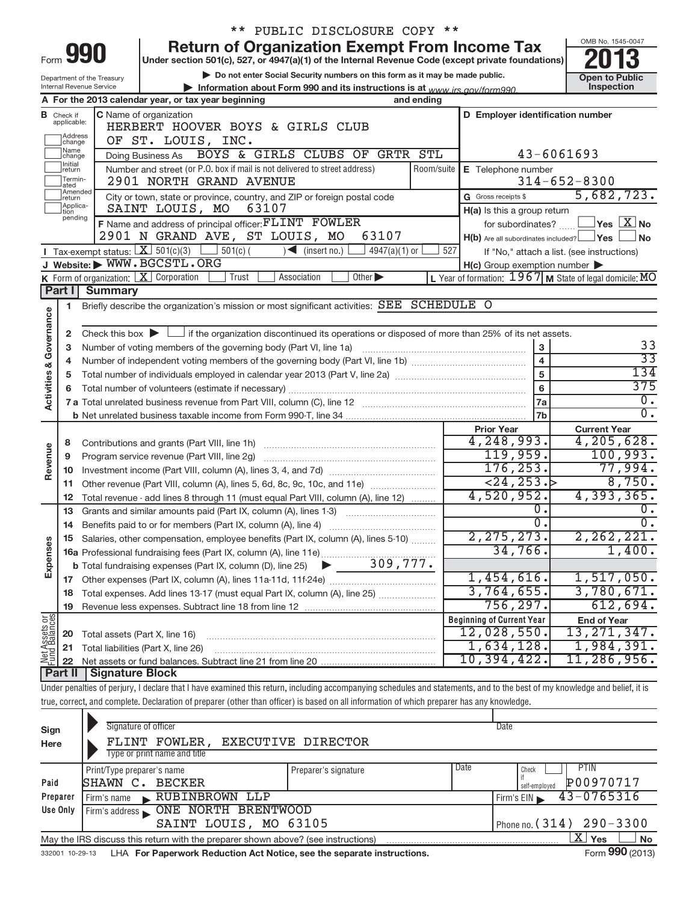** PUBLIC DISCLOSURE COPY **

# Form 990 — Return of Organization Exempt From Income Tax (2013)

Under section 501(c), 527, or 4947(a)(1) of the Internal Revenue Code (except private foundations)

▶ Do not enter Social Security numbers on this form as it may be made public.

▶ Information about Form 990 and its instructions is at www.irs.gov/form990.

Department of the Treasury, Internal Revenue Service

OMB No. 1545-0047 — Open to Public Inspection

**A** For the 2013 calendar year, or tax year beginning and ending

**B** Check if applicable: Address change / Name change / Initial return / Terminated / Amended return / Application pending

**C** Name of organization: HERBERT HOOVER BOYS & GIRLS CLUB OF ST. LOUIS, INC.

Doing Business As: BOYS & GIRLS CLUBS OF GRTR STL

Number and street (or P.O. box if mail is not delivered to street address): 2901 NORTH GRAND AVENUE — Room/suite:

City or town, state or province, country, and ZIP or foreign postal code: SAINT LOUIS, MO 63107

**D** Employer identification number: 43-6061693

**E** Telephone number: 314-652-8300

**G** Gross receipts $ 5,682,723.

**F** Name and address of principal officer: FLINT FOWLER, 2901 N GRAND AVE, ST LOUIS, MO 63107

**H(a)** Is this a group return for subordinates? ☐ Yes ☒ No

**H(b)** Are all subordinates included? ☐ Yes ☐ No — If "No," attach a list. (see instructions)

**H(c)** Group exemption number ▶

**I** Tax-exempt status: ☒ 501(c)(3) ☐ 501(c) ( ) ◀ (insert no.) ☐ 4947(a)(1) or ☐ 527

**J** Website: ▶ WWW.BGCSTL.ORG

**K** Form of organization: ☒ Corporation ☐ Trust ☐ Association ☐ Other ▶

**L** Year of formation: 1967 **M** State of legal domicile: MO

## Part I — Summary

**Activities & Governance**

1. Briefly describe the organization's mission or most significant activities: SEE SCHEDULE O
2. Check this box ▶ ☐ if the organization discontinued its operations or disposed of more than 25% of its net assets.

| Line | Description | No. | Value |
|---|---|---|---|
| 3 | Number of voting members of the governing body (Part VI, line 1a) | 3 | 33 |
| 4 | Number of independent voting members of the governing body (Part VI, line 1b) | 4 | 33 |
| 5 | Total number of individuals employed in calendar year 2013 (Part V, line 2a) | 5 | 134 |
| 6 | Total number of volunteers (estimate if necessary) | 6 | 375 |
| 7a | Total unrelated business revenue from Part VIII, column (C), line 12 | 7a | 0. |
| 7b | Net unrelated business taxable income from Form 990-T, line 34 | 7b | 0. |

| Line | Description | Prior Year | Current Year |
|---|---|---|---|
| **Revenue** | | | |
| 8 | Contributions and grants (Part VIII, line 1h) | 4,248,993. | 4,205,628. |
| 9 | Program service revenue (Part VIII, line 2g) | 119,959. | 100,993. |
| 10 | Investment income (Part VIII, column (A), lines 3, 4, and 7d) | 176,253. | 77,994. |
| 11 | Other revenue (Part VIII, column (A), lines 5, 6d, 8c, 9c, 10c, and 11e) | <24,253.> | 8,750. |
| 12 | Total revenue - add lines 8 through 11 (must equal Part VIII, column (A), line 12) | 4,520,952. | 4,393,365. |
| **Expenses** | | | |
| 13 | Grants and similar amounts paid (Part IX, column (A), lines 1-3) | 0. | 0. |
| 14 | Benefits paid to or for members (Part IX, column (A), line 4) | 0. | 0. |
| 15 | Salaries, other compensation, employee benefits (Part IX, column (A), lines 5-10) | 2,275,273. | 2,262,221. |
| 16a | Professional fundraising fees (Part IX, column (A), line 11e) | 34,766. | 1,400. |
| 16b | Total fundraising expenses (Part IX, column (D), line 25) ▶ 309,777. | | |
| 17 | Other expenses (Part IX, column (A), lines 11a-11d, 11f-24e) | 1,454,616. | 1,517,050. |
| 18 | Total expenses. Add lines 13-17 (must equal Part IX, column (A), line 25) | 3,764,655. | 3,780,671. |
| 19 | Revenue less expenses. Subtract line 18 from line 12 | 756,297. | 612,694. |

| Line | Net Assets or Fund Balances | Beginning of Current Year | End of Year |
|---|---|---|---|
| 20 | Total assets (Part X, line 16) | 12,028,550. | 13,271,347. |
| 21 | Total liabilities (Part X, line 26) | 1,634,128. | 1,984,391. |
| 22 | Net assets or fund balances. Subtract line 21 from line 20 | 10,394,422. | 11,286,956. |

## Part II — Signature Block

Under penalties of perjury, I declare that I have examined this return, including accompanying schedules and statements, and to the best of my knowledge and belief, it is true, correct, and complete. Declaration of preparer (other than officer) is based on all information of which preparer has any knowledge.

**Sign Here**

Signature of officer — Date

FLINT FOWLER, EXECUTIVE DIRECTOR

Type or print name and title

**Paid Preparer Use Only**

| Print/Type preparer's name | Preparer's signature | Date | Check if self-employed | PTIN |
|---|---|---|---|---|
| SHAWN C. BECKER | | | ☐ | P00970717 |

Firm's name ▶ RUBINBROWN LLP — Firm's EIN ▶ 43-0765316

Firm's address ▶ ONE NORTH BRENTWOOD, SAINT LOUIS, MO 63105 — Phone no. (314) 290-3300

May the IRS discuss this return with the preparer shown above? (see instructions) ☒ Yes ☐ No

332001 10-29-13 LHA For Paperwork Reduction Act Notice, see the separate instructions. Form **990** (2013)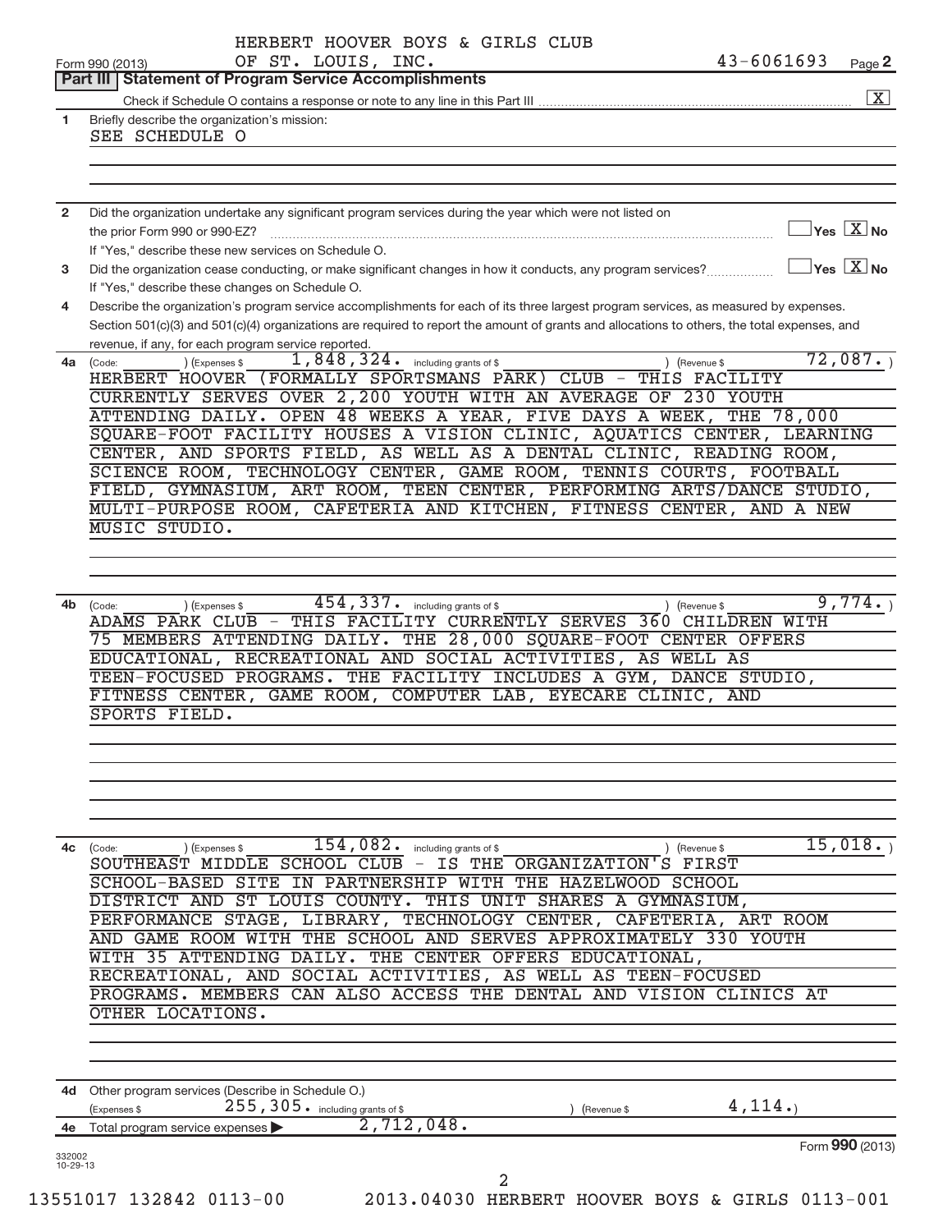HERBERT HOOVER BOYS & GIRLS CLUB
OF ST. LOUIS, INC. 43-6061693

Form 990 (2013) Page 2

## Part III | Statement of Program Service Accomplishments

Check if Schedule O contains a response or note to any line in this Part III .......... [X]

**1** Briefly describe the organization's mission:
SEE SCHEDULE O

**2** Did the organization undertake any significant program services during the year which were not listed on the prior Form 990 or 990-EZ? .......... [ ] Yes [X] No
If "Yes," describe these new services on Schedule O.

**3** Did the organization cease conducting, or make significant changes in how it conducts, any program services? .......... [ ] Yes [X] No
If "Yes," describe these changes on Schedule O.

**4** Describe the organization's program service accomplishments for each of its three largest program services, as measured by expenses. Section 501(c)(3) and 501(c)(4) organizations are required to report the amount of grants and allocations to others, the total expenses, and revenue, if any, for each program service reported.

**4a** (Code: ) (Expenses $ 1,848,324. including grants of $ ) (Revenue $ 72,087.)
HERBERT HOOVER (FORMALLY SPORTSMANS PARK) CLUB - THIS FACILITY CURRENTLY SERVES OVER 2,200 YOUTH WITH AN AVERAGE OF 230 YOUTH ATTENDING DAILY. OPEN 48 WEEKS A YEAR, FIVE DAYS A WEEK, THE 78,000 SQUARE-FOOT FACILITY HOUSES A VISION CLINIC, AQUATICS CENTER, LEARNING CENTER, AND SPORTS FIELD, AS WELL AS A DENTAL CLINIC, READING ROOM, SCIENCE ROOM, TECHNOLOGY CENTER, GAME ROOM, TENNIS COURTS, FOOTBALL FIELD, GYMNASIUM, ART ROOM, TEEN CENTER, PERFORMING ARTS/DANCE STUDIO, MULTI-PURPOSE ROOM, CAFETERIA AND KITCHEN, FITNESS CENTER, AND A NEW MUSIC STUDIO.

**4b** (Code: ) (Expenses $ 454,337. including grants of $ ) (Revenue $ 9,774.)
ADAMS PARK CLUB - THIS FACILITY CURRENTLY SERVES 360 CHILDREN WITH 75 MEMBERS ATTENDING DAILY. THE 28,000 SQUARE-FOOT CENTER OFFERS EDUCATIONAL, RECREATIONAL AND SOCIAL ACTIVITIES, AS WELL AS TEEN-FOCUSED PROGRAMS. THE FACILITY INCLUDES A GYM, DANCE STUDIO, FITNESS CENTER, GAME ROOM, COMPUTER LAB, EYECARE CLINIC, AND SPORTS FIELD.

**4c** (Code: ) (Expenses $ 154,082. including grants of $ ) (Revenue $ 15,018.)
SOUTHEAST MIDDLE SCHOOL CLUB - IS THE ORGANIZATION'S FIRST SCHOOL-BASED SITE IN PARTNERSHIP WITH THE HAZELWOOD SCHOOL DISTRICT AND ST LOUIS COUNTY. THIS UNIT SHARES A GYMNASIUM, PERFORMANCE STAGE, LIBRARY, TECHNOLOGY CENTER, CAFETERIA, ART ROOM AND GAME ROOM WITH THE SCHOOL AND SERVES APPROXIMATELY 330 YOUTH WITH 35 ATTENDING DAILY. THE CENTER OFFERS EDUCATIONAL, RECREATIONAL, AND SOCIAL ACTIVITIES, AS WELL AS TEEN-FOCUSED PROGRAMS. MEMBERS CAN ALSO ACCESS THE DENTAL AND VISION CLINICS AT OTHER LOCATIONS.

**4d** Other program services (Describe in Schedule O.)
(Expenses $ 255,305. including grants of $ ) (Revenue $ 4,114.)

**4e** Total program service expenses ▶ 2,712,048.

Form **990** (2013)

332002 10-29-13

13551017 132842 0113-00 2013.04030 HERBERT HOOVER BOYS & GIRLS 0113-001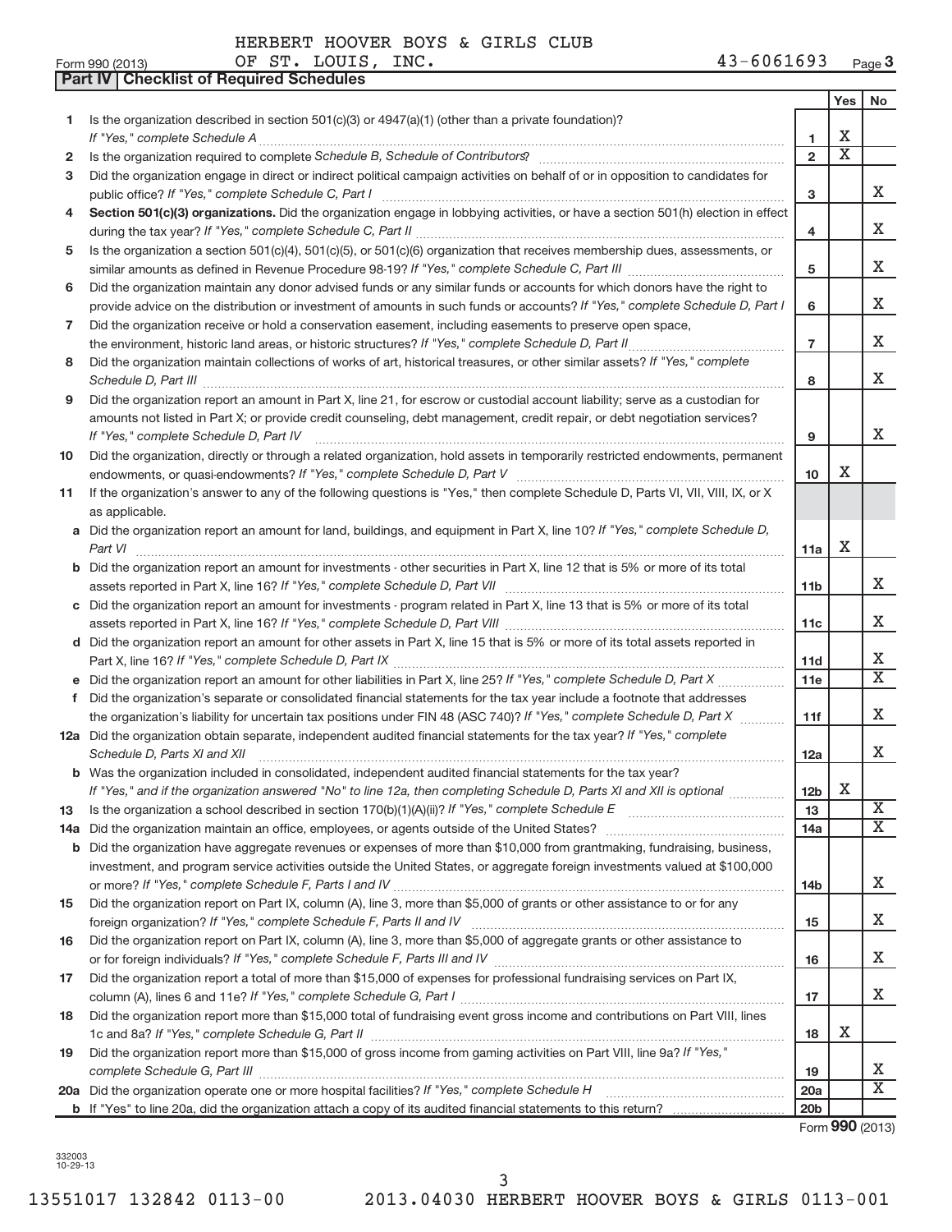HERBERT HOOVER BOYS & GIRLS CLUB OF ST. LOUIS, INC. 43-6061693

Form 990 (2013) Page 3

**Part IV | Checklist of Required Schedules**

| | | | Yes | No |
|---|---|---|---|---|
| 1 | Is the organization described in section 501(c)(3) or 4947(a)(1) (other than a private foundation)? *If "Yes," complete Schedule A* | 1 | X | |
| 2 | Is the organization required to complete *Schedule B, Schedule of Contributors*? | 2 | X | |
| 3 | Did the organization engage in direct or indirect political campaign activities on behalf of or in opposition to candidates for public office? *If "Yes," complete Schedule C, Part I* | 3 | | X |
| 4 | **Section 501(c)(3) organizations.** Did the organization engage in lobbying activities, or have a section 501(h) election in effect during the tax year? *If "Yes," complete Schedule C, Part II* | 4 | | X |
| 5 | Is the organization a section 501(c)(4), 501(c)(5), or 501(c)(6) organization that receives membership dues, assessments, or similar amounts as defined in Revenue Procedure 98-19? *If "Yes," complete Schedule C, Part III* | 5 | | X |
| 6 | Did the organization maintain any donor advised funds or any similar funds or accounts for which donors have the right to provide advice on the distribution or investment of amounts in such funds or accounts? *If "Yes," complete Schedule D, Part I* | 6 | | X |
| 7 | Did the organization receive or hold a conservation easement, including easements to preserve open space, the environment, historic land areas, or historic structures? *If "Yes," complete Schedule D, Part II* | 7 | | X |
| 8 | Did the organization maintain collections of works of art, historical treasures, or other similar assets? *If "Yes," complete Schedule D, Part III* | 8 | | X |
| 9 | Did the organization report an amount in Part X, line 21, for escrow or custodial account liability; serve as a custodian for amounts not listed in Part X; or provide credit counseling, debt management, credit repair, or debt negotiation services? *If "Yes," complete Schedule D, Part IV* | 9 | | X |
| 10 | Did the organization, directly or through a related organization, hold assets in temporarily restricted endowments, permanent endowments, or quasi-endowments? *If "Yes," complete Schedule D, Part V* | 10 | X | |
| 11 | If the organization's answer to any of the following questions is "Yes," then complete Schedule D, Parts VI, VII, VIII, IX, or X as applicable. | | | |
| a | Did the organization report an amount for land, buildings, and equipment in Part X, line 10? *If "Yes," complete Schedule D, Part VI* | 11a | X | |
| b | Did the organization report an amount for investments - other securities in Part X, line 12 that is 5% or more of its total assets reported in Part X, line 16? *If "Yes," complete Schedule D, Part VII* | 11b | | X |
| c | Did the organization report an amount for investments - program related in Part X, line 13 that is 5% or more of its total assets reported in Part X, line 16? *If "Yes," complete Schedule D, Part VIII* | 11c | | X |
| d | Did the organization report an amount for other assets in Part X, line 15 that is 5% or more of its total assets reported in Part X, line 16? *If "Yes," complete Schedule D, Part IX* | 11d | | X |
| e | Did the organization report an amount for other liabilities in Part X, line 25? *If "Yes," complete Schedule D, Part X* | 11e | | X |
| f | Did the organization's separate or consolidated financial statements for the tax year include a footnote that addresses the organization's liability for uncertain tax positions under FIN 48 (ASC 740)? *If "Yes," complete Schedule D, Part X* | 11f | | X |
| 12a | Did the organization obtain separate, independent audited financial statements for the tax year? *If "Yes," complete Schedule D, Parts XI and XII* | 12a | | X |
| b | Was the organization included in consolidated, independent audited financial statements for the tax year? *If "Yes," and if the organization answered "No" to line 12a, then completing Schedule D, Parts XI and XII is optional* | 12b | X | |
| 13 | Is the organization a school described in section 170(b)(1)(A)(ii)? *If "Yes," complete Schedule E* | 13 | | X |
| 14a | Did the organization maintain an office, employees, or agents outside of the United States? | 14a | | X |
| b | Did the organization have aggregate revenues or expenses of more than $10,000 from grantmaking, fundraising, business, investment, and program service activities outside the United States, or aggregate foreign investments valued at $100,000 or more? *If "Yes," complete Schedule F, Parts I and IV* | 14b | | X |
| 15 | Did the organization report on Part IX, column (A), line 3, more than $5,000 of grants or other assistance to or for any foreign organization? *If "Yes," complete Schedule F, Parts II and IV* | 15 | | X |
| 16 | Did the organization report on Part IX, column (A), line 3, more than $5,000 of aggregate grants or other assistance to or for foreign individuals? *If "Yes," complete Schedule F, Parts III and IV* | 16 | | X |
| 17 | Did the organization report a total of more than $15,000 of expenses for professional fundraising services on Part IX, column (A), lines 6 and 11e? *If "Yes," complete Schedule G, Part I* | 17 | | X |
| 18 | Did the organization report more than $15,000 total of fundraising event gross income and contributions on Part VIII, lines 1c and 8a? *If "Yes," complete Schedule G, Part II* | 18 | X | |
| 19 | Did the organization report more than $15,000 of gross income from gaming activities on Part VIII, line 9a? *If "Yes," complete Schedule G, Part III* | 19 | | X |
| 20a | Did the organization operate one or more hospital facilities? *If "Yes," complete Schedule H* | 20a | | X |
| b | If "Yes" to line 20a, did the organization attach a copy of its audited financial statements to this return? | 20b | | |

Form **990** (2013)

332003 10-29-13

13551017 132842 0113-00 2013.04030 HERBERT HOOVER BOYS & GIRLS 0113-001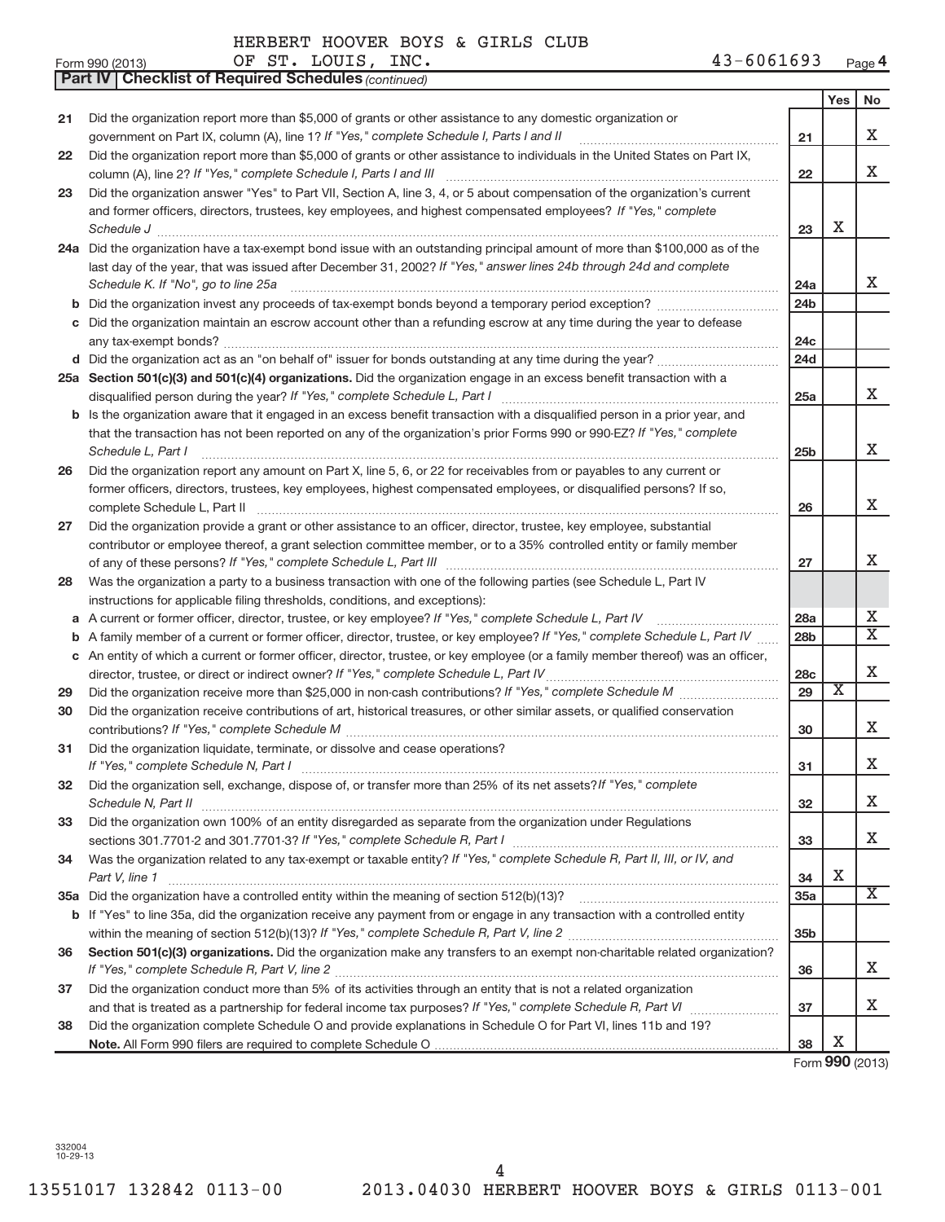HERBERT HOOVER BOYS & GIRLS CLUB
OF ST. LOUIS, INC. 43-6061693

Form 990 (2013) Page **4**

**Part IV | Checklist of Required Schedules** *(continued)*

| | | | Yes | No |
|---|---|---|---|---|
| 21 | Did the organization report more than $5,000 of grants or other assistance to any domestic organization or government on Part IX, column (A), line 1? *If "Yes," complete Schedule I, Parts I and II* | 21 | | X |
| 22 | Did the organization report more than $5,000 of grants or other assistance to individuals in the United States on Part IX, column (A), line 2? *If "Yes," complete Schedule I, Parts I and III* | 22 | | X |
| 23 | Did the organization answer "Yes" to Part VII, Section A, line 3, 4, or 5 about compensation of the organization's current and former officers, directors, trustees, key employees, and highest compensated employees? *If "Yes," complete Schedule J* | 23 | X | |
| 24a | Did the organization have a tax-exempt bond issue with an outstanding principal amount of more than $100,000 as of the last day of the year, that was issued after December 31, 2002? *If "Yes," answer lines 24b through 24d and complete Schedule K. If "No", go to line 25a* | 24a | | X |
| b | Did the organization invest any proceeds of tax-exempt bonds beyond a temporary period exception? | 24b | | |
| c | Did the organization maintain an escrow account other than a refunding escrow at any time during the year to defease any tax-exempt bonds? | 24c | | |
| d | Did the organization act as an "on behalf of" issuer for bonds outstanding at any time during the year? | 24d | | |
| 25a | **Section 501(c)(3) and 501(c)(4) organizations.** Did the organization engage in an excess benefit transaction with a disqualified person during the year? *If "Yes," complete Schedule L, Part I* | 25a | | X |
| b | Is the organization aware that it engaged in an excess benefit transaction with a disqualified person in a prior year, and that the transaction has not been reported on any of the organization's prior Forms 990 or 990-EZ? *If "Yes," complete Schedule L, Part I* | 25b | | X |
| 26 | Did the organization report any amount on Part X, line 5, 6, or 22 for receivables from or payables to any current or former officers, directors, trustees, key employees, highest compensated employees, or disqualified persons? If so, complete Schedule L, Part II | 26 | | X |
| 27 | Did the organization provide a grant or other assistance to an officer, director, trustee, key employee, substantial contributor or employee thereof, a grant selection committee member, or to a 35% controlled entity or family member of any of these persons? *If "Yes," complete Schedule L, Part III* | 27 | | X |
| 28 | Was the organization a party to a business transaction with one of the following parties (see Schedule L, Part IV instructions for applicable filing thresholds, conditions, and exceptions): | | | |
| a | A current or former officer, director, trustee, or key employee? *If "Yes," complete Schedule L, Part IV* | 28a | | X |
| b | A family member of a current or former officer, director, trustee, or key employee? *If "Yes," complete Schedule L, Part IV* | 28b | | X |
| c | An entity of which a current or former officer, director, trustee, or key employee (or a family member thereof) was an officer, director, trustee, or direct or indirect owner? *If "Yes," complete Schedule L, Part IV* | 28c | | X |
| 29 | Did the organization receive more than $25,000 in non-cash contributions? *If "Yes," complete Schedule M* | 29 | X | |
| 30 | Did the organization receive contributions of art, historical treasures, or other similar assets, or qualified conservation contributions? *If "Yes," complete Schedule M* | 30 | | X |
| 31 | Did the organization liquidate, terminate, or dissolve and cease operations? *If "Yes," complete Schedule N, Part I* | 31 | | X |
| 32 | Did the organization sell, exchange, dispose of, or transfer more than 25% of its net assets? *If "Yes," complete Schedule N, Part II* | 32 | | X |
| 33 | Did the organization own 100% of an entity disregarded as separate from the organization under Regulations sections 301.7701-2 and 301.7701-3? *If "Yes," complete Schedule R, Part I* | 33 | | X |
| 34 | Was the organization related to any tax-exempt or taxable entity? *If "Yes," complete Schedule R, Part II, III, or IV, and Part V, line 1* | 34 | X | |
| 35a | Did the organization have a controlled entity within the meaning of section 512(b)(13)? | 35a | | X |
| b | If "Yes" to line 35a, did the organization receive any payment from or engage in any transaction with a controlled entity within the meaning of section 512(b)(13)? *If "Yes," complete Schedule R, Part V, line 2* | 35b | | |
| 36 | **Section 501(c)(3) organizations.** Did the organization make any transfers to an exempt non-charitable related organization? *If "Yes," complete Schedule R, Part V, line 2* | 36 | | X |
| 37 | Did the organization conduct more than 5% of its activities through an entity that is not a related organization and that is treated as a partnership for federal income tax purposes? *If "Yes," complete Schedule R, Part VI* | 37 | | X |
| 38 | Did the organization complete Schedule O and provide explanations in Schedule O for Part VI, lines 11b and 19? **Note.** All Form 990 filers are required to complete Schedule O | 38 | X | |

Form **990** (2013)

332004
10-29-13

13551017 132842 0113-00 2013.04030 HERBERT HOOVER BOYS & GIRLS 0113-001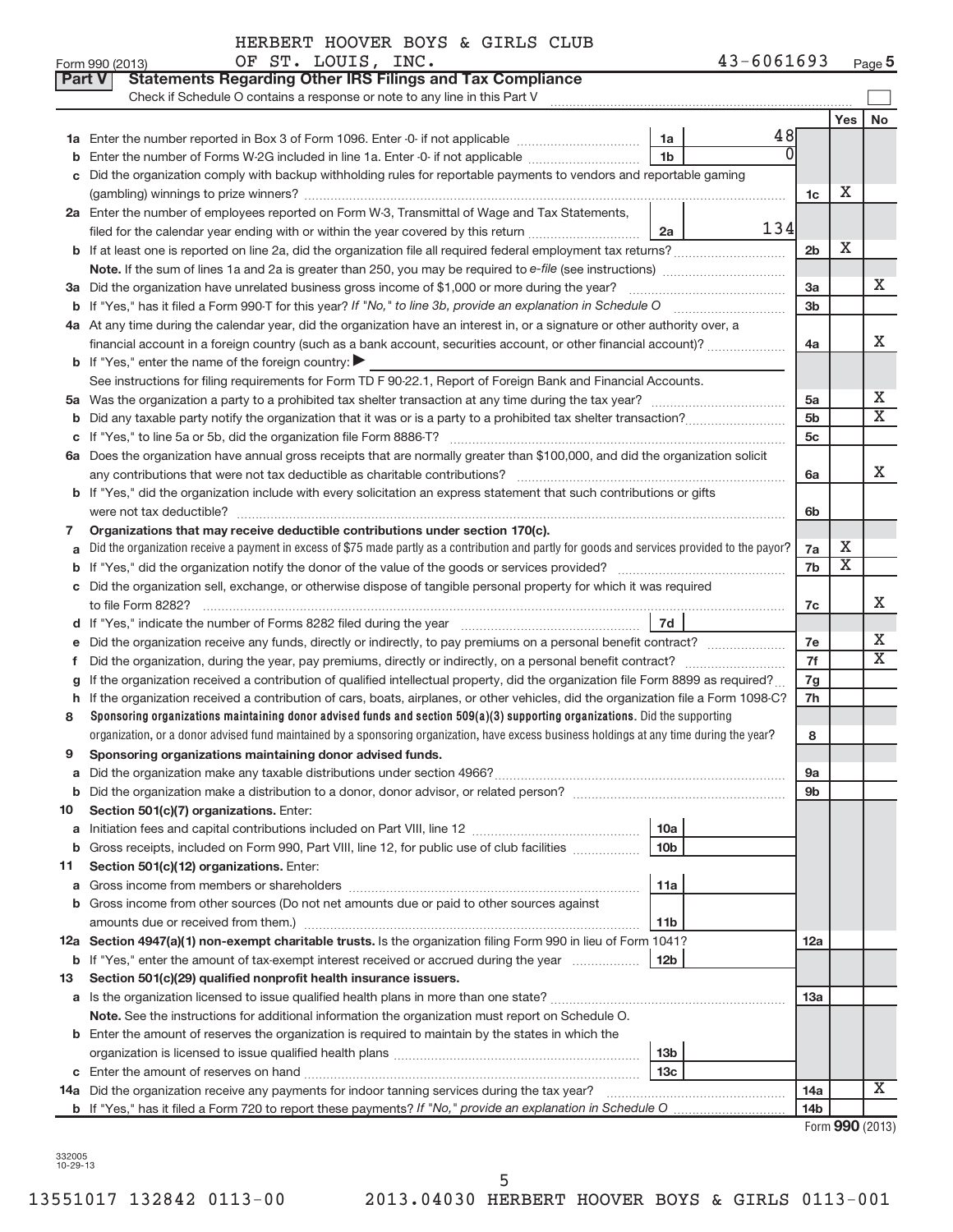HERBERT HOOVER BOYS & GIRLS CLUB
Form 990 (2013) OF ST. LOUIS, INC. 43-6061693 Page 5

**Part V Statements Regarding Other IRS Filings and Tax Compliance**

Check if Schedule O contains a response or note to any line in this Part V ☐

| | | | | | Yes | No |
|---|---|---|---|---|---|---|
| **1a** | Enter the number reported in Box 3 of Form 1096. Enter -0- if not applicable | 1a | 48 | | | |
| **b** | Enter the number of Forms W-2G included in line 1a. Enter -0- if not applicable | 1b | 0 | | | |
| **c** | Did the organization comply with backup withholding rules for reportable payments to vendors and reportable gaming (gambling) winnings to prize winners? | | | 1c | X | |
| **2a** | Enter the number of employees reported on Form W-3, Transmittal of Wage and Tax Statements, filed for the calendar year ending with or within the year covered by this return | 2a | 134 | | | |
| **b** | If at least one is reported on line 2a, did the organization file all required federal employment tax returns? | | | 2b | X | |
| | **Note.** If the sum of lines 1a and 2a is greater than 250, you may be required to *e-file* (see instructions) | | | | | |
| **3a** | Did the organization have unrelated business gross income of $1,000 or more during the year? | | | 3a | | X |
| **b** | If "Yes," has it filed a Form 990-T for this year? *If "No," to line 3b, provide an explanation in Schedule O* | | | 3b | | |
| **4a** | At any time during the calendar year, did the organization have an interest in, or a signature or other authority over, a financial account in a foreign country (such as a bank account, securities account, or other financial account)? | | | 4a | | X |
| **b** | If "Yes," enter the name of the foreign country: ▶ | | | | | |
| | See instructions for filing requirements for Form TD F 90-22.1, Report of Foreign Bank and Financial Accounts. | | | | | |
| **5a** | Was the organization a party to a prohibited tax shelter transaction at any time during the tax year? | | | 5a | | X |
| **b** | Did any taxable party notify the organization that it was or is a party to a prohibited tax shelter transaction? | | | 5b | | X |
| **c** | If "Yes," to line 5a or 5b, did the organization file Form 8886-T? | | | 5c | | |
| **6a** | Does the organization have annual gross receipts that are normally greater than $100,000, and did the organization solicit any contributions that were not tax deductible as charitable contributions? | | | 6a | | X |
| **b** | If "Yes," did the organization include with every solicitation an express statement that such contributions or gifts were not tax deductible? | | | 6b | | |
| **7** | **Organizations that may receive deductible contributions under section 170(c).** | | | | | |
| **a** | Did the organization receive a payment in excess of $75 made partly as a contribution and partly for goods and services provided to the payor? | | | 7a | X | |
| **b** | If "Yes," did the organization notify the donor of the value of the goods or services provided? | | | 7b | X | |
| **c** | Did the organization sell, exchange, or otherwise dispose of tangible personal property for which it was required to file Form 8282? | | | 7c | | X |
| **d** | If "Yes," indicate the number of Forms 8282 filed during the year | 7d | | | | |
| **e** | Did the organization receive any funds, directly or indirectly, to pay premiums on a personal benefit contract? | | | 7e | | X |
| **f** | Did the organization, during the year, pay premiums, directly or indirectly, on a personal benefit contract? | | | 7f | | X |
| **g** | If the organization received a contribution of qualified intellectual property, did the organization file Form 8899 as required? | | | 7g | | |
| **h** | If the organization received a contribution of cars, boats, airplanes, or other vehicles, did the organization file a Form 1098-C? | | | 7h | | |
| **8** | **Sponsoring organizations maintaining donor advised funds and section 509(a)(3) supporting organizations.** Did the supporting organization, or a donor advised fund maintained by a sponsoring organization, have excess business holdings at any time during the year? | | | 8 | | |
| **9** | **Sponsoring organizations maintaining donor advised funds.** | | | | | |
| **a** | Did the organization make any taxable distributions under section 4966? | | | 9a | | |
| **b** | Did the organization make a distribution to a donor, donor advisor, or related person? | | | 9b | | |
| **10** | **Section 501(c)(7) organizations.** Enter: | | | | | |
| **a** | Initiation fees and capital contributions included on Part VIII, line 12 | 10a | | | | |
| **b** | Gross receipts, included on Form 990, Part VIII, line 12, for public use of club facilities | 10b | | | | |
| **11** | **Section 501(c)(12) organizations.** Enter: | | | | | |
| **a** | Gross income from members or shareholders | 11a | | | | |
| **b** | Gross income from other sources (Do not net amounts due or paid to other sources against amounts due or received from them.) | 11b | | | | |
| **12a** | **Section 4947(a)(1) non-exempt charitable trusts.** Is the organization filing Form 990 in lieu of Form 1041? | | | 12a | | |
| **b** | If "Yes," enter the amount of tax-exempt interest received or accrued during the year | 12b | | | | |
| **13** | **Section 501(c)(29) qualified nonprofit health insurance issuers.** | | | | | |
| **a** | Is the organization licensed to issue qualified health plans in more than one state? | | | 13a | | |
| | **Note.** See the instructions for additional information the organization must report on Schedule O. | | | | | |
| **b** | Enter the amount of reserves the organization is required to maintain by the states in which the organization is licensed to issue qualified health plans | 13b | | | | |
| **c** | Enter the amount of reserves on hand | 13c | | | | |
| **14a** | Did the organization receive any payments for indoor tanning services during the tax year? | | | 14a | | X |
| **b** | If "Yes," has it filed a Form 720 to report these payments? *If "No," provide an explanation in Schedule O* | | | 14b | | |

Form **990** (2013)

332005
10-29-13

13551017 132842 0113-00 2013.04030 HERBERT HOOVER BOYS & GIRLS 0113-001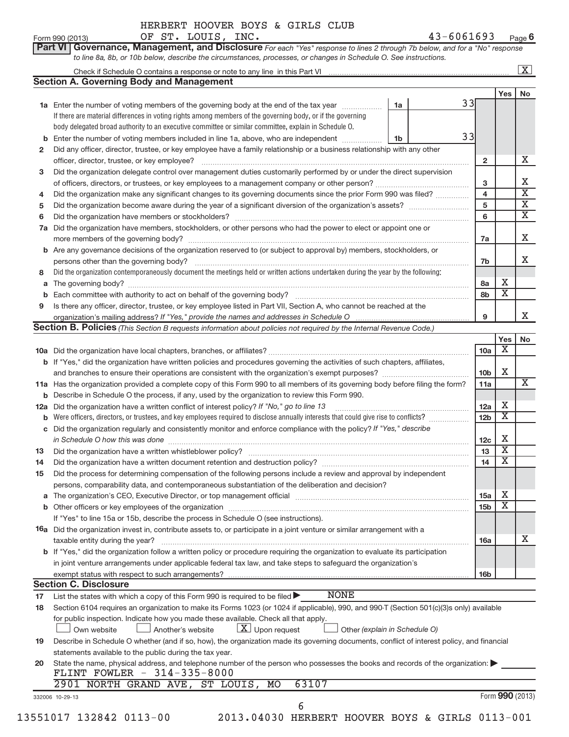HERBERT HOOVER BOYS & GIRLS CLUB

Form 990 (2013) OF ST. LOUIS, INC. 43-6061693 Page 6

**Part VI Governance, Management, and Disclosure** *For each "Yes" response to lines 2 through 7b below, and for a "No" response to line 8a, 8b, or 10b below, describe the circumstances, processes, or changes in Schedule O. See instructions.*

Check if Schedule O contains a response or note to any line in this Part VI .......... [X]

## Section A. Governing Body and Management

| | | | | Yes | No |
|---|---|---|---|---|---|
| **1a** | Enter the number of voting members of the governing body at the end of the tax year ... **1a** 33 | | | | |
| | If there are material differences in voting rights among members of the governing body, or if the governing body delegated broad authority to an executive committee or similar committee, explain in Schedule O. | | | | |
| **b** | Enter the number of voting members included in line 1a, above, who are independent ... **1b** 33 | | | | |
| **2** | Did any officer, director, trustee, or key employee have a family relationship or a business relationship with any other officer, director, trustee, or key employee? | **2** | | | X |
| **3** | Did the organization delegate control over management duties customarily performed by or under the direct supervision of officers, directors, or trustees, or key employees to a management company or other person? | **3** | | | X |
| **4** | Did the organization make any significant changes to its governing documents since the prior Form 990 was filed? | **4** | | | X |
| **5** | Did the organization become aware during the year of a significant diversion of the organization's assets? | **5** | | | X |
| **6** | Did the organization have members or stockholders? | **6** | | | X |
| **7a** | Did the organization have members, stockholders, or other persons who had the power to elect or appoint one or more members of the governing body? | **7a** | | | X |
| **b** | Are any governance decisions of the organization reserved to (or subject to approval by) members, stockholders, or persons other than the governing body? | **7b** | | | X |
| **8** | Did the organization contemporaneously document the meetings held or written actions undertaken during the year by the following: | | | | |
| **a** | The governing body? | **8a** | | X | |
| **b** | Each committee with authority to act on behalf of the governing body? | **8b** | | X | |
| **9** | Is there any officer, director, trustee, or key employee listed in Part VII, Section A, who cannot be reached at the organization's mailing address? *If "Yes," provide the names and addresses in Schedule O* | **9** | | | X |

## Section B. Policies *(This Section B requests information about policies not required by the Internal Revenue Code.)*

| | | | Yes | No |
|---|---|---|---|---|
| **10a** | Did the organization have local chapters, branches, or affiliates? | **10a** | X | |
| **b** | If "Yes," did the organization have written policies and procedures governing the activities of such chapters, affiliates, and branches to ensure their operations are consistent with the organization's exempt purposes? | **10b** | X | |
| **11a** | Has the organization provided a complete copy of this Form 990 to all members of its governing body before filing the form? | **11a** | | X |
| **b** | Describe in Schedule O the process, if any, used by the organization to review this Form 990. | | | |
| **12a** | Did the organization have a written conflict of interest policy? *If "No," go to line 13* | **12a** | X | |
| **b** | Were officers, directors, or trustees, and key employees required to disclose annually interests that could give rise to conflicts? | **12b** | X | |
| **c** | Did the organization regularly and consistently monitor and enforce compliance with the policy? *If "Yes," describe in Schedule O how this was done* | **12c** | X | |
| **13** | Did the organization have a written whistleblower policy? | **13** | X | |
| **14** | Did the organization have a written document retention and destruction policy? | **14** | X | |
| **15** | Did the process for determining compensation of the following persons include a review and approval by independent persons, comparability data, and contemporaneous substantiation of the deliberation and decision? | | | |
| **a** | The organization's CEO, Executive Director, or top management official | **15a** | X | |
| **b** | Other officers or key employees of the organization | **15b** | X | |
| | If "Yes" to line 15a or 15b, describe the process in Schedule O (see instructions). | | | |
| **16a** | Did the organization invest in, contribute assets to, or participate in a joint venture or similar arrangement with a taxable entity during the year? | **16a** | | X |
| **b** | If "Yes," did the organization follow a written policy or procedure requiring the organization to evaluate its participation in joint venture arrangements under applicable federal tax law, and take steps to safeguard the organization's exempt status with respect to such arrangements? | **16b** | | |

## Section C. Disclosure

**17** List the states with which a copy of this Form 990 is required to be filed ▶ NONE

**18** Section 6104 requires an organization to make its Forms 1023 (or 1024 if applicable), 990, and 990-T (Section 501(c)(3)s only) available for public inspection. Indicate how you made these available. Check all that apply.

[ ] Own website [ ] Another's website [X] Upon request [ ] Other *(explain in Schedule O)*

**19** Describe in Schedule O whether (and if so, how), the organization made its governing documents, conflict of interest policy, and financial statements available to the public during the tax year.

**20** State the name, physical address, and telephone number of the person who possesses the books and records of the organization: ▶

FLINT FOWLER - 314-335-8000

2901 NORTH GRAND AVE, ST LOUIS, MO 63107

332006 10-29-13 Form **990** (2013)

13551017 132842 0113-00 2013.04030 HERBERT HOOVER BOYS & GIRLS 0113-001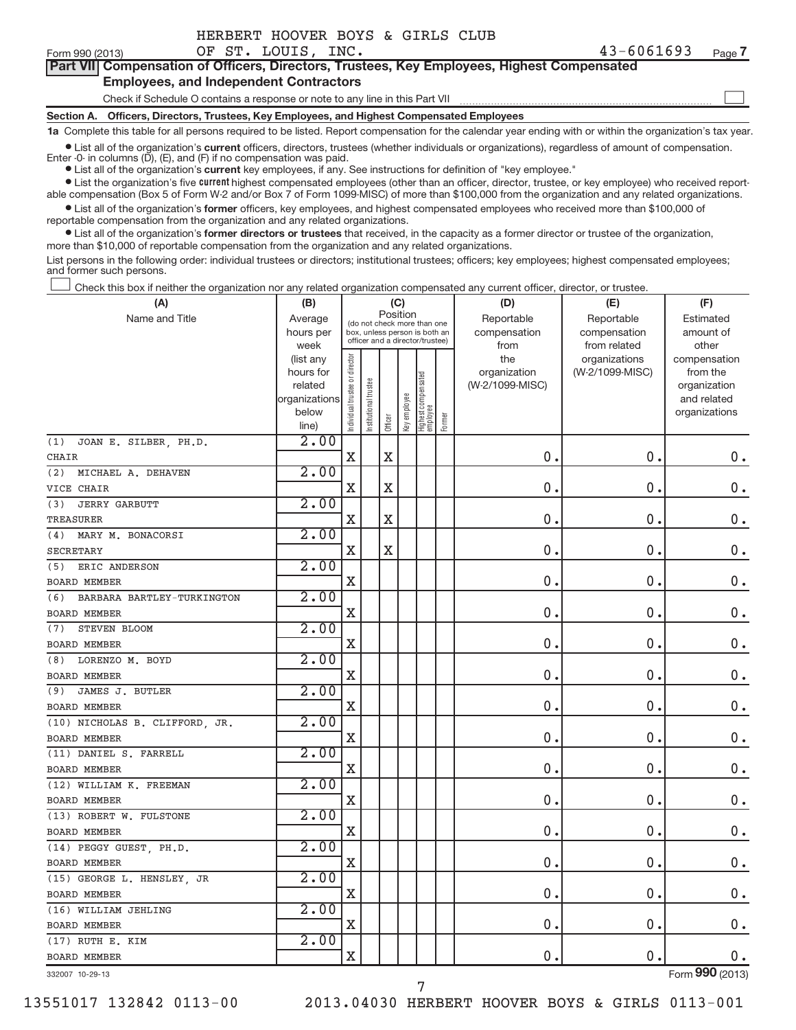HERBERT HOOVER BOYS & GIRLS CLUB OF ST. LOUIS, INC. 43-6061693

Form 990 (2013) Page 7

## Part VII Compensation of Officers, Directors, Trustees, Key Employees, Highest Compensated Employees, and Independent Contractors

Check if Schedule O contains a response or note to any line in this Part VII ☐

### Section A. Officers, Directors, Trustees, Key Employees, and Highest Compensated Employees

**1a** Complete this table for all persons required to be listed. Report compensation for the calendar year ending with or within the organization's tax year.

- List all of the organization's **current** officers, directors, trustees (whether individuals or organizations), regardless of amount of compensation. Enter -0- in columns (D), (E), and (F) if no compensation was paid.
- List all of the organization's **current** key employees, if any. See instructions for definition of "key employee."
- List the organization's five **current** highest compensated employees (other than an officer, director, trustee, or key employee) who received reportable compensation (Box 5 of Form W-2 and/or Box 7 of Form 1099-MISC) of more than $100,000 from the organization and any related organizations.
- List all of the organization's **former** officers, key employees, and highest compensated employees who received more than $100,000 of reportable compensation from the organization and any related organizations.
- List all of the organization's **former directors or trustees** that received, in the capacity as a former director or trustee of the organization, more than $10,000 of reportable compensation from the organization and any related organizations.

List persons in the following order: individual trustees or directors; institutional trustees; officers; key employees; highest compensated employees; and former such persons.

☐ Check this box if neither the organization nor any related organization compensated any current officer, director, or trustee.

| (A) Name and Title | (B) Average hours per week (list any hours for related organizations below line) | (C) Position: Individual trustee or director | Institutional trustee | Officer | Key employee | Highest compensated employee | Former | (D) Reportable compensation from the organization (W-2/1099-MISC) | (E) Reportable compensation from related organizations (W-2/1099-MISC) | (F) Estimated amount of other compensation from the organization and related organizations |
|---|---|---|---|---|---|---|---|---|---|---|
| (1) JOAN E. SILBER, PH.D.<br>CHAIR | 2.00 | X | | X | | | | 0. | 0. | 0. |
| (2) MICHAEL A. DEHAVEN<br>VICE CHAIR | 2.00 | X | | X | | | | 0. | 0. | 0. |
| (3) JERRY GARBUTT<br>TREASURER | 2.00 | X | | X | | | | 0. | 0. | 0. |
| (4) MARY M. BONACORSI<br>SECRETARY | 2.00 | X | | X | | | | 0. | 0. | 0. |
| (5) ERIC ANDERSON<br>BOARD MEMBER | 2.00 | X | | | | | | 0. | 0. | 0. |
| (6) BARBARA BARTLEY-TURKINGTON<br>BOARD MEMBER | 2.00 | X | | | | | | 0. | 0. | 0. |
| (7) STEVEN BLOOM<br>BOARD MEMBER | 2.00 | X | | | | | | 0. | 0. | 0. |
| (8) LORENZO M. BOYD<br>BOARD MEMBER | 2.00 | X | | | | | | 0. | 0. | 0. |
| (9) JAMES J. BUTLER<br>BOARD MEMBER | 2.00 | X | | | | | | 0. | 0. | 0. |
| (10) NICHOLAS B. CLIFFORD, JR.<br>BOARD MEMBER | 2.00 | X | | | | | | 0. | 0. | 0. |
| (11) DANIEL S. FARRELL<br>BOARD MEMBER | 2.00 | X | | | | | | 0. | 0. | 0. |
| (12) WILLIAM K. FREEMAN<br>BOARD MEMBER | 2.00 | X | | | | | | 0. | 0. | 0. |
| (13) ROBERT W. FULSTONE<br>BOARD MEMBER | 2.00 | X | | | | | | 0. | 0. | 0. |
| (14) PEGGY GUEST, PH.D.<br>BOARD MEMBER | 2.00 | X | | | | | | 0. | 0. | 0. |
| (15) GEORGE L. HENSLEY, JR<br>BOARD MEMBER | 2.00 | X | | | | | | 0. | 0. | 0. |
| (16) WILLIAM JEHLING<br>BOARD MEMBER | 2.00 | X | | | | | | 0. | 0. | 0. |
| (17) RUTH E. KIM<br>BOARD MEMBER | 2.00 | X | | | | | | 0. | 0. | 0. |

332007 10-29-13 Form 990 (2013)

13551017 132842 0113-00 2013.04030 HERBERT HOOVER BOYS & GIRLS 0113-001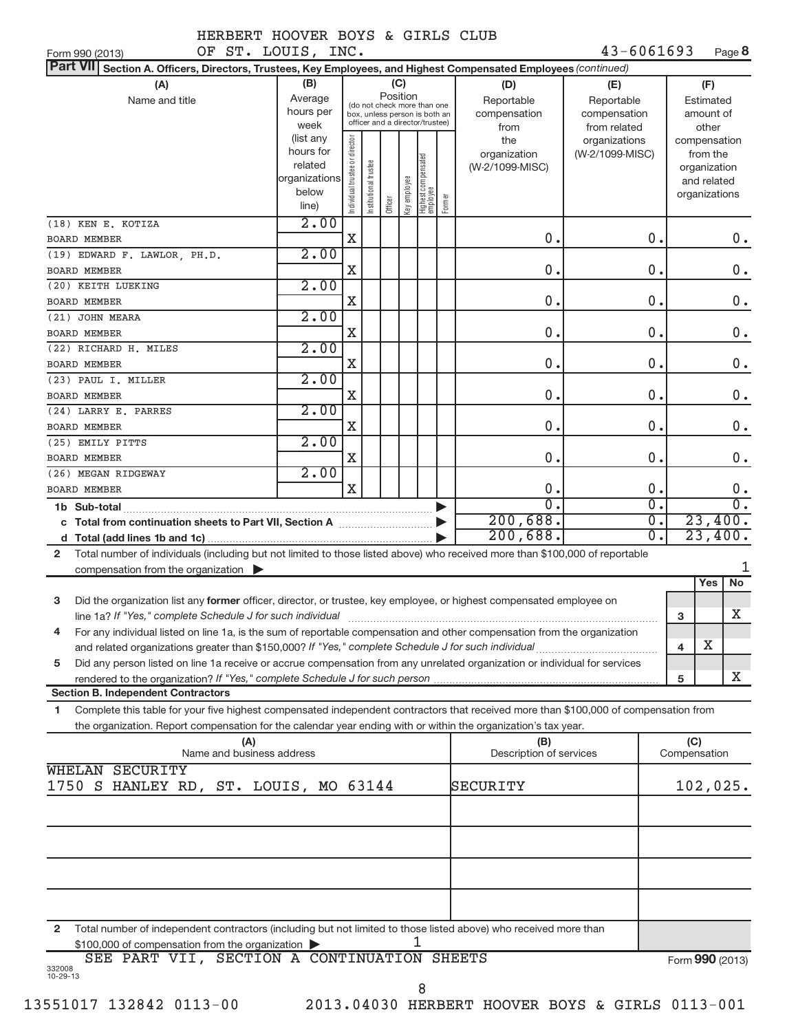HERBERT HOOVER BOYS & GIRLS CLUB OF ST. LOUIS, INC. 43-6061693

Form 990 (2013) Page **8**

**Part VII** Section A. Officers, Directors, Trustees, Key Employees, and Highest Compensated Employees *(continued)*

| (A) Name and title | (B) Average hours per week (list any hours for related organizations below line) | (C) Position: Individual trustee or director | Institutional trustee | Officer | Key employee | Highest compensated employee | Former | (D) Reportable compensation from the organization (W-2/1099-MISC) | (E) Reportable compensation from related organizations (W-2/1099-MISC) | (F) Estimated amount of other compensation from the organization and related organizations |
|---|---|---|---|---|---|---|---|---|---|---|
| (18) KEN E. KOTIZA<br>BOARD MEMBER | 2.00 | X | | | | | | 0. | 0. | 0. |
| (19) EDWARD F. LAWLOR, PH.D.<br>BOARD MEMBER | 2.00 | X | | | | | | 0. | 0. | 0. |
| (20) KEITH LUEKING<br>BOARD MEMBER | 2.00 | X | | | | | | 0. | 0. | 0. |
| (21) JOHN MEARA<br>BOARD MEMBER | 2.00 | X | | | | | | 0. | 0. | 0. |
| (22) RICHARD H. MILES<br>BOARD MEMBER | 2.00 | X | | | | | | 0. | 0. | 0. |
| (23) PAUL I. MILLER<br>BOARD MEMBER | 2.00 | X | | | | | | 0. | 0. | 0. |
| (24) LARRY E. PARRES<br>BOARD MEMBER | 2.00 | X | | | | | | 0. | 0. | 0. |
| (25) EMILY PITTS<br>BOARD MEMBER | 2.00 | X | | | | | | 0. | 0. | 0. |
| (26) MEGAN RIDGEWAY<br>BOARD MEMBER | 2.00 | X | | | | | | 0. | 0. | 0. |
| **1b Sub-total** | | | | | | | | 0. | 0. | 0. |
| **c Total from continuation sheets to Part VII, Section A** | | | | | | | | 200,688. | 0. | 23,400. |
| **d Total (add lines 1b and 1c)** | | | | | | | | 200,688. | 0. | 23,400. |

**2** Total number of individuals (including but not limited to those listed above) who received more than $100,000 of reportable compensation from the organization ▶ 1

| | | Yes | No |
|---|---|---|---|
| **3** Did the organization list any **former** officer, director, or trustee, key employee, or highest compensated employee on line 1a? *If "Yes," complete Schedule J for such individual* | 3 | | X |
| **4** For any individual listed on line 1a, is the sum of reportable compensation and other compensation from the organization and related organizations greater than $150,000? *If "Yes," complete Schedule J for such individual* | 4 | X | |
| **5** Did any person listed on line 1a receive or accrue compensation from any unrelated organization or individual for services rendered to the organization? *If "Yes," complete Schedule J for such person* | 5 | | X |

**Section B. Independent Contractors**

**1** Complete this table for your five highest compensated independent contractors that received more than $100,000 of compensation from the organization. Report compensation for the calendar year ending with or within the organization's tax year.

| (A) Name and business address | (B) Description of services | (C) Compensation |
|---|---|---|
| WHELAN SECURITY<br>1750 S HANLEY RD, ST. LOUIS, MO 63144 | SECURITY | 102,025. |
| | | |
| | | |
| | | |
| | | |

**2** Total number of independent contractors (including but not limited to those listed above) who received more than $100,000 of compensation from the organization ▶ 1

SEE PART VII, SECTION A CONTINUATION SHEETS

Form **990** (2013)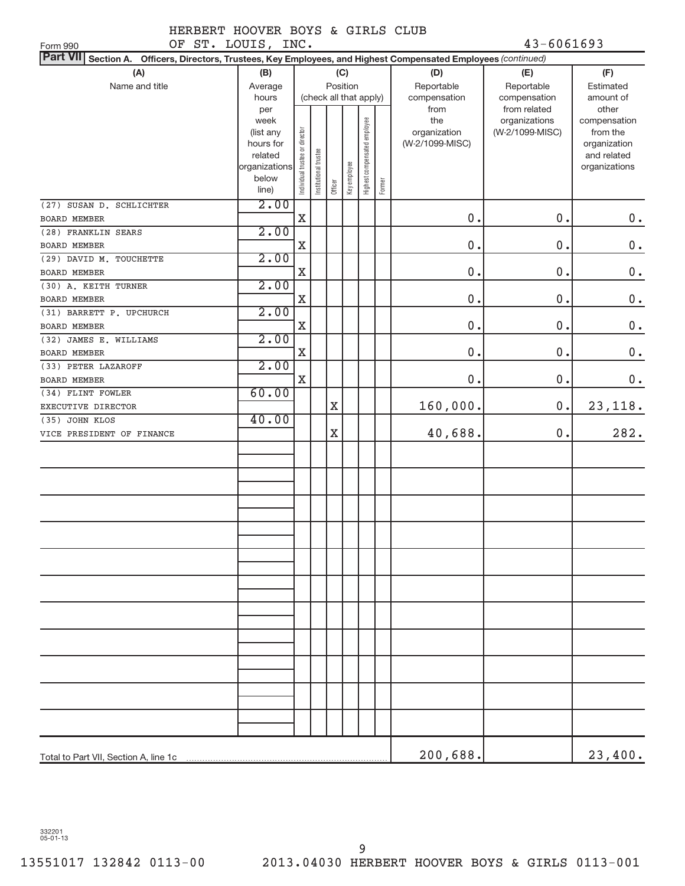HERBERT HOOVER BOYS & GIRLS CLUB
OF ST. LOUIS, INC. 43-6061693

Form 990

**Part VII** Section A. Officers, Directors, Trustees, Key Employees, and Highest Compensated Employees *(continued)*

| (A) Name and title | (B) Average hours per week (list any hours for related organizations below line) | (C) Position (check all that apply): Individual trustee or director | Institutional trustee | Officer | Key employee | Highest compensated employee | Former | (D) Reportable compensation from the organization (W-2/1099-MISC) | (E) Reportable compensation from related organizations (W-2/1099-MISC) | (F) Estimated amount of other compensation from the organization and related organizations |
|---|---|---|---|---|---|---|---|---|---|---|
| (27) SUSAN D. SCHLICHTER<br>BOARD MEMBER | 2.00 | X | | | | | | 0. | 0. | 0. |
| (28) FRANKLIN SEARS<br>BOARD MEMBER | 2.00 | X | | | | | | 0. | 0. | 0. |
| (29) DAVID M. TOUCHETTE<br>BOARD MEMBER | 2.00 | X | | | | | | 0. | 0. | 0. |
| (30) A. KEITH TURNER<br>BOARD MEMBER | 2.00 | X | | | | | | 0. | 0. | 0. |
| (31) BARRETT P. UPCHURCH<br>BOARD MEMBER | 2.00 | X | | | | | | 0. | 0. | 0. |
| (32) JAMES E. WILLIAMS<br>BOARD MEMBER | 2.00 | X | | | | | | 0. | 0. | 0. |
| (33) PETER LAZAROFF<br>BOARD MEMBER | 2.00 | X | | | | | | 0. | 0. | 0. |
| (34) FLINT FOWLER<br>EXECUTIVE DIRECTOR | 60.00 | | | X | | | | 160,000. | 0. | 23,118. |
| (35) JOHN KLOS<br>VICE PRESIDENT OF FINANCE | 40.00 | | | X | | | | 40,688. | 0. | 282. |
| Total to Part VII, Section A, line 1c | | | | | | | | 200,688. | | 23,400. |

332201 05-01-13

13551017 132842 0113-00 2013.04030 HERBERT HOOVER BOYS & GIRLS 0113-001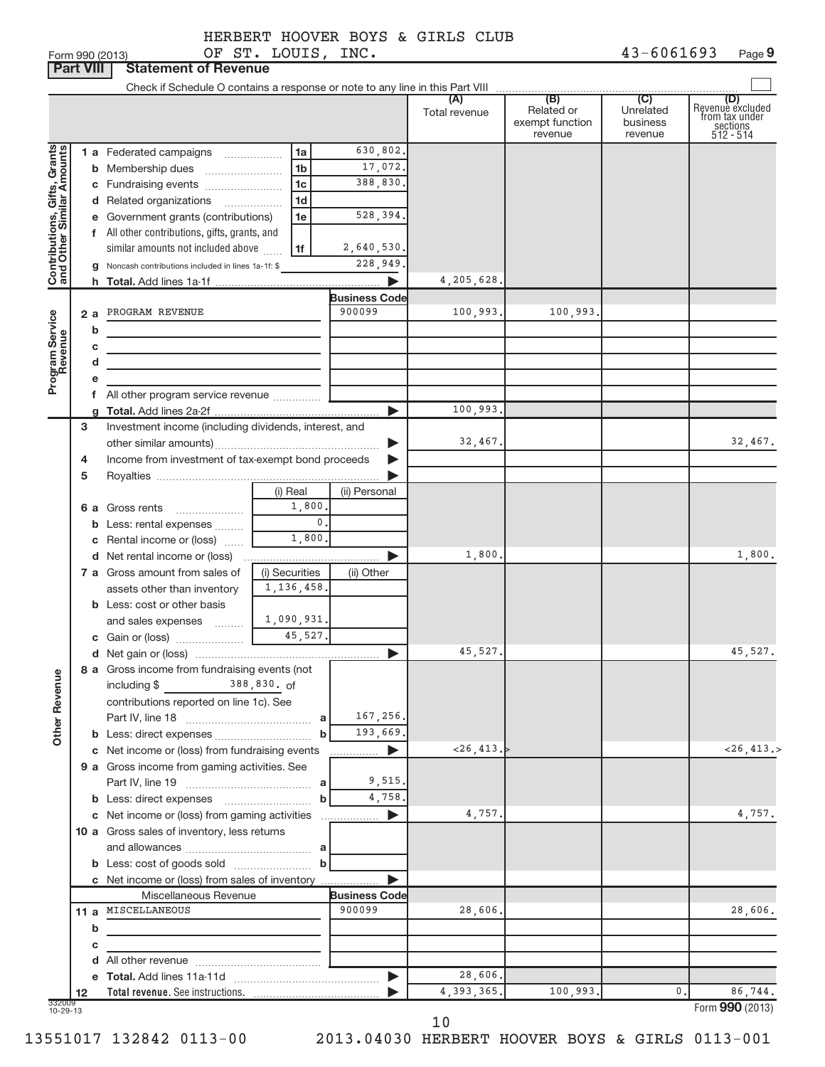HERBERT HOOVER BOYS & GIRLS CLUB
OF ST. LOUIS, INC. 43-6061693

Form 990 (2013)

## Part VIII Statement of Revenue

Check if Schedule O contains a response or note to any line in this Part VIII ☐

| | | | | (A) Total revenue | (B) Related or exempt function revenue | (C) Unrelated business revenue | (D) Revenue excluded from tax under sections 512 - 514 |
|---|---|---|---|---|---|---|---|
| **Contributions, Gifts, Grants and Other Similar Amounts** | 1 a Federated campaigns | 1a | 630,802. | | | | |
| | b Membership dues | 1b | 17,072. | | | | |
| | c Fundraising events | 1c | 388,830. | | | | |
| | d Related organizations | 1d | | | | | |
| | e Government grants (contributions) | 1e | 528,394. | | | | |
| | f All other contributions, gifts, grants, and similar amounts not included above | 1f | 2,640,530. | | | | |
| | g Noncash contributions included in lines 1a-1f: $ | | 228,949. | | | | |
| | h **Total.** Add lines 1a-1f | | ▶ | 4,205,628. | | | |
| **Program Service Revenue** | | | Business Code | | | | |
| | 2 a PROGRAM REVENUE | | 900099 | 100,993. | 100,993. | | |
| | b | | | | | | |
| | c | | | | | | |
| | d | | | | | | |
| | e | | | | | | |
| | f All other program service revenue | | | | | | |
| | g **Total.** Add lines 2a-2f | | ▶ | 100,993. | | | |
| **Other Revenue** | 3 Investment income (including dividends, interest, and other similar amounts) | | ▶ | 32,467. | | | 32,467. |
| | 4 Income from investment of tax-exempt bond proceeds | | ▶ | | | | |
| | 5 Royalties | | ▶ | | | | |
| | | (i) Real | (ii) Personal | | | | |
| | 6 a Gross rents | 1,800. | | | | | |
| | b Less: rental expenses | 0. | | | | | |
| | c Rental income or (loss) | 1,800. | | | | | |
| | d Net rental income or (loss) | | ▶ | 1,800. | | | 1,800. |
| | | (i) Securities | (ii) Other | | | | |
| | 7 a Gross amount from sales of assets other than inventory | 1,136,458. | | | | | |
| | b Less: cost or other basis and sales expenses | 1,090,931. | | | | | |
| | c Gain or (loss) | 45,527. | | | | | |
| | d Net gain or (loss) | | ▶ | 45,527. | | | 45,527. |
| | 8 a Gross income from fundraising events (not including $ 388,830. of contributions reported on line 1c). See Part IV, line 18 | a | 167,256. | | | | |
| | b Less: direct expenses | b | 193,669. | | | | |
| | c Net income or (loss) from fundraising events | | ▶ | <26,413.> | | | <26,413.> |
| | 9 a Gross income from gaming activities. See Part IV, line 19 | a | 9,515. | | | | |
| | b Less: direct expenses | b | 4,758. | | | | |
| | c Net income or (loss) from gaming activities | | ▶ | 4,757. | | | 4,757. |
| | 10 a Gross sales of inventory, less returns and allowances | a | | | | | |
| | b Less: cost of goods sold | b | | | | | |
| | c Net income or (loss) from sales of inventory | | ▶ | | | | |
| | Miscellaneous Revenue | | Business Code | | | | |
| | 11 a MISCELLANEOUS | | 900099 | 28,606. | | | 28,606. |
| | b | | | | | | |
| | c | | | | | | |
| | d All other revenue | | | | | | |
| | e **Total.** Add lines 11a-11d | | ▶ | 28,606. | | | |
| | 12 **Total revenue.** See instructions. | | ▶ | 4,393,365. | 100,993. | 0. | 86,744. |

332009 10-29-13

Form **990** (2013)

13551017 132842 0113-00 2013.04030 HERBERT HOOVER BOYS & GIRLS 0113-001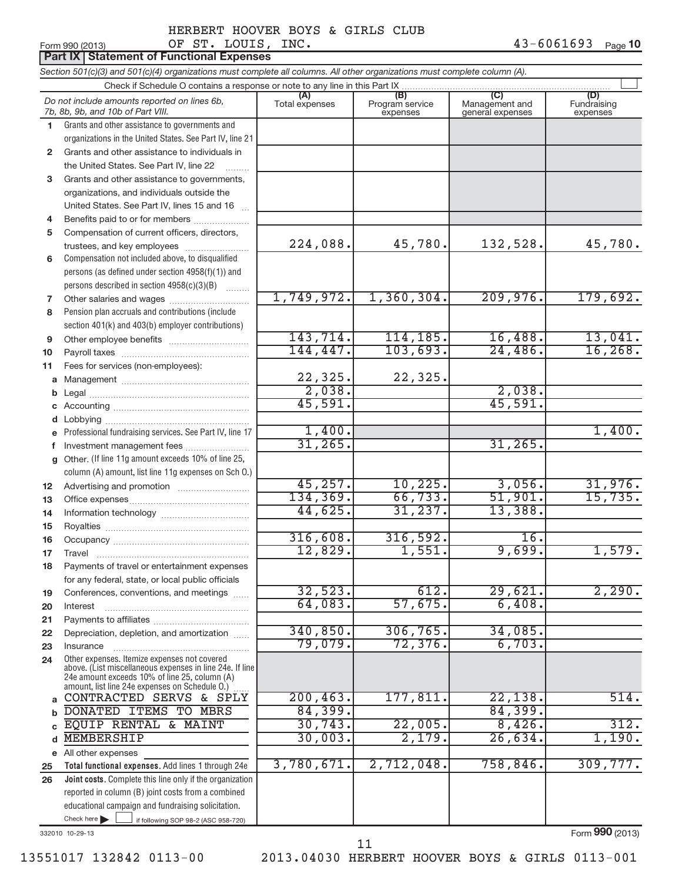HERBERT HOOVER BOYS & GIRLS CLUB
OF ST. LOUIS, INC. 43-6061693

Form 990 (2013) Page 10

## Part IX Statement of Functional Expenses

*Section 501(c)(3) and 501(c)(4) organizations must complete all columns. All other organizations must complete column (A).*

Check if Schedule O contains a response or note to any line in this Part IX ☐

| Do not include amounts reported on lines 6b, 7b, 8b, 9b, and 10b of Part VIII. | (A) Total expenses | (B) Program service expenses | (C) Management and general expenses | (D) Fundraising expenses |
|---|---|---|---|---|
| 1 Grants and other assistance to governments and organizations in the United States. See Part IV, line 21 | | | | |
| 2 Grants and other assistance to individuals in the United States. See Part IV, line 22 | | | | |
| 3 Grants and other assistance to governments, organizations, and individuals outside the United States. See Part IV, lines 15 and 16 | | | | |
| 4 Benefits paid to or for members | | | | |
| 5 Compensation of current officers, directors, trustees, and key employees | 224,088. | 45,780. | 132,528. | 45,780. |
| 6 Compensation not included above, to disqualified persons (as defined under section 4958(f)(1)) and persons described in section 4958(c)(3)(B) | | | | |
| 7 Other salaries and wages | 1,749,972. | 1,360,304. | 209,976. | 179,692. |
| 8 Pension plan accruals and contributions (include section 401(k) and 403(b) employer contributions) | | | | |
| 9 Other employee benefits | 143,714. | 114,185. | 16,488. | 13,041. |
| 10 Payroll taxes | 144,447. | 103,693. | 24,486. | 16,268. |
| 11 Fees for services (non-employees): | | | | |
| a Management | 22,325. | 22,325. | | |
| b Legal | 2,038. | | 2,038. | |
| c Accounting | 45,591. | | 45,591. | |
| d Lobbying | | | | |
| e Professional fundraising services. See Part IV, line 17 | 1,400. | | | 1,400. |
| f Investment management fees | 31,265. | | 31,265. | |
| g Other. (If line 11g amount exceeds 10% of line 25, column (A) amount, list line 11g expenses on Sch O.) | | | | |
| 12 Advertising and promotion | 45,257. | 10,225. | 3,056. | 31,976. |
| 13 Office expenses | 134,369. | 66,733. | 51,901. | 15,735. |
| 14 Information technology | 44,625. | 31,237. | 13,388. | |
| 15 Royalties | | | | |
| 16 Occupancy | 316,608. | 316,592. | 16. | |
| 17 Travel | 12,829. | 1,551. | 9,699. | 1,579. |
| 18 Payments of travel or entertainment expenses for any federal, state, or local public officials | | | | |
| 19 Conferences, conventions, and meetings | 32,523. | 612. | 29,621. | 2,290. |
| 20 Interest | 64,083. | 57,675. | 6,408. | |
| 21 Payments to affiliates | | | | |
| 22 Depreciation, depletion, and amortization | 340,850. | 306,765. | 34,085. | |
| 23 Insurance | 79,079. | 72,376. | 6,703. | |
| 24 Other expenses. Itemize expenses not covered above. (List miscellaneous expenses in line 24e. If line 24e amount exceeds 10% of line 25, column (A) amount, list line 24e expenses on Schedule O.) | | | | |
| a CONTRACTED SERVS & SPLY | 200,463. | 177,811. | 22,138. | 514. |
| b DONATED ITEMS TO MBRS | 84,399. | | 84,399. | |
| c EQUIP RENTAL & MAINT | 30,743. | 22,005. | 8,426. | 312. |
| d MEMBERSHIP | 30,003. | 2,179. | 26,634. | 1,190. |
| e All other expenses | | | | |
| 25 **Total functional expenses.** Add lines 1 through 24e | 3,780,671. | 2,712,048. | 758,846. | 309,777. |
| 26 **Joint costs.** Complete this line only if the organization reported in column (B) joint costs from a combined educational campaign and fundraising solicitation. Check here ☐ if following SOP 98-2 (ASC 958-720) | | | | |

332010 10-29-13 Form **990** (2013)

13551017 132842 0113-00 2013.04030 HERBERT HOOVER BOYS & GIRLS 0113-001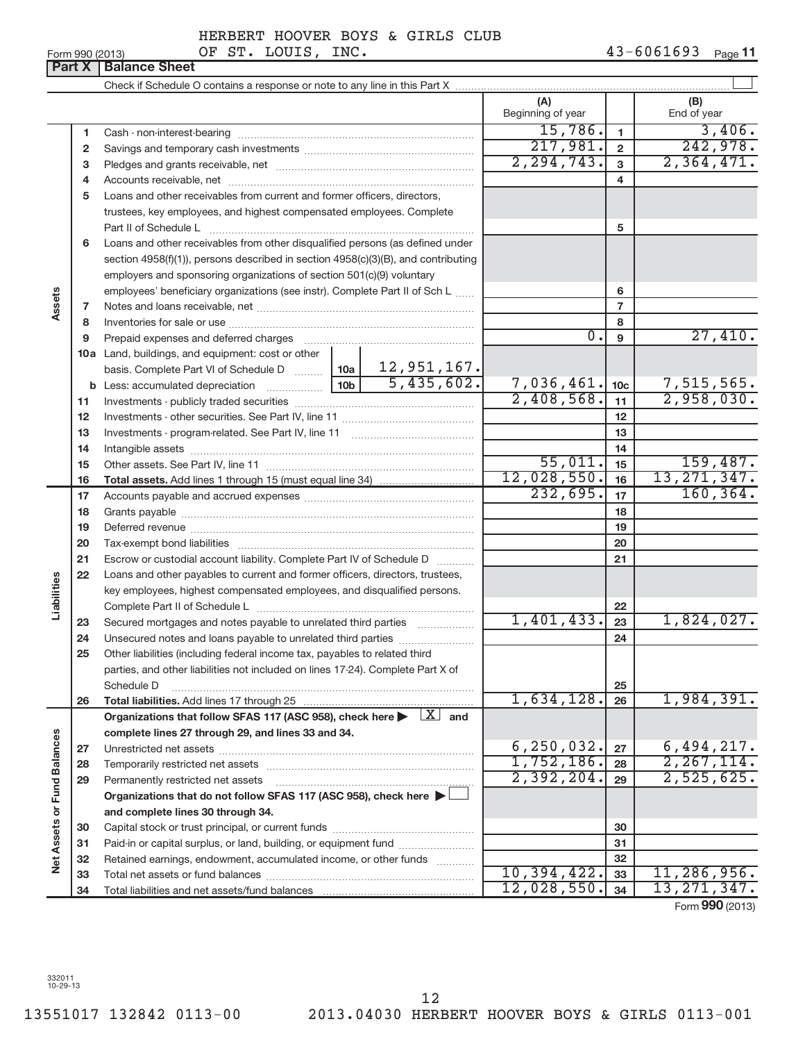HERBERT HOOVER BOYS & GIRLS CLUB OF ST. LOUIS, INC.

Form 990 (2013) 43-6061693 Page **11**

## Part X | Balance Sheet

Check if Schedule O contains a response or note to any line in this Part X ☐

| | | | (A) Beginning of year | | (B) End of year |
|---|---|---|---|---|---|
| **Assets** | 1 | Cash - non-interest-bearing | 15,786. | 1 | 3,406. |
| | 2 | Savings and temporary cash investments | 217,981. | 2 | 242,978. |
| | 3 | Pledges and grants receivable, net | 2,294,743. | 3 | 2,364,471. |
| | 4 | Accounts receivable, net | | 4 | |
| | 5 | Loans and other receivables from current and former officers, directors, trustees, key employees, and highest compensated employees. Complete Part II of Schedule L | | 5 | |
| | 6 | Loans and other receivables from other disqualified persons (as defined under section 4958(f)(1)), persons described in section 4958(c)(3)(B), and contributing employers and sponsoring organizations of section 501(c)(9) voluntary employees' beneficiary organizations (see instr). Complete Part II of Sch L | | 6 | |
| | 7 | Notes and loans receivable, net | | 7 | |
| | 8 | Inventories for sale or use | | 8 | |
| | 9 | Prepaid expenses and deferred charges | 0. | 9 | 27,410. |
| | 10a | Land, buildings, and equipment: cost or other basis. Complete Part VI of Schedule D ... 10a: 12,951,167. | | | |
| | b | Less: accumulated depreciation ... 10b: 5,435,602. | 7,036,461. | 10c | 7,515,565. |
| | 11 | Investments - publicly traded securities | 2,408,568. | 11 | 2,958,030. |
| | 12 | Investments - other securities. See Part IV, line 11 | | 12 | |
| | 13 | Investments - program-related. See Part IV, line 11 | | 13 | |
| | 14 | Intangible assets | | 14 | |
| | 15 | Other assets. See Part IV, line 11 | 55,011. | 15 | 159,487. |
| | 16 | **Total assets.** Add lines 1 through 15 (must equal line 34) | 12,028,550. | 16 | 13,271,347. |
| **Liabilities** | 17 | Accounts payable and accrued expenses | 232,695. | 17 | 160,364. |
| | 18 | Grants payable | | 18 | |
| | 19 | Deferred revenue | | 19 | |
| | 20 | Tax-exempt bond liabilities | | 20 | |
| | 21 | Escrow or custodial account liability. Complete Part IV of Schedule D | | 21 | |
| | 22 | Loans and other payables to current and former officers, directors, trustees, key employees, highest compensated employees, and disqualified persons. Complete Part II of Schedule L | | 22 | |
| | 23 | Secured mortgages and notes payable to unrelated third parties | 1,401,433. | 23 | 1,824,027. |
| | 24 | Unsecured notes and loans payable to unrelated third parties | | 24 | |
| | 25 | Other liabilities (including federal income tax, payables to related third parties, and other liabilities not included on lines 17-24). Complete Part X of Schedule D | | 25 | |
| | 26 | **Total liabilities.** Add lines 17 through 25 | 1,634,128. | 26 | 1,984,391. |
| **Net Assets or Fund Balances** | | **Organizations that follow SFAS 117 (ASC 958), check here ▶ ☒ and complete lines 27 through 29, and lines 33 and 34.** | | | |
| | 27 | Unrestricted net assets | 6,250,032. | 27 | 6,494,217. |
| | 28 | Temporarily restricted net assets | 1,752,186. | 28 | 2,267,114. |
| | 29 | Permanently restricted net assets | 2,392,204. | 29 | 2,525,625. |
| | | **Organizations that do not follow SFAS 117 (ASC 958), check here ▶ ☐ and complete lines 30 through 34.** | | | |
| | 30 | Capital stock or trust principal, or current funds | | 30 | |
| | 31 | Paid-in or capital surplus, or land, building, or equipment fund | | 31 | |
| | 32 | Retained earnings, endowment, accumulated income, or other funds | | 32 | |
| | 33 | Total net assets or fund balances | 10,394,422. | 33 | 11,286,956. |
| | 34 | Total liabilities and net assets/fund balances | 12,028,550. | 34 | 13,271,347. |

Form **990** (2013)

332011 10-29-13

13551017 132842 0113-00 2013.04030 HERBERT HOOVER BOYS & GIRLS 0113-001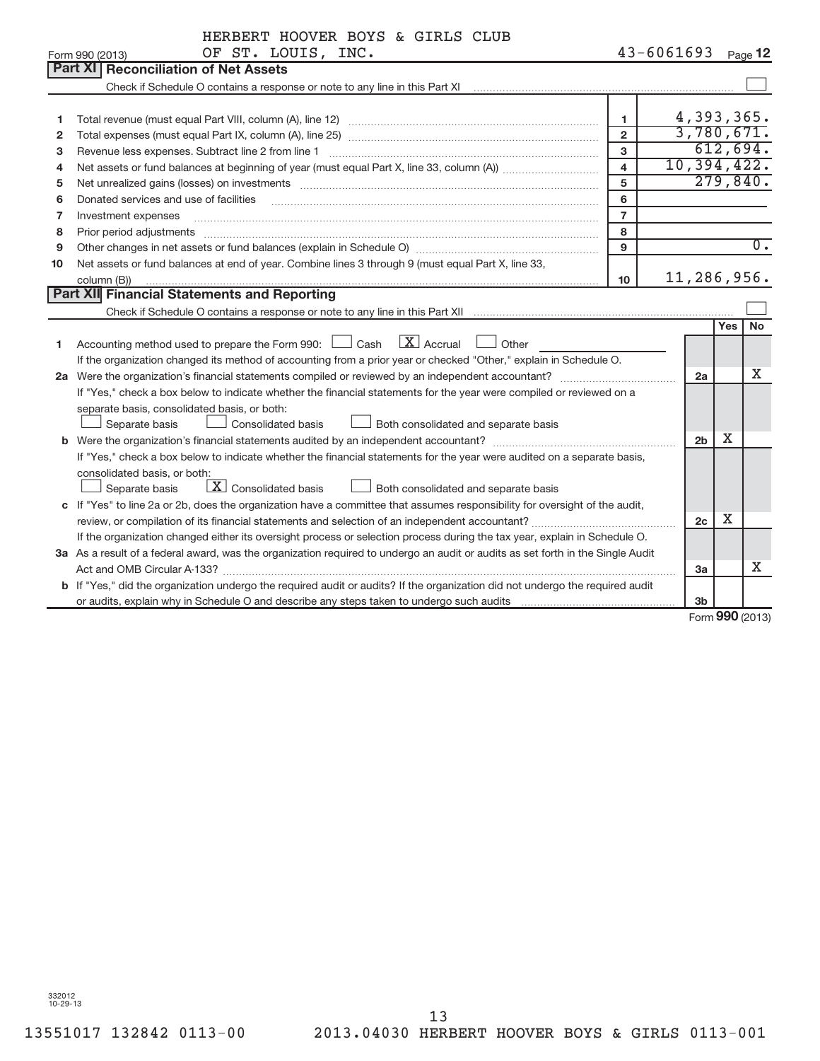HERBERT HOOVER BOYS & GIRLS CLUB
OF ST. LOUIS, INC.

Form 990 (2013) 43-6061693 Page 12

## Part XI Reconciliation of Net Assets

Check if Schedule O contains a response or note to any line in this Part XI ☐

| | | | |
|---|---|---|---|
| 1 | Total revenue (must equal Part VIII, column (A), line 12) | 1 | 4,393,365. |
| 2 | Total expenses (must equal Part IX, column (A), line 25) | 2 | 3,780,671. |
| 3 | Revenue less expenses. Subtract line 2 from line 1 | 3 | 612,694. |
| 4 | Net assets or fund balances at beginning of year (must equal Part X, line 33, column (A)) | 4 | 10,394,422. |
| 5 | Net unrealized gains (losses) on investments | 5 | 279,840. |
| 6 | Donated services and use of facilities | 6 | |
| 7 | Investment expenses | 7 | |
| 8 | Prior period adjustments | 8 | |
| 9 | Other changes in net assets or fund balances (explain in Schedule O) | 9 | 0. |
| 10 | Net assets or fund balances at end of year. Combine lines 3 through 9 (must equal Part X, line 33, column (B)) | 10 | 11,286,956. |

## Part XII Financial Statements and Reporting

Check if Schedule O contains a response or note to any line in this Part XII ☐

| | | | Yes | No |
|---|---|---|---|---|
| 1 | Accounting method used to prepare the Form 990: ☐ Cash ☒ Accrual ☐ Other<br>If the organization changed its method of accounting from a prior year or checked "Other," explain in Schedule O. | | | |
| 2a | Were the organization's financial statements compiled or reviewed by an independent accountant? | 2a | | X |
| | If "Yes," check a box below to indicate whether the financial statements for the year were compiled or reviewed on a separate basis, consolidated basis, or both:<br>☐ Separate basis ☐ Consolidated basis ☐ Both consolidated and separate basis | | | |
| b | Were the organization's financial statements audited by an independent accountant? | 2b | X | |
| | If "Yes," check a box below to indicate whether the financial statements for the year were audited on a separate basis, consolidated basis, or both:<br>☐ Separate basis ☒ Consolidated basis ☐ Both consolidated and separate basis | | | |
| c | If "Yes" to line 2a or 2b, does the organization have a committee that assumes responsibility for oversight of the audit, review, or compilation of its financial statements and selection of an independent accountant? | 2c | X | |
| | If the organization changed either its oversight process or selection process during the tax year, explain in Schedule O. | | | |
| 3a | As a result of a federal award, was the organization required to undergo an audit or audits as set forth in the Single Audit Act and OMB Circular A-133? | 3a | | X |
| b | If "Yes," did the organization undergo the required audit or audits? If the organization did not undergo the required audit or audits, explain why in Schedule O and describe any steps taken to undergo such audits | 3b | | |

Form 990 (2013)

332012
10-29-13

13551017 132842 0113-00 2013.04030 HERBERT HOOVER BOYS & GIRLS 0113-001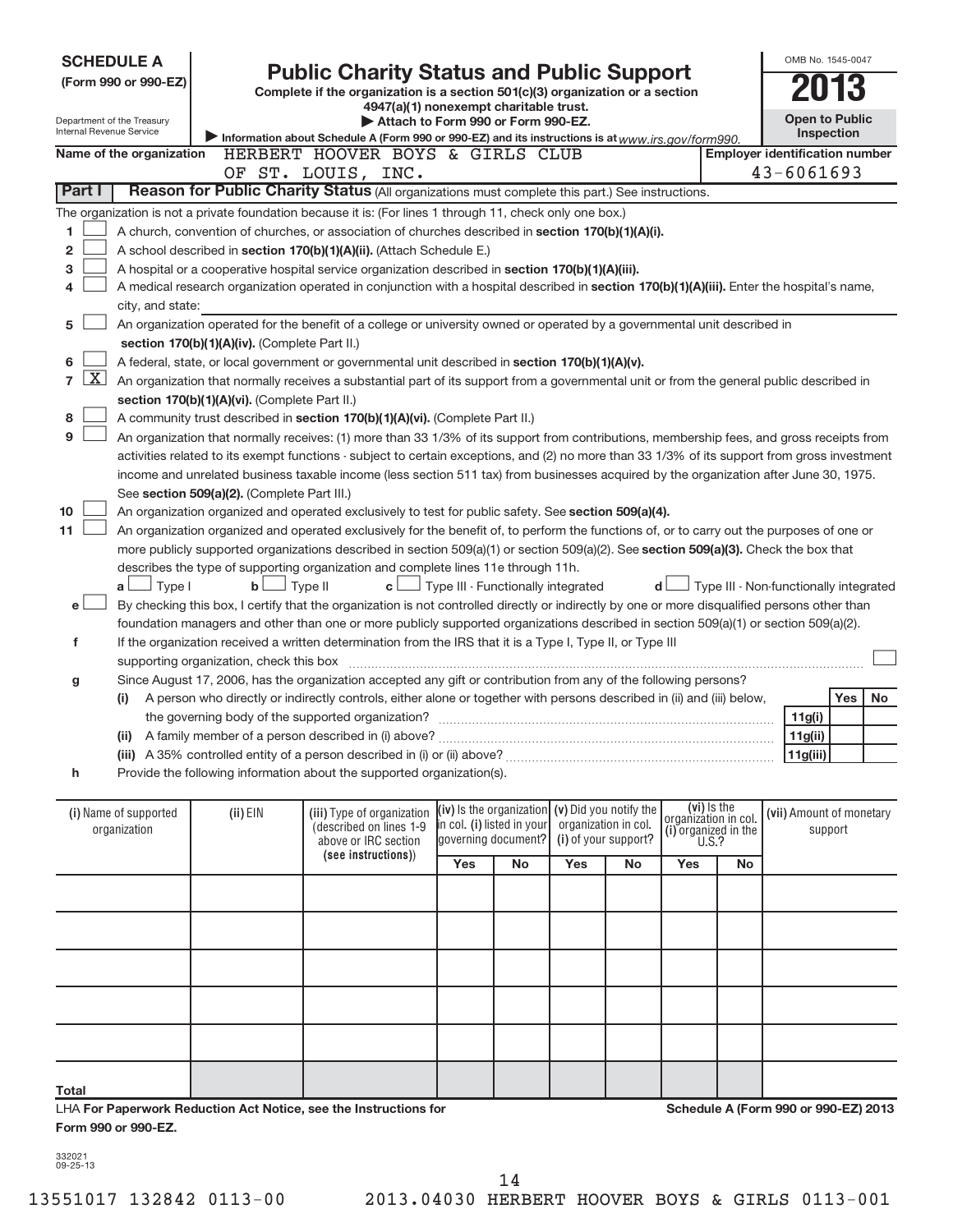**SCHEDULE A (Form 990 or 990-EZ)**

Department of the Treasury
Internal Revenue Service

# Public Charity Status and Public Support

**Complete if the organization is a section 501(c)(3) organization or a section 4947(a)(1) nonexempt charitable trust.**

**▶ Attach to Form 990 or Form 990-EZ.**

▶ Information about Schedule A (Form 990 or 990-EZ) and its instructions is at *www.irs.gov/form990.*

OMB No. 1545-0047

**2013**

**Open to Public Inspection**

**Name of the organization:** HERBERT HOOVER BOYS & GIRLS CLUB OF ST. LOUIS, INC.

**Employer identification number:** 43-6061693

## Part I — Reason for Public Charity Status (All organizations must complete this part.) See instructions.

The organization is not a private foundation because it is: (For lines 1 through 11, check only one box.)

1. [ ] A church, convention of churches, or association of churches described in **section 170(b)(1)(A)(i).**
2. [ ] A school described in **section 170(b)(1)(A)(ii).** (Attach Schedule E.)
3. [ ] A hospital or a cooperative hospital service organization described in **section 170(b)(1)(A)(iii).**
4. [ ] A medical research organization operated in conjunction with a hospital described in **section 170(b)(1)(A)(iii).** Enter the hospital's name, city, and state:
5. [ ] An organization operated for the benefit of a college or university owned or operated by a governmental unit described in **section 170(b)(1)(A)(iv).** (Complete Part II.)
6. [ ] A federal, state, or local government or governmental unit described in **section 170(b)(1)(A)(v).**
7. [X] An organization that normally receives a substantial part of its support from a governmental unit or from the general public described in **section 170(b)(1)(A)(vi).** (Complete Part II.)
8. [ ] A community trust described in **section 170(b)(1)(A)(vi).** (Complete Part II.)
9. [ ] An organization that normally receives: (1) more than 33 1/3% of its support from contributions, membership fees, and gross receipts from activities related to its exempt functions - subject to certain exceptions, and (2) no more than 33 1/3% of its support from gross investment income and unrelated business taxable income (less section 511 tax) from businesses acquired by the organization after June 30, 1975. See **section 509(a)(2).** (Complete Part III.)
10. [ ] An organization organized and operated exclusively to test for public safety. See **section 509(a)(4).**
11. [ ] An organization organized and operated exclusively for the benefit of, to perform the functions of, or to carry out the purposes of one or more publicly supported organizations described in section 509(a)(1) or section 509(a)(2). See **section 509(a)(3).** Check the box that describes the type of supporting organization and complete lines 11e through 11h.

   **a** [ ] Type I  **b** [ ] Type II  **c** [ ] Type III - Functionally integrated  **d** [ ] Type III - Non-functionally integrated

   **e** [ ] By checking this box, I certify that the organization is not controlled directly or indirectly by one or more disqualified persons other than foundation managers and other than one or more publicly supported organizations described in section 509(a)(1) or section 509(a)(2).

   **f** If the organization received a written determination from the IRS that it is a Type I, Type II, or Type III supporting organization, check this box [ ]

   **g** Since August 17, 2006, has the organization accepted any gift or contribution from any of the following persons?

| | | Yes | No |
|---|---|---|---|
| (i) A person who directly or indirectly controls, either alone or together with persons described in (ii) and (iii) below, the governing body of the supported organization? | 11g(i) | | |
| (ii) A family member of a person described in (i) above? | 11g(ii) | | |
| (iii) A 35% controlled entity of a person described in (i) or (ii) above? | 11g(iii) | | |

   **h** Provide the following information about the supported organization(s).

| (i) Name of supported organization | (ii) EIN | (iii) Type of organization (described on lines 1-9 above or IRC section (see instructions)) | (iv) Is the organization in col. (i) listed in your governing document? | | (v) Did you notify the organization in col. (i) of your support? | | (vi) Is the organization in col. (i) organized in the U.S.? | | (vii) Amount of monetary support |
|---|---|---|---|---|---|---|---|---|---|
| | | | Yes | No | Yes | No | Yes | No | |
| | | | | | | | | | |
| | | | | | | | | | |
| | | | | | | | | | |
| | | | | | | | | | |
| | | | | | | | | | |
| **Total** | | | | | | | | | |

LHA **For Paperwork Reduction Act Notice, see the Instructions for Form 990 or 990-EZ.**

**Schedule A (Form 990 or 990-EZ) 2013**

332021 09-25-13

13551017 132842 0113-00   2013.04030 HERBERT HOOVER BOYS & GIRLS 0113-001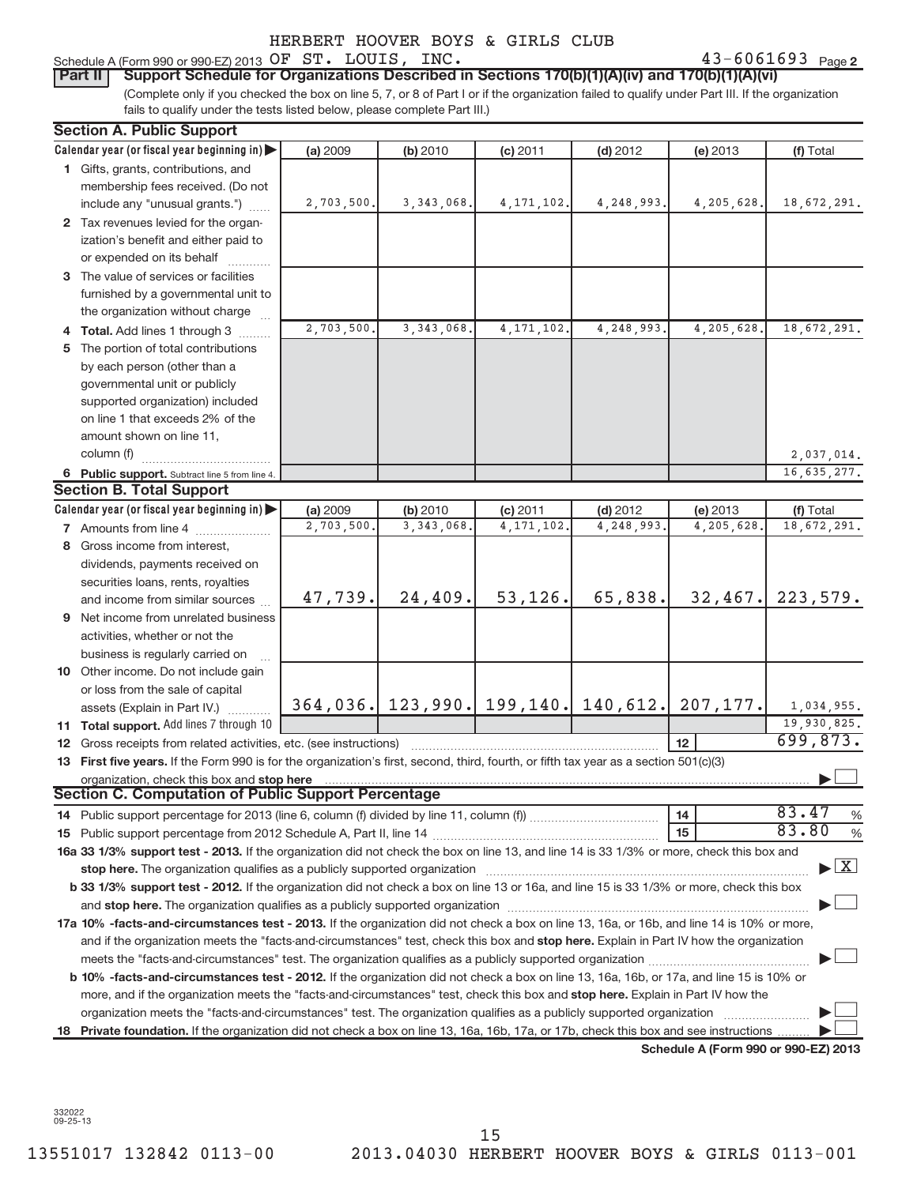HERBERT HOOVER BOYS & GIRLS CLUB

Schedule A (Form 990 or 990-EZ) 2013 OF ST. LOUIS, INC. 43-6061693 Page 2

**Part II Support Schedule for Organizations Described in Sections 170(b)(1)(A)(iv) and 170(b)(1)(A)(vi)**

(Complete only if you checked the box on line 5, 7, or 8 of Part I or if the organization failed to qualify under Part III. If the organization fails to qualify under the tests listed below, please complete Part III.)

**Section A. Public Support**

| Calendar year (or fiscal year beginning in) ▶ | (a) 2009 | (b) 2010 | (c) 2011 | (d) 2012 | (e) 2013 | (f) Total |
|---|---|---|---|---|---|---|
| 1 Gifts, grants, contributions, and membership fees received. (Do not include any "unusual grants.") | 2,703,500. | 3,343,068. | 4,171,102. | 4,248,993. | 4,205,628. | 18,672,291. |
| 2 Tax revenues levied for the organization's benefit and either paid to or expended on its behalf | | | | | | |
| 3 The value of services or facilities furnished by a governmental unit to the organization without charge | | | | | | |
| 4 **Total.** Add lines 1 through 3 | 2,703,500. | 3,343,068. | 4,171,102. | 4,248,993. | 4,205,628. | 18,672,291. |
| 5 The portion of total contributions by each person (other than a governmental unit or publicly supported organization) included on line 1 that exceeds 2% of the amount shown on line 11, column (f) | | | | | | 2,037,014. |
| 6 **Public support.** Subtract line 5 from line 4. | | | | | | 16,635,277. |

**Section B. Total Support**

| Calendar year (or fiscal year beginning in) ▶ | (a) 2009 | (b) 2010 | (c) 2011 | (d) 2012 | (e) 2013 | (f) Total |
|---|---|---|---|---|---|---|
| 7 Amounts from line 4 | 2,703,500. | 3,343,068. | 4,171,102. | 4,248,993. | 4,205,628. | 18,672,291. |
| 8 Gross income from interest, dividends, payments received on securities loans, rents, royalties and income from similar sources | 47,739. | 24,409. | 53,126. | 65,838. | 32,467. | 223,579. |
| 9 Net income from unrelated business activities, whether or not the business is regularly carried on | | | | | | |
| 10 Other income. Do not include gain or loss from the sale of capital assets (Explain in Part IV.) | 364,036. | 123,990. | 199,140. | 140,612. | 207,177. | 1,034,955. |
| 11 **Total support.** Add lines 7 through 10 | | | | | | 19,930,825. |

12 Gross receipts from related activities, etc. (see instructions) — 12 — 699,873.

13 **First five years.** If the Form 990 is for the organization's first, second, third, fourth, or fifth tax year as a section 501(c)(3) organization, check this box and **stop here** ▶ ☐

**Section C. Computation of Public Support Percentage**

14 Public support percentage for 2013 (line 6, column (f) divided by line 11, column (f)) — 14 — 83.47 %

15 Public support percentage from 2012 Schedule A, Part II, line 14 — 15 — 83.80 %

**16a 33 1/3% support test - 2013.** If the organization did not check the box on line 13, and line 14 is 33 1/3% or more, check this box and **stop here.** The organization qualifies as a publicly supported organization ▶ ☒

**b 33 1/3% support test - 2012.** If the organization did not check a box on line 13 or 16a, and line 15 is 33 1/3% or more, check this box and **stop here.** The organization qualifies as a publicly supported organization ▶ ☐

**17a 10% -facts-and-circumstances test - 2013.** If the organization did not check a box on line 13, 16a, or 16b, and line 14 is 10% or more, and if the organization meets the "facts-and-circumstances" test, check this box and **stop here.** Explain in Part IV how the organization meets the "facts-and-circumstances" test. The organization qualifies as a publicly supported organization ▶ ☐

**b 10% -facts-and-circumstances test - 2012.** If the organization did not check a box on line 13, 16a, 16b, or 17a, and line 15 is 10% or more, and if the organization meets the "facts-and-circumstances" test, check this box and **stop here.** Explain in Part IV how the organization meets the "facts-and-circumstances" test. The organization qualifies as a publicly supported organization ▶ ☐

**18 Private foundation.** If the organization did not check a box on line 13, 16a, 16b, 17a, or 17b, check this box and see instructions ▶ ☐

**Schedule A (Form 990 or 990-EZ) 2013**

332022
09-25-13

13551017 132842 0113-00 2013.04030 HERBERT HOOVER BOYS & GIRLS 0113-001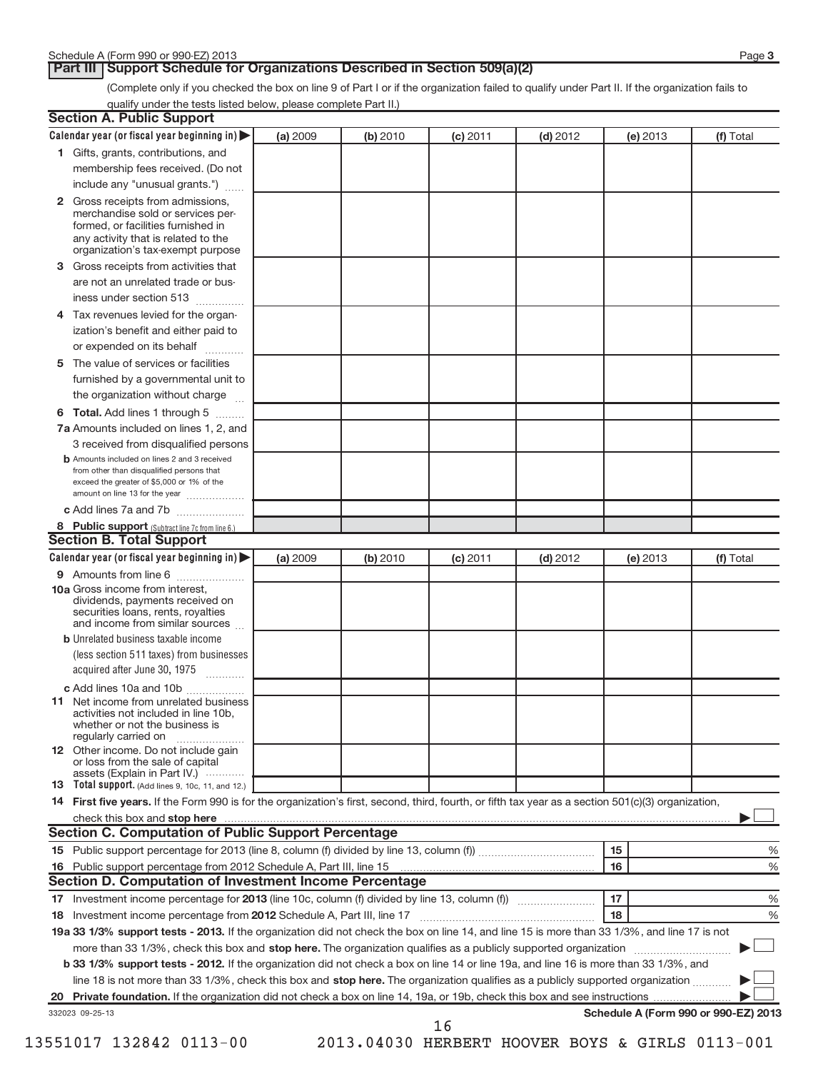Schedule A (Form 990 or 990-EZ) 2013

## Part III Support Schedule for Organizations Described in Section 509(a)(2)

(Complete only if you checked the box on line 9 of Part I or if the organization failed to qualify under Part II. If the organization fails to qualify under the tests listed below, please complete Part II.)

### Section A. Public Support

| Calendar year (or fiscal year beginning in) ▶ | (a) 2009 | (b) 2010 | (c) 2011 | (d) 2012 | (e) 2013 | (f) Total |
|---|---|---|---|---|---|---|
| **1** Gifts, grants, contributions, and membership fees received. (Do not include any "unusual grants.") | | | | | | |
| **2** Gross receipts from admissions, merchandise sold or services performed, or facilities furnished in any activity that is related to the organization's tax-exempt purpose | | | | | | |
| **3** Gross receipts from activities that are not an unrelated trade or business under section 513 | | | | | | |
| **4** Tax revenues levied for the organization's benefit and either paid to or expended on its behalf | | | | | | |
| **5** The value of services or facilities furnished by a governmental unit to the organization without charge | | | | | | |
| **6 Total.** Add lines 1 through 5 | | | | | | |
| **7a** Amounts included on lines 1, 2, and 3 received from disqualified persons | | | | | | |
| **b** Amounts included on lines 2 and 3 received from other than disqualified persons that exceed the greater of $5,000 or 1% of the amount on line 13 for the year | | | | | | |
| **c** Add lines 7a and 7b | | | | | | |
| **8 Public support** (Subtract line 7c from line 6.) | | | | | | |

### Section B. Total Support

| Calendar year (or fiscal year beginning in) ▶ | (a) 2009 | (b) 2010 | (c) 2011 | (d) 2012 | (e) 2013 | (f) Total |
|---|---|---|---|---|---|---|
| **9** Amounts from line 6 | | | | | | |
| **10a** Gross income from interest, dividends, payments received on securities loans, rents, royalties and income from similar sources | | | | | | |
| **b** Unrelated business taxable income (less section 511 taxes) from businesses acquired after June 30, 1975 | | | | | | |
| **c** Add lines 10a and 10b | | | | | | |
| **11** Net income from unrelated business activities not included in line 10b, whether or not the business is regularly carried on | | | | | | |
| **12** Other income. Do not include gain or loss from the sale of capital assets (Explain in Part IV.) | | | | | | |
| **13 Total support.** (Add lines 9, 10c, 11, and 12.) | | | | | | |

**14 First five years.** If the Form 990 is for the organization's first, second, third, fourth, or fifth tax year as a section 501(c)(3) organization, check this box and **stop here** ▶ ☐

### Section C. Computation of Public Support Percentage

**15** Public support percentage for 2013 (line 8, column (f) divided by line 13, column (f)) — **15** ____ %

**16** Public support percentage from 2012 Schedule A, Part III, line 15 — **16** ____ %

### Section D. Computation of Investment Income Percentage

**17** Investment income percentage for **2013** (line 10c, column (f) divided by line 13, column (f)) — **17** ____ %

**18** Investment income percentage from **2012** Schedule A, Part III, line 17 — **18** ____ %

**19a 33 1/3% support tests - 2013.** If the organization did not check the box on line 14, and line 15 is more than 33 1/3%, and line 17 is not more than 33 1/3%, check this box and **stop here.** The organization qualifies as a publicly supported organization ▶ ☐

**b 33 1/3% support tests - 2012.** If the organization did not check a box on line 14 or line 19a, and line 16 is more than 33 1/3%, and line 18 is not more than 33 1/3%, check this box and **stop here.** The organization qualifies as a publicly supported organization ▶ ☐

**20 Private foundation.** If the organization did not check a box on line 14, 19a, or 19b, check this box and see instructions ▶ ☐

332023 09-25-13

**Schedule A (Form 990 or 990-EZ) 2013**

13551017 132842 0113-00 2013.04030 HERBERT HOOVER BOYS & GIRLS 0113-001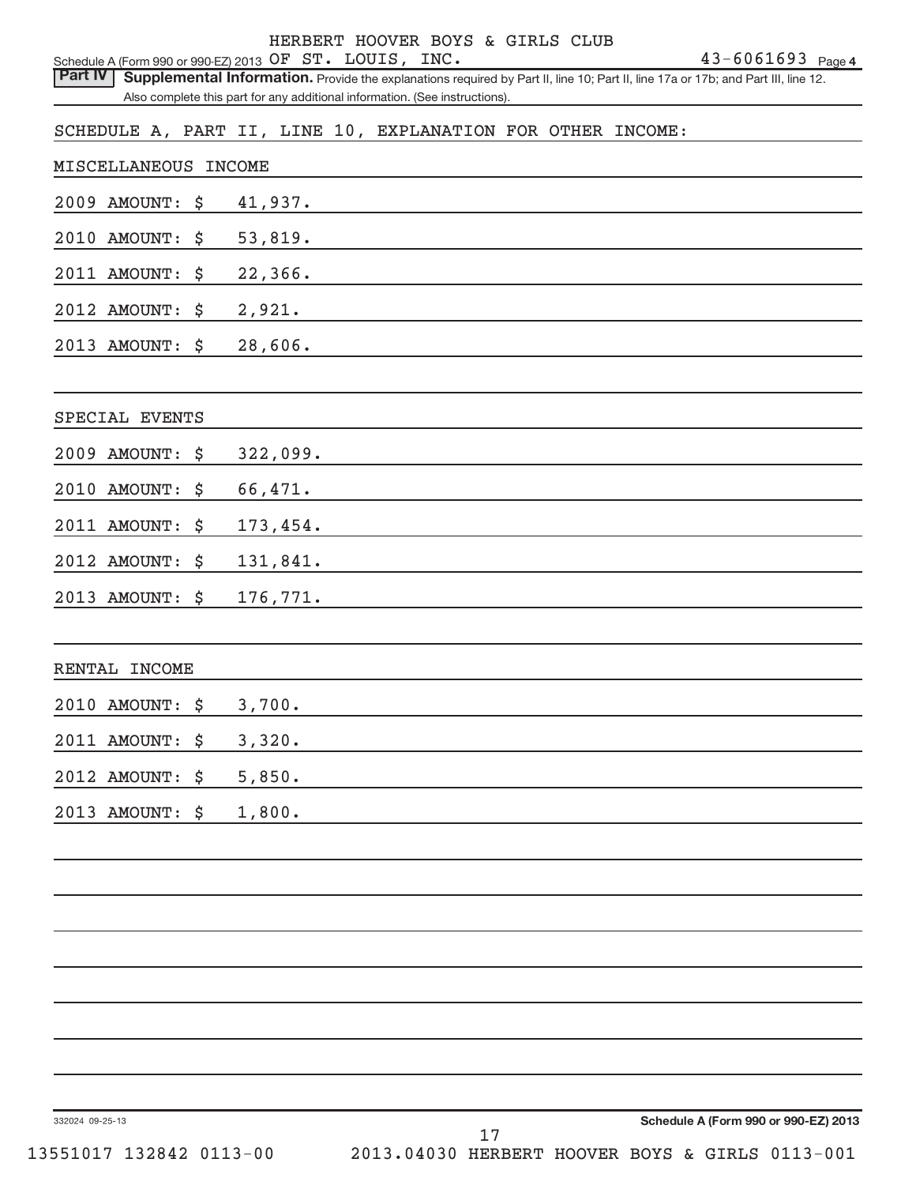HERBERT HOOVER BOYS & GIRLS CLUB

Schedule A (Form 990 or 990-EZ) 2013 OF ST. LOUIS, INC. 43-6061693 Page 4

**Part IV Supplemental Information.** Provide the explanations required by Part II, line 10; Part II, line 17a or 17b; and Part III, line 12. Also complete this part for any additional information. (See instructions).

SCHEDULE A, PART II, LINE 10, EXPLANATION FOR OTHER INCOME:

MISCELLANEOUS INCOME

2009 AMOUNT: $ 41,937.

2010 AMOUNT: $ 53,819.

2011 AMOUNT: $ 22,366.

2012 AMOUNT: $ 2,921.

2013 AMOUNT: $ 28,606.

SPECIAL EVENTS

2009 AMOUNT: $ 322,099.

2010 AMOUNT: $ 66,471.

2011 AMOUNT: $ 173,454.

2012 AMOUNT: $ 131,841.

2013 AMOUNT: $ 176,771.

RENTAL INCOME

2010 AMOUNT: $ 3,700.

2011 AMOUNT: $ 3,320.

2012 AMOUNT: $ 5,850.

2013 AMOUNT: $ 1,800.

332024 09-25-13

**Schedule A (Form 990 or 990-EZ) 2013**

13551017 132842 0113-00 2013.04030 HERBERT HOOVER BOYS & GIRLS 0113-001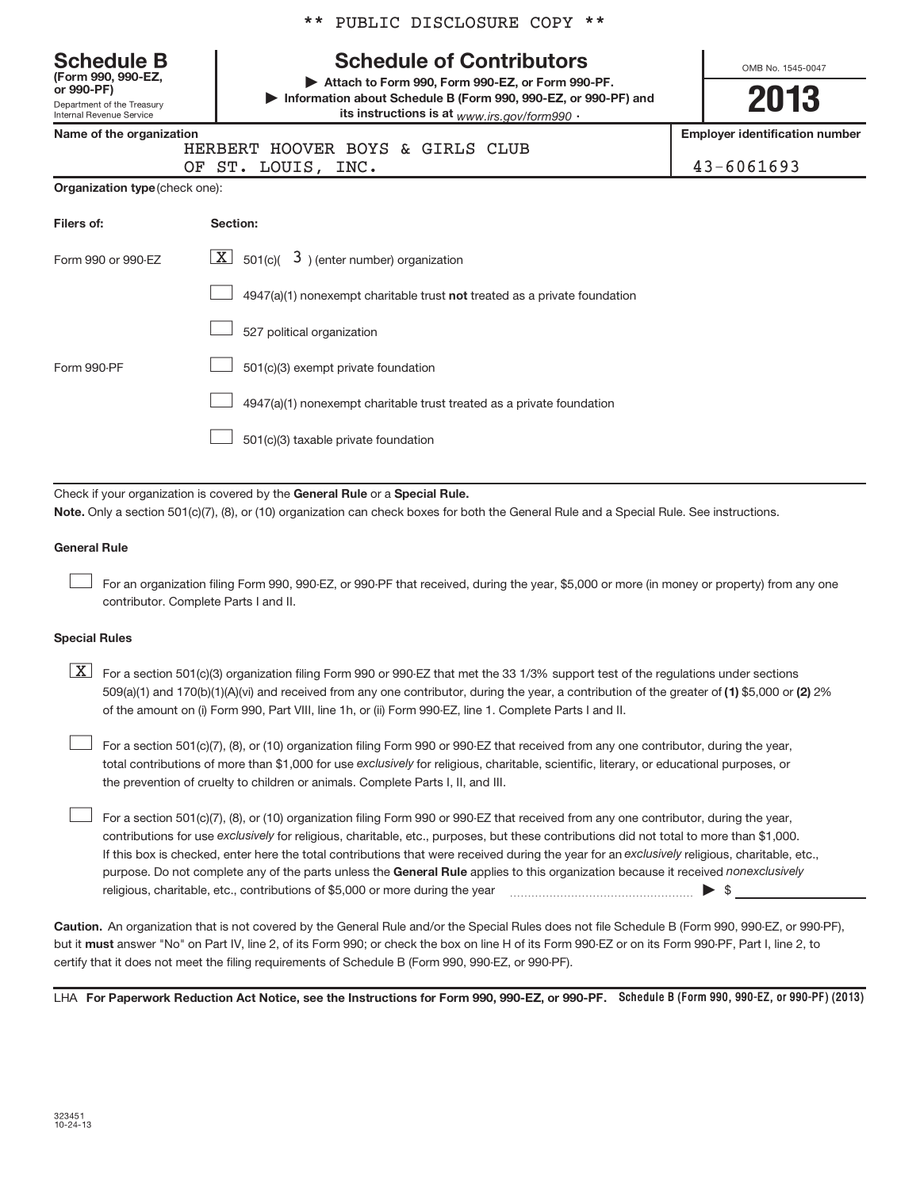** PUBLIC DISCLOSURE COPY **

**Schedule B**
**(Form 990, 990-EZ, or 990-PF)**
Department of the Treasury
Internal Revenue Service

# Schedule of Contributors

▶ **Attach to Form 990, Form 990-EZ, or Form 990-PF.**
▶ **Information about Schedule B (Form 990, 990-EZ, or 990-PF) and its instructions is at** *www.irs.gov/form990* .

OMB No. 1545-0047

**2013**

**Name of the organization**
HERBERT HOOVER BOYS & GIRLS CLUB
OF ST. LOUIS, INC.

**Employer identification number**
43-6061693

**Organization type** (check one):

| **Filers of:** | **Section:** |
|---|---|
| Form 990 or 990-EZ | [X] 501(c)( 3 ) (enter number) organization |
| | [ ] 4947(a)(1) nonexempt charitable trust **not** treated as a private foundation |
| | [ ] 527 political organization |
| Form 990-PF | [ ] 501(c)(3) exempt private foundation |
| | [ ] 4947(a)(1) nonexempt charitable trust treated as a private foundation |
| | [ ] 501(c)(3) taxable private foundation |

Check if your organization is covered by the **General Rule** or a **Special Rule.**

**Note.** Only a section 501(c)(7), (8), or (10) organization can check boxes for both the General Rule and a Special Rule. See instructions.

**General Rule**

[ ] For an organization filing Form 990, 990-EZ, or 990-PF that received, during the year, $5,000 or more (in money or property) from any one contributor. Complete Parts I and II.

**Special Rules**

[X] For a section 501(c)(3) organization filing Form 990 or 990-EZ that met the 33 1/3% support test of the regulations under sections 509(a)(1) and 170(b)(1)(A)(vi) and received from any one contributor, during the year, a contribution of the greater of **(1)** $5,000 or **(2)** 2% of the amount on (i) Form 990, Part VIII, line 1h, or (ii) Form 990-EZ, line 1. Complete Parts I and II.

[ ] For a section 501(c)(7), (8), or (10) organization filing Form 990 or 990-EZ that received from any one contributor, during the year, total contributions of more than $1,000 for use *exclusively* for religious, charitable, scientific, literary, or educational purposes, or the prevention of cruelty to children or animals. Complete Parts I, II, and III.

[ ] For a section 501(c)(7), (8), or (10) organization filing Form 990 or 990-EZ that received from any one contributor, during the year, contributions for use *exclusively* for religious, charitable, etc., purposes, but these contributions did not total to more than $1,000. If this box is checked, enter here the total contributions that were received during the year for an *exclusively* religious, charitable, etc., purpose. Do not complete any of the parts unless the **General Rule** applies to this organization because it received *nonexclusively* religious, charitable, etc., contributions of $5,000 or more during the year ▶ $ ________

**Caution.** An organization that is not covered by the General Rule and/or the Special Rules does not file Schedule B (Form 990, 990-EZ, or 990-PF), but it **must** answer "No" on Part IV, line 2, of its Form 990; or check the box on line H of its Form 990-EZ or on its Form 990-PF, Part I, line 2, to certify that it does not meet the filing requirements of Schedule B (Form 990, 990-EZ, or 990-PF).

LHA **For Paperwork Reduction Act Notice, see the Instructions for Form 990, 990-EZ, or 990-PF.** **Schedule B (Form 990, 990-EZ, or 990-PF) (2013)**

323451
10-24-13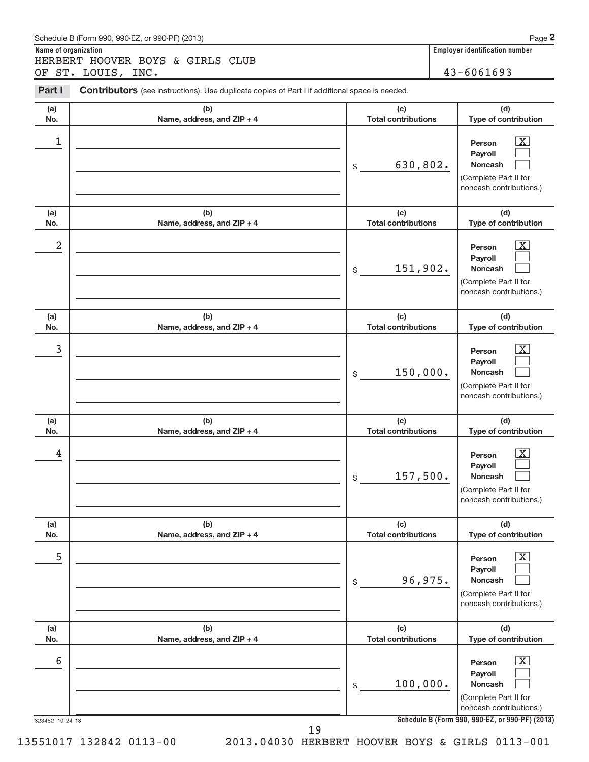Schedule B (Form 990, 990-EZ, or 990-PF) (2013)

**Name of organization**
HERBERT HOOVER BOYS & GIRLS CLUB OF ST. LOUIS, INC.

**Employer identification number**
43-6061693

**Part I** **Contributors** (see instructions). Use duplicate copies of Part I if additional space is needed.

| (a) No. | (b) Name, address, and ZIP + 4 | (c) Total contributions | (d) Type of contribution |
|---|---|---|---|
| 1 | | $ 630,802. | Person [X] Payroll [ ] Noncash [ ] (Complete Part II for noncash contributions.) |
| 2 | | $ 151,902. | Person [X] Payroll [ ] Noncash [ ] (Complete Part II for noncash contributions.) |
| 3 | | $ 150,000. | Person [X] Payroll [ ] Noncash [ ] (Complete Part II for noncash contributions.) |
| 4 | | $ 157,500. | Person [X] Payroll [ ] Noncash [ ] (Complete Part II for noncash contributions.) |
| 5 | | $ 96,975. | Person [X] Payroll [ ] Noncash [ ] (Complete Part II for noncash contributions.) |
| 6 | | $ 100,000. | Person [X] Payroll [ ] Noncash [ ] (Complete Part II for noncash contributions.) |

323452 10-24-13

**Schedule B (Form 990, 990-EZ, or 990-PF) (2013)**

13551017 132842 0113-00 2013.04030 HERBERT HOOVER BOYS & GIRLS 0113-001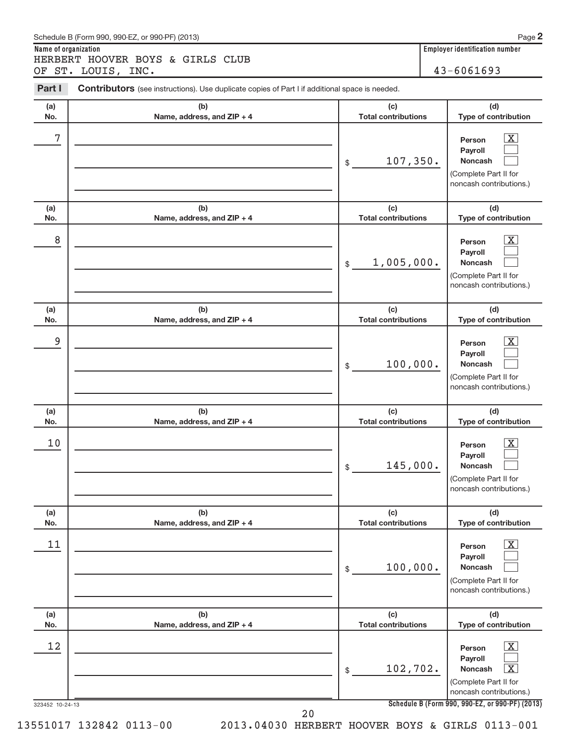Schedule B (Form 990, 990-EZ, or 990-PF) (2013) Page **2**

**Name of organization**

HERBERT HOOVER BOYS & GIRLS CLUB OF ST. LOUIS, INC.

**Employer identification number**

43-6061693

**Part I** **Contributors** (see instructions). Use duplicate copies of Part I if additional space is needed.

| (a) No. | (b) Name, address, and ZIP + 4 | (c) Total contributions | (d) Type of contribution |
|---|---|---|---|
| 7 | | $ 107,350. | Person [X] Payroll [ ] Noncash [ ] (Complete Part II for noncash contributions.) |
| 8 | | $ 1,005,000. | Person [X] Payroll [ ] Noncash [ ] (Complete Part II for noncash contributions.) |
| 9 | | $ 100,000. | Person [X] Payroll [ ] Noncash [ ] (Complete Part II for noncash contributions.) |
| 10 | | $ 145,000. | Person [X] Payroll [ ] Noncash [ ] (Complete Part II for noncash contributions.) |
| 11 | | $ 100,000. | Person [X] Payroll [ ] Noncash [ ] (Complete Part II for noncash contributions.) |
| 12 | | $ 102,702. | Person [X] Payroll [ ] Noncash [X] (Complete Part II for noncash contributions.) |

323452 10-24-13 **Schedule B (Form 990, 990-EZ, or 990-PF) (2013)**

13551017 132842 0113-00 2013.04030 HERBERT HOOVER BOYS & GIRLS 0113-001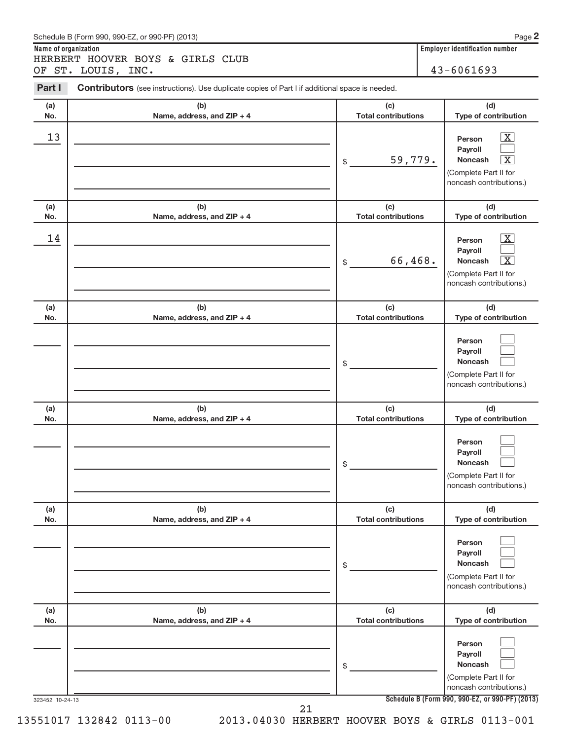Schedule B (Form 990, 990-EZ, or 990-PF) (2013)

**Name of organization**
HERBERT HOOVER BOYS & GIRLS CLUB OF ST. LOUIS, INC.

**Employer identification number**
43-6061693

## Part I **Contributors** (see instructions). Use duplicate copies of Part I if additional space is needed.

| (a) No. | (b) Name, address, and ZIP + 4 | (c) Total contributions | (d) Type of contribution |
|---|---|---|---|
| 13 | | $ 59,779. | Person [X] Payroll [ ] Noncash [X] (Complete Part II for noncash contributions.) |
| 14 | | $ 66,468. | Person [X] Payroll [ ] Noncash [X] (Complete Part II for noncash contributions.) |
| | | $ | Person [ ] Payroll [ ] Noncash [ ] (Complete Part II for noncash contributions.) |
| | | $ | Person [ ] Payroll [ ] Noncash [ ] (Complete Part II for noncash contributions.) |
| | | $ | Person [ ] Payroll [ ] Noncash [ ] (Complete Part II for noncash contributions.) |
| | | $ | Person [ ] Payroll [ ] Noncash [ ] (Complete Part II for noncash contributions.) |

323452 10-24-13

**Schedule B (Form 990, 990-EZ, or 990-PF) (2013)**

13551017 132842 0113-00 2013.04030 HERBERT HOOVER BOYS & GIRLS 0113-001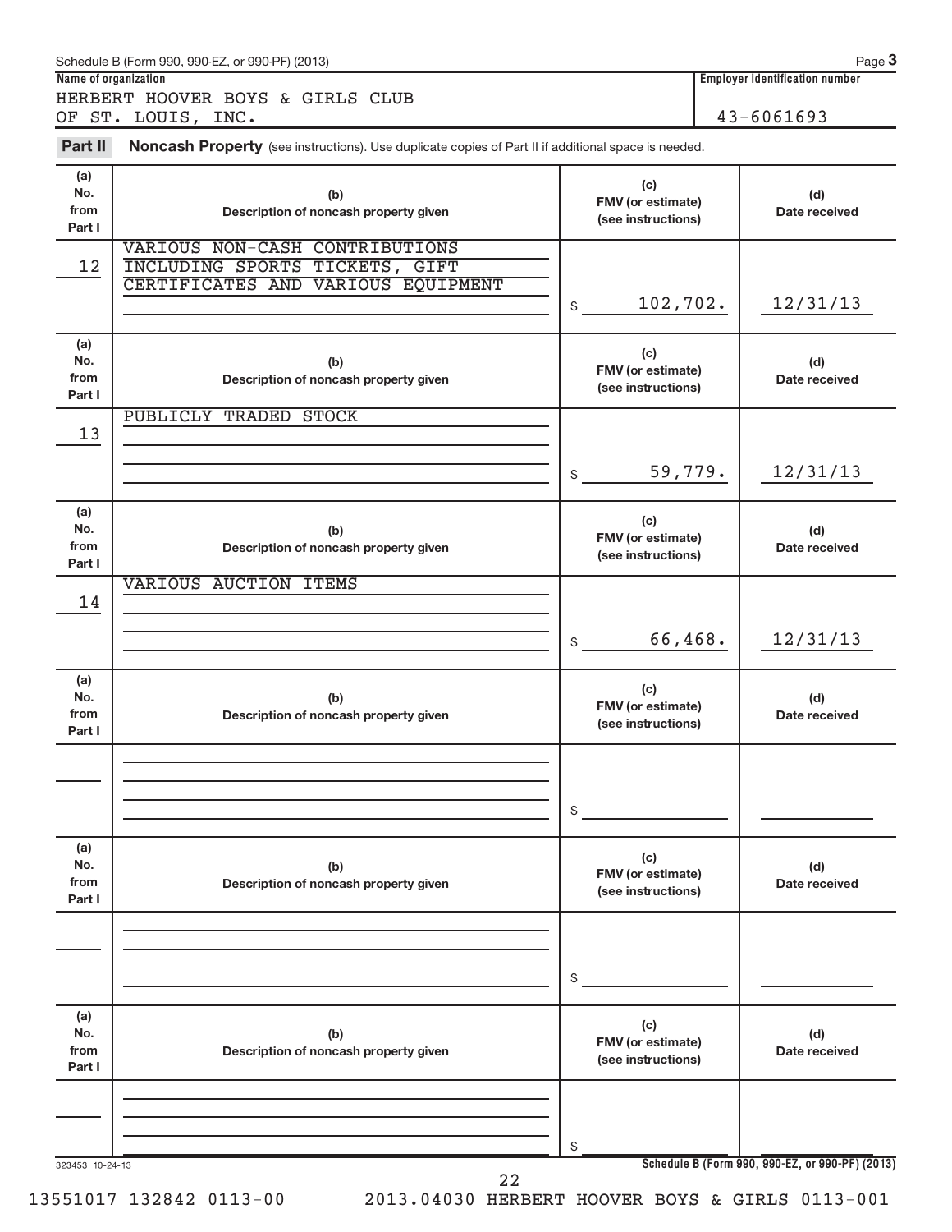Schedule B (Form 990, 990-EZ, or 990-PF) (2013) Page **3**

**Name of organization**

HERBERT HOOVER BOYS & GIRLS CLUB OF ST. LOUIS, INC.

**Employer identification number**

43-6061693

**Part II** **Noncash Property** (see instructions). Use duplicate copies of Part II if additional space is needed.

| (a) No. from Part I | (b) Description of noncash property given | (c) FMV (or estimate) (see instructions) | (d) Date received |
|---|---|---|---|
| 12 | VARIOUS NON-CASH CONTRIBUTIONS INCLUDING SPORTS TICKETS, GIFT CERTIFICATES AND VARIOUS EQUIPMENT | $ 102,702. | 12/31/13 |
| 13 | PUBLICLY TRADED STOCK | $ 59,779. | 12/31/13 |
| 14 | VARIOUS AUCTION ITEMS | $ 66,468. | 12/31/13 |
| | | $ | |
| | | $ | |
| | | $ | |

323453 10-24-13

**Schedule B (Form 990, 990-EZ, or 990-PF) (2013)**

13551017 132842 0113-00 2013.04030 HERBERT HOOVER BOYS & GIRLS 0113-001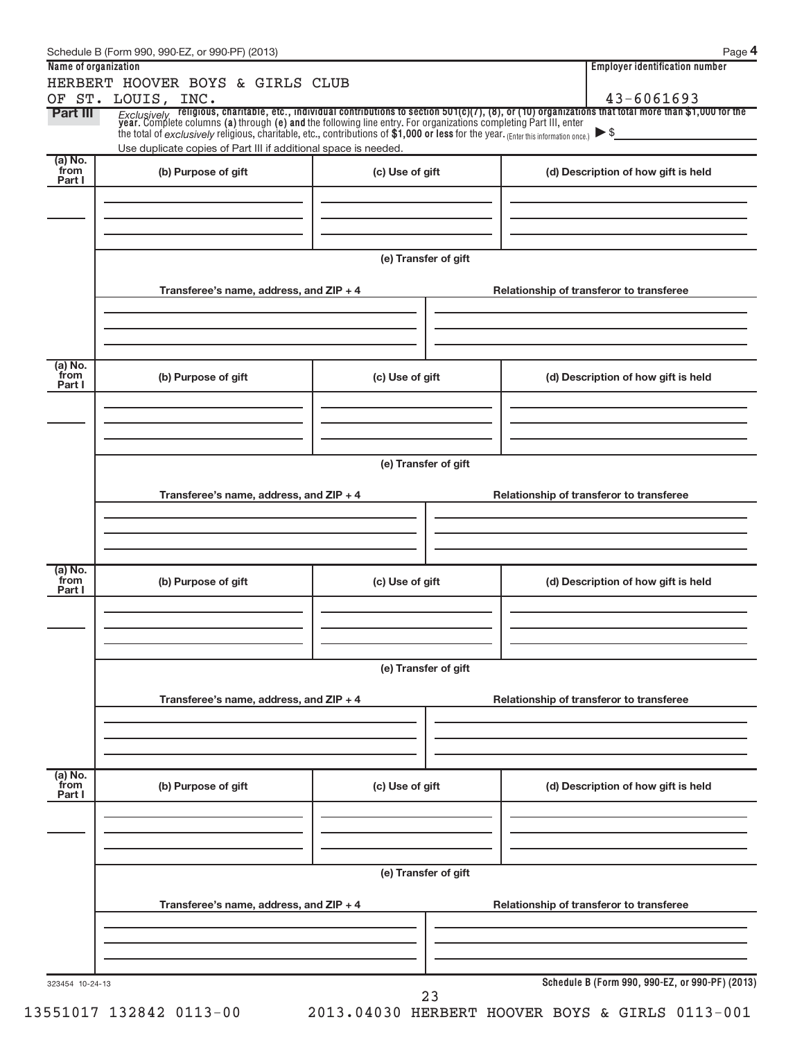Schedule B (Form 990, 990-EZ, or 990-PF) (2013) Page **4**

**Name of organization**

HERBERT HOOVER BOYS & GIRLS CLUB OF ST. LOUIS, INC.

**Employer identification number**

43-6061693

**Part III** *Exclusively* **religious, charitable, etc., individual contributions to section 501(c)(7), (8), or (10) organizations that total more than $1,000 for the year.** Complete columns **(a)** through **(e)** and the following line entry. For organizations completing Part III, enter the total of *exclusively* religious, charitable, etc., contributions of **$1,000 or less** for the year. (Enter this information once.) ▶ $

Use duplicate copies of Part III if additional space is needed.

| (a) No. from Part I | (b) Purpose of gift | (c) Use of gift | (d) Description of how gift is held |
|---|---|---|---|
| | | | |

(e) Transfer of gift

| Transferee's name, address, and ZIP + 4 | Relationship of transferor to transferee |
|---|---|
| | |

| (a) No. from Part I | (b) Purpose of gift | (c) Use of gift | (d) Description of how gift is held |
|---|---|---|---|
| | | | |

(e) Transfer of gift

| Transferee's name, address, and ZIP + 4 | Relationship of transferor to transferee |
|---|---|
| | |

| (a) No. from Part I | (b) Purpose of gift | (c) Use of gift | (d) Description of how gift is held |
|---|---|---|---|
| | | | |

(e) Transfer of gift

| Transferee's name, address, and ZIP + 4 | Relationship of transferor to transferee |
|---|---|
| | |

| (a) No. from Part I | (b) Purpose of gift | (c) Use of gift | (d) Description of how gift is held |
|---|---|---|---|
| | | | |

(e) Transfer of gift

| Transferee's name, address, and ZIP + 4 | Relationship of transferor to transferee |
|---|---|
| | |

323454 10-24-13

**Schedule B (Form 990, 990-EZ, or 990-PF) (2013)**

13551017 132842 0113-00 2013.04030 HERBERT HOOVER BOYS & GIRLS 0113-001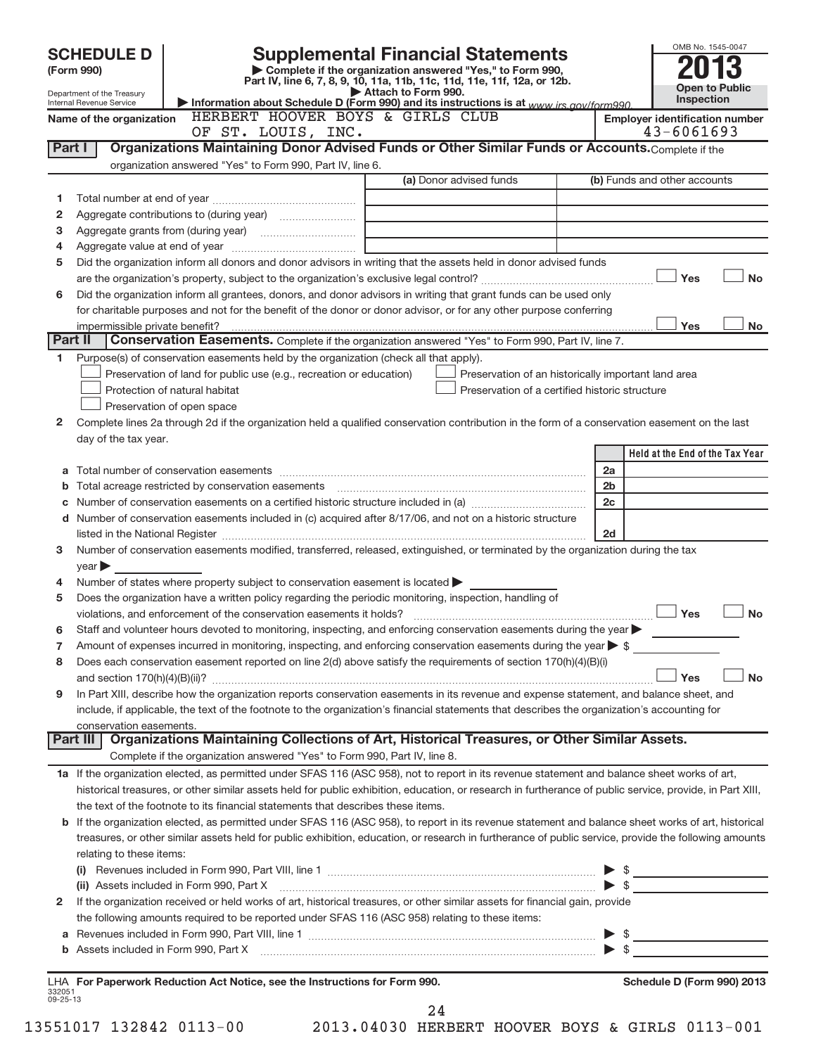# SCHEDULE D (Form 990)

Department of the Treasury
Internal Revenue Service

## Supplemental Financial Statements

▶ Complete if the organization answered "Yes," to Form 990, Part IV, line 6, 7, 8, 9, 10, 11a, 11b, 11c, 11d, 11e, 11f, 12a, or 12b.
▶ Attach to Form 990.
▶ Information about Schedule D (Form 990) and its instructions is at www.irs.gov/form990.

OMB No. 1545-0047

**2013**

**Open to Public Inspection**

Name of the organization: HERBERT HOOVER BOYS & GIRLS CLUB OF ST. LOUIS, INC.

Employer identification number: 43-6061693

**Part I — Organizations Maintaining Donor Advised Funds or Other Similar Funds or Accounts.** Complete if the organization answered "Yes" to Form 990, Part IV, line 6.

| | | (a) Donor advised funds | (b) Funds and other accounts |
|---|---|---|---|
| 1 | Total number at end of year | | |
| 2 | Aggregate contributions to (during year) | | |
| 3 | Aggregate grants from (during year) | | |
| 4 | Aggregate value at end of year | | |

5 Did the organization inform all donors and donor advisors in writing that the assets held in donor advised funds are the organization's property, subject to the organization's exclusive legal control? ☐ Yes ☐ No

6 Did the organization inform all grantees, donors, and donor advisors in writing that grant funds can be used only for charitable purposes and not for the benefit of the donor or donor advisor, or for any other purpose conferring impermissible private benefit? ☐ Yes ☐ No

**Part II — Conservation Easements.** Complete if the organization answered "Yes" to Form 990, Part IV, line 7.

1 Purpose(s) of conservation easements held by the organization (check all that apply).

- ☐ Preservation of land for public use (e.g., recreation or education)
- ☐ Protection of natural habitat
- ☐ Preservation of open space
- ☐ Preservation of an historically important land area
- ☐ Preservation of a certified historic structure

2 Complete lines 2a through 2d if the organization held a qualified conservation contribution in the form of a conservation easement on the last day of the tax year.

| | | | Held at the End of the Tax Year |
|---|---|---|---|
| a | Total number of conservation easements | 2a | |
| b | Total acreage restricted by conservation easements | 2b | |
| c | Number of conservation easements on a certified historic structure included in (a) | 2c | |
| d | Number of conservation easements included in (c) acquired after 8/17/06, and not on a historic structure listed in the National Register | 2d | |

3 Number of conservation easements modified, transferred, released, extinguished, or terminated by the organization during the tax year ▶

4 Number of states where property subject to conservation easement is located ▶

5 Does the organization have a written policy regarding the periodic monitoring, inspection, handling of violations, and enforcement of the conservation easements it holds? ☐ Yes ☐ No

6 Staff and volunteer hours devoted to monitoring, inspecting, and enforcing conservation easements during the year ▶

7 Amount of expenses incurred in monitoring, inspecting, and enforcing conservation easements during the year ▶ $

8 Does each conservation easement reported on line 2(d) above satisfy the requirements of section 170(h)(4)(B)(i) and section 170(h)(4)(B)(ii)? ☐ Yes ☐ No

9 In Part XIII, describe how the organization reports conservation easements in its revenue and expense statement, and balance sheet, and include, if applicable, the text of the footnote to the organization's financial statements that describes the organization's accounting for conservation easements.

**Part III — Organizations Maintaining Collections of Art, Historical Treasures, or Other Similar Assets.** Complete if the organization answered "Yes" to Form 990, Part IV, line 8.

1a If the organization elected, as permitted under SFAS 116 (ASC 958), not to report in its revenue statement and balance sheet works of art, historical treasures, or other similar assets held for public exhibition, education, or research in furtherance of public service, provide, in Part XIII, the text of the footnote to its financial statements that describes these items.

b If the organization elected, as permitted under SFAS 116 (ASC 958), to report in its revenue statement and balance sheet works of art, historical treasures, or other similar assets held for public exhibition, education, or research in furtherance of public service, provide the following amounts relating to these items:

(i) Revenues included in Form 990, Part VIII, line 1 ▶ $

(ii) Assets included in Form 990, Part X ▶ $

2 If the organization received or held works of art, historical treasures, or other similar assets for financial gain, provide the following amounts required to be reported under SFAS 116 (ASC 958) relating to these items:

a Revenues included in Form 990, Part VIII, line 1 ▶ $

b Assets included in Form 990, Part X ▶ $

LHA For Paperwork Reduction Act Notice, see the Instructions for Form 990.

Schedule D (Form 990) 2013

332051 09-25-13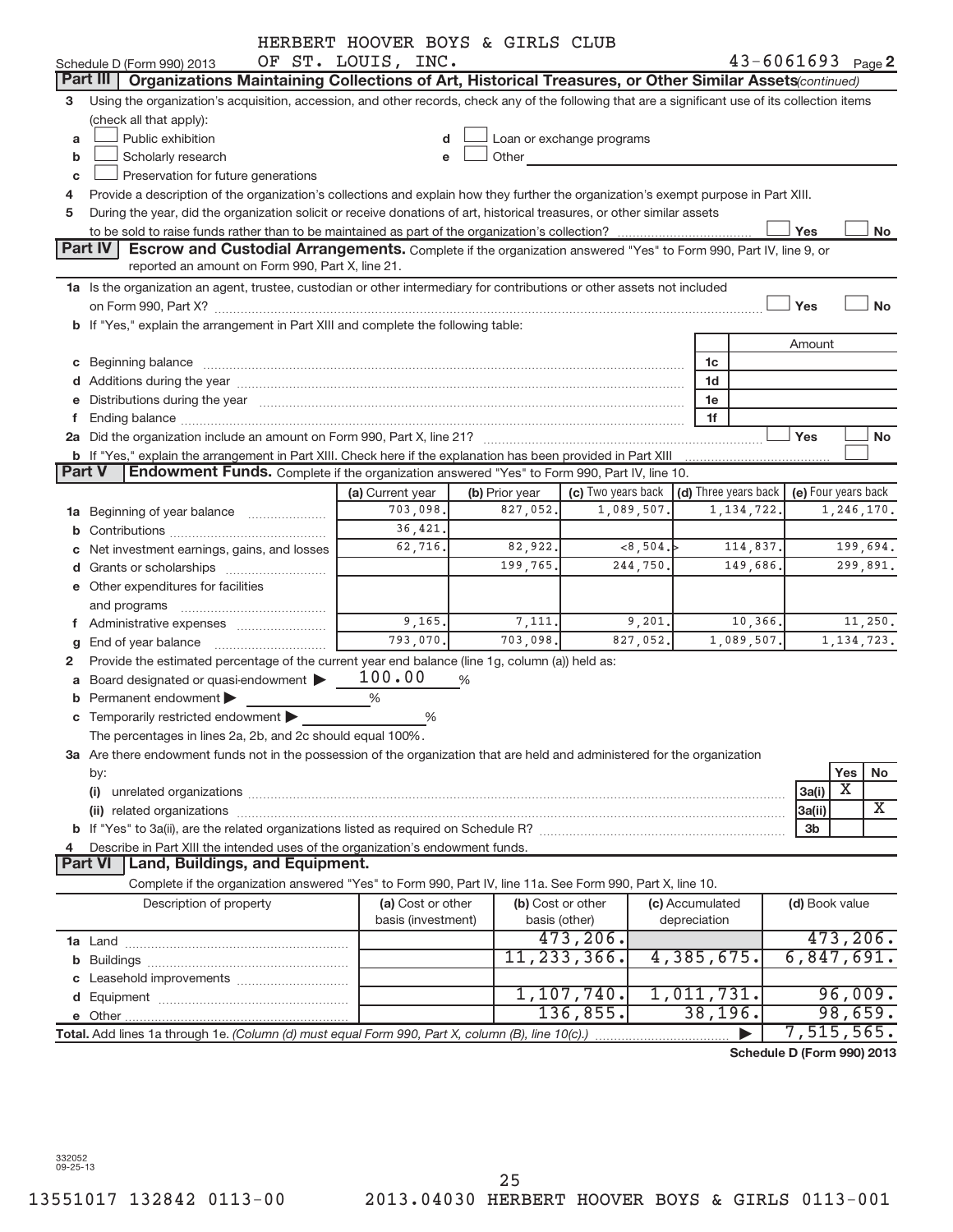HERBERT HOOVER BOYS & GIRLS CLUB OF ST. LOUIS, INC.

Schedule D (Form 990) 2013 — 43-6061693 Page 2

## Part III Organizations Maintaining Collections of Art, Historical Treasures, or Other Similar Assets *(continued)*

3 Using the organization's acquisition, accession, and other records, check any of the following that are a significant use of its collection items (check all that apply):

a ☐ Public exhibition
b ☐ Scholarly research
c ☐ Preservation for future generations
d ☐ Loan or exchange programs
e ☐ Other

4 Provide a description of the organization's collections and explain how they further the organization's exempt purpose in Part XIII.

5 During the year, did the organization solicit or receive donations of art, historical treasures, or other similar assets to be sold to raise funds rather than to be maintained as part of the organization's collection? ☐ Yes ☐ No

## Part IV Escrow and Custodial Arrangements.

Complete if the organization answered "Yes" to Form 990, Part IV, line 9, or reported an amount on Form 990, Part X, line 21.

1a Is the organization an agent, trustee, custodian or other intermediary for contributions or other assets not included on Form 990, Part X? ☐ Yes ☐ No

b If "Yes," explain the arrangement in Part XIII and complete the following table:

| | | Amount |
|---|---|---|
| c Beginning balance | 1c | |
| d Additions during the year | 1d | |
| e Distributions during the year | 1e | |
| f Ending balance | 1f | |

2a Did the organization include an amount on Form 990, Part X, line 21? ☐ Yes ☐ No

b If "Yes," explain the arrangement in Part XIII. Check here if the explanation has been provided in Part XIII ☐

## Part V Endowment Funds.

Complete if the organization answered "Yes" to Form 990, Part IV, line 10.

| | (a) Current year | (b) Prior year | (c) Two years back | (d) Three years back | (e) Four years back |
|---|---|---|---|---|---|
| 1a Beginning of year balance | 703,098. | 827,052. | 1,089,507. | 1,134,722. | 1,246,170. |
| b Contributions | 36,421. | | | | |
| c Net investment earnings, gains, and losses | 62,716. | 82,922. | <8,504.> | 114,837. | 199,694. |
| d Grants or scholarships | | 199,765. | 244,750. | 149,686. | 299,891. |
| e Other expenditures for facilities and programs | | | | | |
| f Administrative expenses | 9,165. | 7,111. | 9,201. | 10,366. | 11,250. |
| g End of year balance | 793,070. | 703,098. | 827,052. | 1,089,507. | 1,134,723. |

2 Provide the estimated percentage of the current year end balance (line 1g, column (a)) held as:

a Board designated or quasi-endowment ▶ 100.00 %
b Permanent endowment ▶ %
c Temporarily restricted endowment ▶ %

The percentages in lines 2a, 2b, and 2c should equal 100%.

3a Are there endowment funds not in the possession of the organization that are held and administered for the organization by:

| | | Yes | No |
|---|---|---|---|
| (i) unrelated organizations | 3a(i) | X | |
| (ii) related organizations | 3a(ii) | | X |
| b If "Yes" to 3a(ii), are the related organizations listed as required on Schedule R? | 3b | | |

4 Describe in Part XIII the intended uses of the organization's endowment funds.

## Part VI Land, Buildings, and Equipment.

Complete if the organization answered "Yes" to Form 990, Part IV, line 11a. See Form 990, Part X, line 10.

| Description of property | (a) Cost or other basis (investment) | (b) Cost or other basis (other) | (c) Accumulated depreciation | (d) Book value |
|---|---|---|---|---|
| 1a Land | | 473,206. | | 473,206. |
| b Buildings | | 11,233,366. | 4,385,675. | 6,847,691. |
| c Leasehold improvements | | | | |
| d Equipment | | 1,107,740. | 1,011,731. | 96,009. |
| e Other | | 136,855. | 38,196. | 98,659. |
| **Total.** Add lines 1a through 1e. *(Column (d) must equal Form 990, Part X, column (B), line 10(c).)* | | | ▶ | 7,515,565. |

Schedule D (Form 990) 2013

332052 09-25-13

13551017 132842 0113-00 2013.04030 HERBERT HOOVER BOYS & GIRLS 0113-001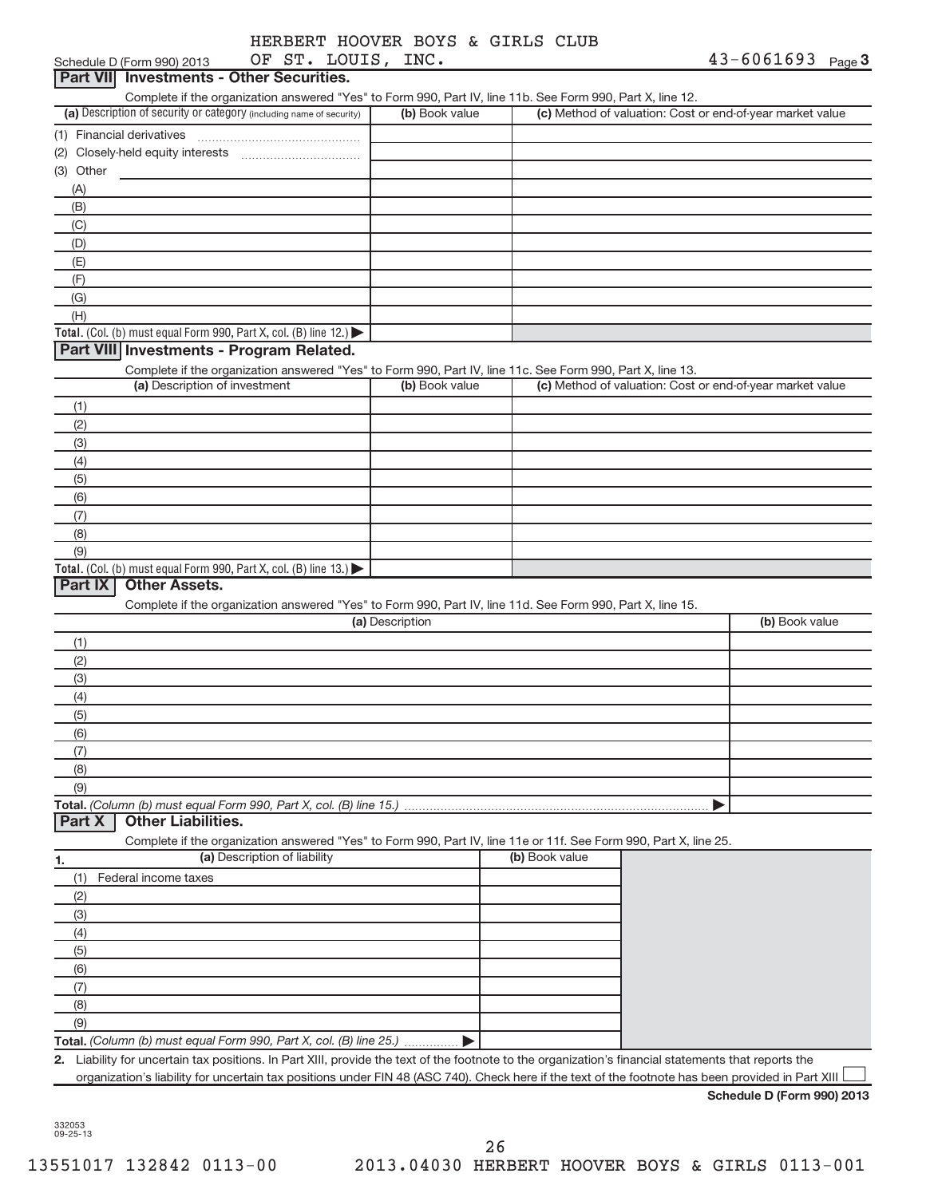HERBERT HOOVER BOYS & GIRLS CLUB
OF ST. LOUIS, INC.

Schedule D (Form 990) 2013 43-6061693 Page **3**

## Part VII Investments - Other Securities.

Complete if the organization answered "Yes" to Form 990, Part IV, line 11b. See Form 990, Part X, line 12.

| (a) Description of security or category (including name of security) | (b) Book value | (c) Method of valuation: Cost or end-of-year market value |
|---|---|---|
| (1) Financial derivatives | | |
| (2) Closely-held equity interests | | |
| (3) Other | | |
| (A) | | |
| (B) | | |
| (C) | | |
| (D) | | |
| (E) | | |
| (F) | | |
| (G) | | |
| (H) | | |
| **Total.** (Col. (b) must equal Form 990, Part X, col. (B) line 12.) ▶ | | |

## Part VIII Investments - Program Related.

Complete if the organization answered "Yes" to Form 990, Part IV, line 11c. See Form 990, Part X, line 13.

| (a) Description of investment | (b) Book value | (c) Method of valuation: Cost or end-of-year market value |
|---|---|---|
| (1) | | |
| (2) | | |
| (3) | | |
| (4) | | |
| (5) | | |
| (6) | | |
| (7) | | |
| (8) | | |
| (9) | | |
| **Total.** (Col. (b) must equal Form 990, Part X, col. (B) line 13.) ▶ | | |

## Part IX Other Assets.

Complete if the organization answered "Yes" to Form 990, Part IV, line 11d. See Form 990, Part X, line 15.

| (a) Description | (b) Book value |
|---|---|
| (1) | |
| (2) | |
| (3) | |
| (4) | |
| (5) | |
| (6) | |
| (7) | |
| (8) | |
| (9) | |
| **Total.** *(Column (b) must equal Form 990, Part X, col. (B) line 15.)* ▶ | |

## Part X Other Liabilities.

Complete if the organization answered "Yes" to Form 990, Part IV, line 11e or 11f. See Form 990, Part X, line 25.

| 1. (a) Description of liability | (b) Book value |
|---|---|
| (1) Federal income taxes | |
| (2) | |
| (3) | |
| (4) | |
| (5) | |
| (6) | |
| (7) | |
| (8) | |
| (9) | |
| **Total.** *(Column (b) must equal Form 990, Part X, col. (B) line 25.)* ▶ | |

**2.** Liability for uncertain tax positions. In Part XIII, provide the text of the footnote to the organization's financial statements that reports the organization's liability for uncertain tax positions under FIN 48 (ASC 740). Check here if the text of the footnote has been provided in Part XIII ☐

**Schedule D (Form 990) 2013**

332053
09-25-13

13551017 132842 0113-00 2013.04030 HERBERT HOOVER BOYS & GIRLS 0113-001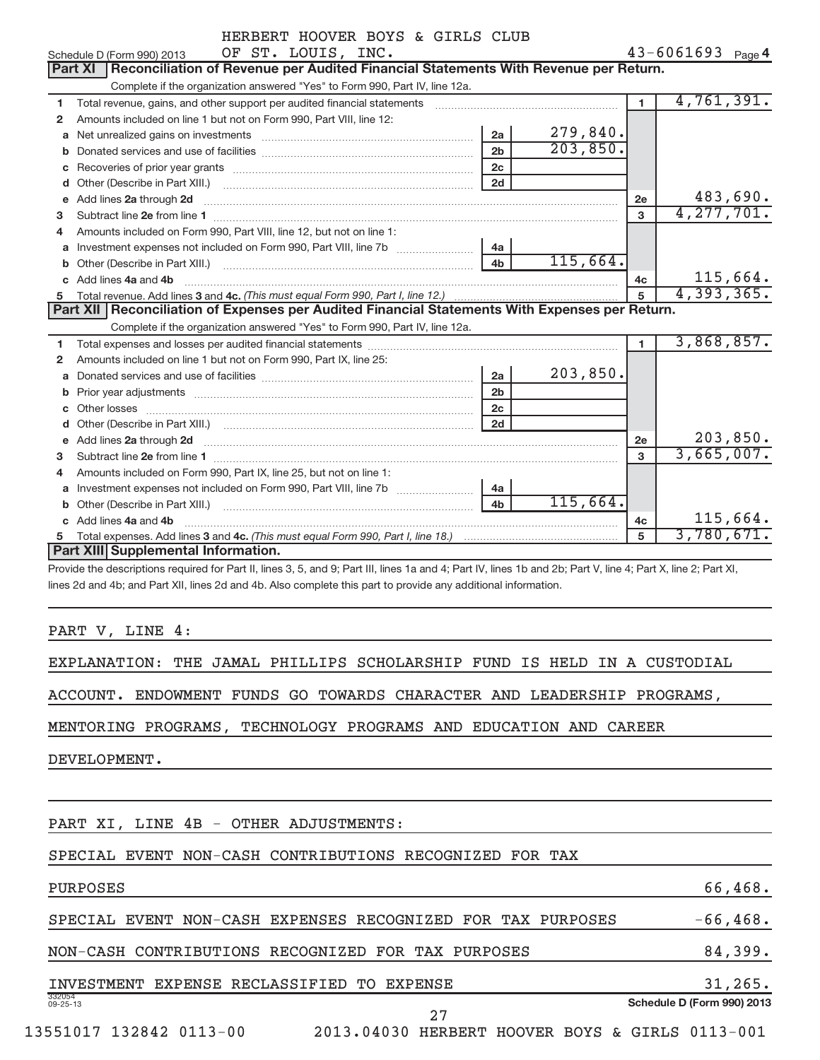HERBERT HOOVER BOYS & GIRLS CLUB
Schedule D (Form 990) 2013 OF ST. LOUIS, INC. 43-6061693 Page 4

## Part XI Reconciliation of Revenue per Audited Financial Statements With Revenue per Return.

Complete if the organization answered "Yes" to Form 990, Part IV, line 12a.

| | | | | | |
|---|---|---|---|---|---|
| 1 | Total revenue, gains, and other support per audited financial statements | | | 1 | 4,761,391. |
| 2 | Amounts included on line 1 but not on Form 990, Part VIII, line 12: | | | | |
| a | Net unrealized gains on investments | 2a | 279,840. | | |
| b | Donated services and use of facilities | 2b | 203,850. | | |
| c | Recoveries of prior year grants | 2c | | | |
| d | Other (Describe in Part XIII.) | 2d | | | |
| e | Add lines 2a through 2d | | | 2e | 483,690. |
| 3 | Subtract line 2e from line 1 | | | 3 | 4,277,701. |
| 4 | Amounts included on Form 990, Part VIII, line 12, but not on line 1: | | | | |
| a | Investment expenses not included on Form 990, Part VIII, line 7b | 4a | | | |
| b | Other (Describe in Part XIII.) | 4b | 115,664. | | |
| c | Add lines 4a and 4b | | | 4c | 115,664. |
| 5 | Total revenue. Add lines 3 and 4c. *(This must equal Form 990, Part I, line 12.)* | | | 5 | 4,393,365. |

## Part XII Reconciliation of Expenses per Audited Financial Statements With Expenses per Return.

Complete if the organization answered "Yes" to Form 990, Part IV, line 12a.

| | | | | | |
|---|---|---|---|---|---|
| 1 | Total expenses and losses per audited financial statements | | | 1 | 3,868,857. |
| 2 | Amounts included on line 1 but not on Form 990, Part IX, line 25: | | | | |
| a | Donated services and use of facilities | 2a | 203,850. | | |
| b | Prior year adjustments | 2b | | | |
| c | Other losses | 2c | | | |
| d | Other (Describe in Part XIII.) | 2d | | | |
| e | Add lines 2a through 2d | | | 2e | 203,850. |
| 3 | Subtract line 2e from line 1 | | | 3 | 3,665,007. |
| 4 | Amounts included on Form 990, Part IX, line 25, but not on line 1: | | | | |
| a | Investment expenses not included on Form 990, Part VIII, line 7b | 4a | | | |
| b | Other (Describe in Part XIII.) | 4b | 115,664. | | |
| c | Add lines 4a and 4b | | | 4c | 115,664. |
| 5 | Total expenses. Add lines 3 and 4c. *(This must equal Form 990, Part I, line 18.)* | | | 5 | 3,780,671. |

## Part XIII Supplemental Information.

Provide the descriptions required for Part II, lines 3, 5, and 9; Part III, lines 1a and 4; Part IV, lines 1b and 2b; Part V, line 4; Part X, line 2; Part XI, lines 2d and 4b; and Part XII, lines 2d and 4b. Also complete this part to provide any additional information.

PART V, LINE 4:

EXPLANATION: THE JAMAL PHILLIPS SCHOLARSHIP FUND IS HELD IN A CUSTODIAL ACCOUNT. ENDOWMENT FUNDS GO TOWARDS CHARACTER AND LEADERSHIP PROGRAMS, MENTORING PROGRAMS, TECHNOLOGY PROGRAMS AND EDUCATION AND CAREER DEVELOPMENT.

PART XI, LINE 4B - OTHER ADJUSTMENTS:

| | |
|---|---|
| SPECIAL EVENT NON-CASH CONTRIBUTIONS RECOGNIZED FOR TAX PURPOSES | 66,468. |
| SPECIAL EVENT NON-CASH EXPENSES RECOGNIZED FOR TAX PURPOSES | -66,468. |
| NON-CASH CONTRIBUTIONS RECOGNIZED FOR TAX PURPOSES | 84,399. |
| INVESTMENT EXPENSE RECLASSIFIED TO EXPENSE | 31,265. |

Schedule D (Form 990) 2013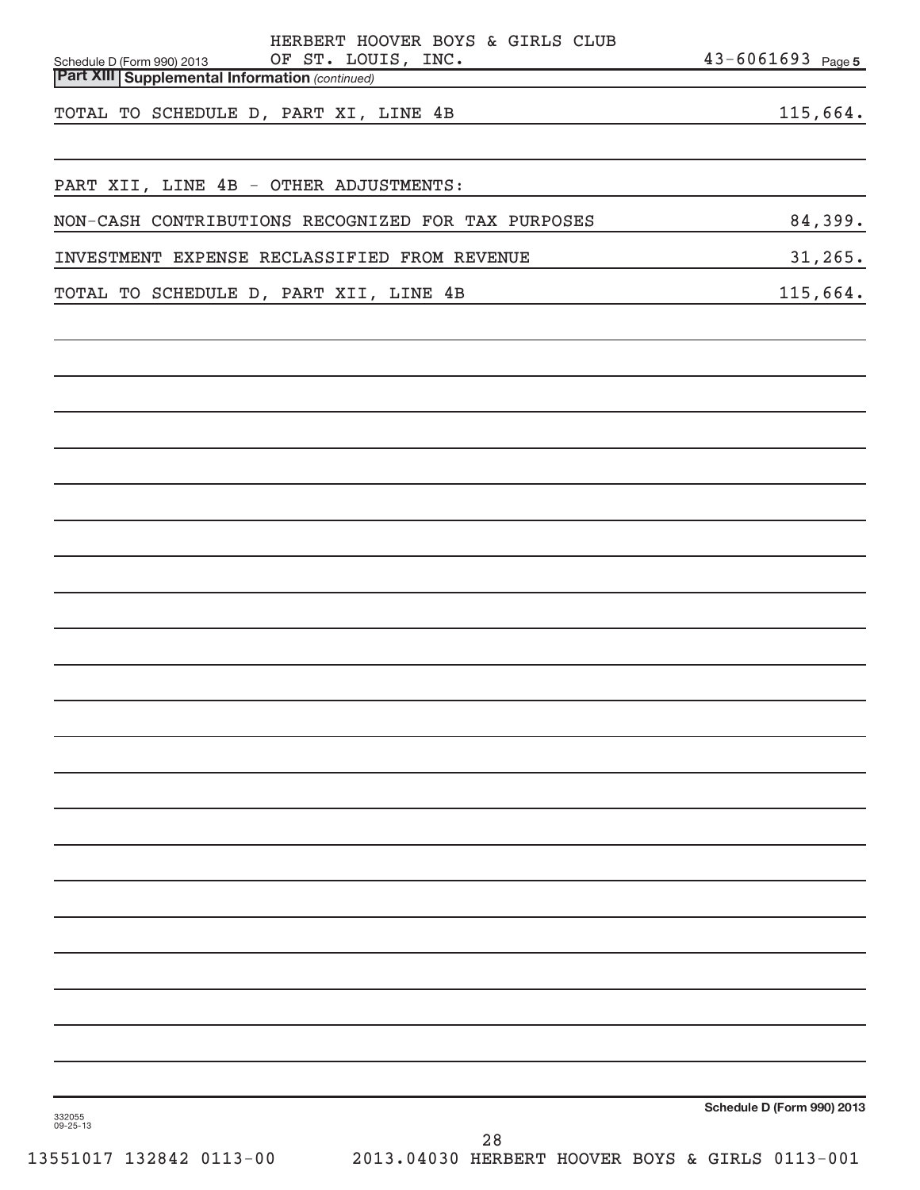Schedule D (Form 990) 2013 HERBERT HOOVER BOYS & GIRLS CLUB OF ST. LOUIS, INC. 43-6061693 Page 5

**Part XIII Supplemental Information** *(continued)*

| | |
|---|---|
| TOTAL TO SCHEDULE D, PART XI, LINE 4B | 115,664. |
| | |
| PART XII, LINE 4B - OTHER ADJUSTMENTS: | |
| NON-CASH CONTRIBUTIONS RECOGNIZED FOR TAX PURPOSES | 84,399. |
| INVESTMENT EXPENSE RECLASSIFIED FROM REVENUE | 31,265. |
| TOTAL TO SCHEDULE D, PART XII, LINE 4B | 115,664. |

**Schedule D (Form 990) 2013**

332055 09-25-13

13551017 132842 0113-00 2013.04030 HERBERT HOOVER BOYS & GIRLS 0113-001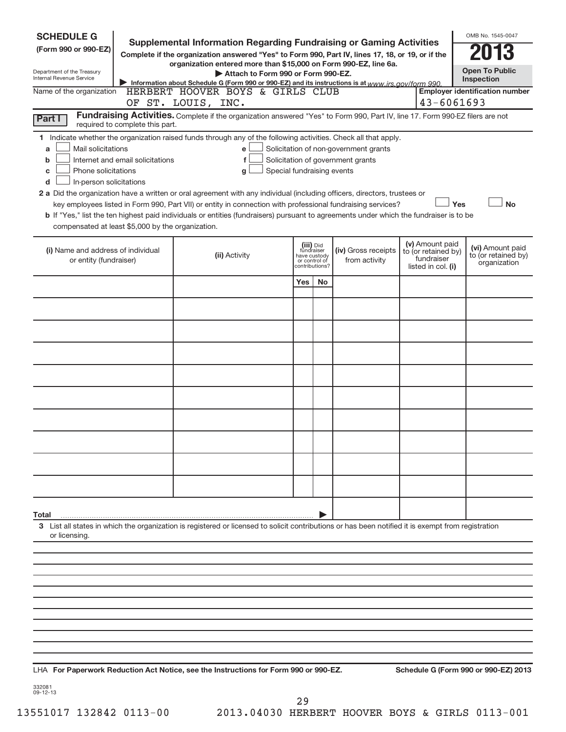**SCHEDULE G**
**(Form 990 or 990-EZ)**

Department of the Treasury
Internal Revenue Service

# Supplemental Information Regarding Fundraising or Gaming Activities

**Complete if the organization answered "Yes" to Form 990, Part IV, lines 17, 18, or 19, or if the organization entered more than $15,000 on Form 990-EZ, line 6a.**

**▶ Attach to Form 990 or Form 990-EZ.**

**▶ Information about Schedule G (Form 990 or 990-EZ) and its instructions is at** *www.irs.gov/form 990.*

OMB No. 1545-0047

**2013**

**Open To Public Inspection**

Name of the organization: HERBERT HOOVER BOYS & GIRLS CLUB OF ST. LOUIS, INC.

**Employer identification number:** 43-6061693

**Part I** **Fundraising Activities.** Complete if the organization answered "Yes" to Form 990, Part IV, line 17. Form 990-EZ filers are not required to complete this part.

**1** Indicate whether the organization raised funds through any of the following activities. Check all that apply.

- **a** ☐ Mail solicitations
- **b** ☐ Internet and email solicitations
- **c** ☐ Phone solicitations
- **d** ☐ In-person solicitations
- **e** ☐ Solicitation of non-government grants
- **f** ☐ Solicitation of government grants
- **g** ☐ Special fundraising events

**2 a** Did the organization have a written or oral agreement with any individual (including officers, directors, trustees or key employees listed in Form 990, Part VII) or entity in connection with professional fundraising services? ☐ **Yes** ☐ **No**

**b** If "Yes," list the ten highest paid individuals or entities (fundraisers) pursuant to agreements under which the fundraiser is to be compensated at least $5,000 by the organization.

| (i) Name and address of individual or entity (fundraiser) | (ii) Activity | (iii) Did fundraiser have custody or control of contributions? | | (iv) Gross receipts from activity | (v) Amount paid to (or retained by) fundraiser listed in col. (i) | (vi) Amount paid to (or retained by) organization |
|---|---|---|---|---|---|---|
| | | Yes | No | | | |
| | | | | | | |
| | | | | | | |
| | | | | | | |
| | | | | | | |
| | | | | | | |
| | | | | | | |
| | | | | | | |
| | | | | | | |
| | | | | | | |
| | | | | | | |
| **Total** ▶ | | | | | | |

**3** List all states in which the organization is registered or licensed to solicit contributions or has been notified it is exempt from registration or licensing.

LHA **For Paperwork Reduction Act Notice, see the Instructions for Form 990 or 990-EZ.** **Schedule G (Form 990 or 990-EZ) 2013**

332081
09-12-13

13551017 132842 0113-00 2013.04030 HERBERT HOOVER BOYS & GIRLS 0113-001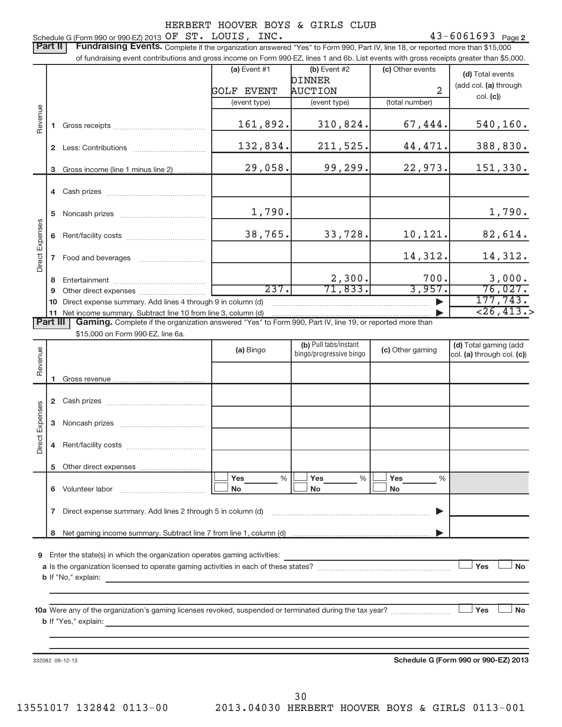HERBERT HOOVER BOYS & GIRLS CLUB

Schedule G (Form 990 or 990-EZ) 2013 OF ST. LOUIS, INC. 43-6061693 Page 2

**Part II** **Fundraising Events.** Complete if the organization answered "Yes" to Form 990, Part IV, line 18, or reported more than $15,000 of fundraising event contributions and gross income on Form 990-EZ, lines 1 and 6b. List events with gross receipts greater than $5,000.

| | | (a) Event #1 | (b) Event #2 | (c) Other events | (d) Total events (add col. (a) through col. (c)) |
|---|---|---|---|---|---|
| | | GOLF EVENT | DINNER AUCTION | 2 | |
| | | (event type) | (event type) | (total number) | |
| Revenue | 1 Gross receipts | 161,892. | 310,824. | 67,444. | 540,160. |
| | 2 Less: Contributions | 132,834. | 211,525. | 44,471. | 388,830. |
| | 3 Gross income (line 1 minus line 2) | 29,058. | 99,299. | 22,973. | 151,330. |
| Direct Expenses | 4 Cash prizes | | | | |
| | 5 Noncash prizes | 1,790. | | | 1,790. |
| | 6 Rent/facility costs | 38,765. | 33,728. | 10,121. | 82,614. |
| | 7 Food and beverages | | | 14,312. | 14,312. |
| | 8 Entertainment | | 2,300. | 700. | 3,000. |
| | 9 Other direct expenses | 237. | 71,833. | 3,957. | 76,027. |
| | 10 Direct expense summary. Add lines 4 through 9 in column (d) | | | ▶ | 177,743. |
| | 11 Net income summary. Subtract line 10 from line 3, column (d) | | | ▶ | <26,413.> |

**Part III** **Gaming.** Complete if the organization answered "Yes" to Form 990, Part IV, line 19, or reported more than $15,000 on Form 990-EZ, line 6a.

| | | (a) Bingo | (b) Pull tabs/instant bingo/progressive bingo | (c) Other gaming | (d) Total gaming (add col. (a) through col. (c)) |
|---|---|---|---|---|---|
| Revenue | 1 Gross revenue | | | | |
| Direct Expenses | 2 Cash prizes | | | | |
| | 3 Noncash prizes | | | | |
| | 4 Rent/facility costs | | | | |
| | 5 Other direct expenses | | | | |
| | 6 Volunteer labor | ☐ Yes ___ % ☐ No | ☐ Yes ___ % ☐ No | ☐ Yes ___ % ☐ No | |
| | 7 Direct expense summary. Add lines 2 through 5 in column (d) | | | ▶ | |
| | 8 Net gaming income summary. Subtract line 7 from line 1, column (d) | | | ▶ | |

9 Enter the state(s) in which the organization operates gaming activities:

a Is the organization licensed to operate gaming activities in each of these states? ☐ Yes ☐ No

b If "No," explain:

10a Were any of the organization's gaming licenses revoked, suspended or terminated during the tax year? ☐ Yes ☐ No

b If "Yes," explain:

332082 09-12-13 **Schedule G (Form 990 or 990-EZ) 2013**

13551017 132842 0113-00 2013.04030 HERBERT HOOVER BOYS & GIRLS 0113-001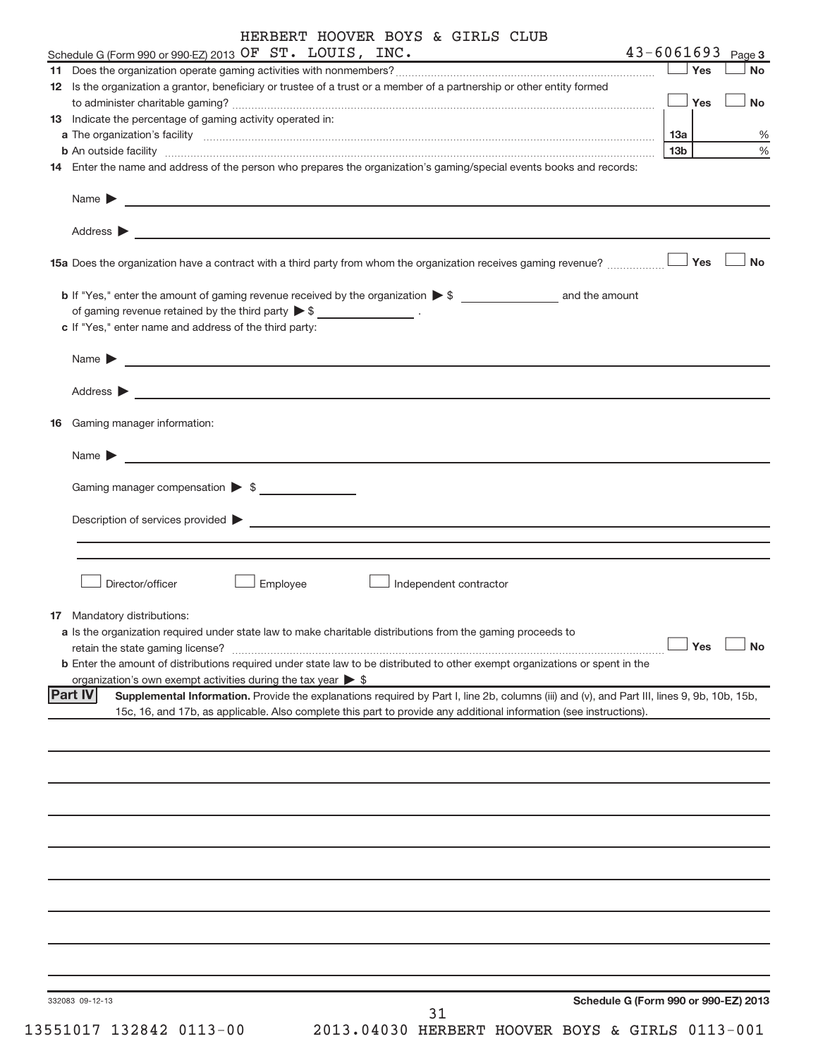HERBERT HOOVER BOYS & GIRLS CLUB

Schedule G (Form 990 or 990-EZ) 2013 OF ST. LOUIS, INC. 43-6061693 Page 3

**11** Does the organization operate gaming activities with nonmembers? ☐ Yes ☐ No

**12** Is the organization a grantor, beneficiary or trustee of a trust or a member of a partnership or other entity formed to administer charitable gaming? ☐ Yes ☐ No

**13** Indicate the percentage of gaming activity operated in:

**a** The organization's facility **13a** %

**b** An outside facility **13b** %

**14** Enter the name and address of the person who prepares the organization's gaming/special events books and records:

Name ▶

Address ▶

**15a** Does the organization have a contract with a third party from whom the organization receives gaming revenue? ☐ Yes ☐ No

**b** If "Yes," enter the amount of gaming revenue received by the organization ▶ $ ____________ and the amount of gaming revenue retained by the third party ▶ $ ____________ .

**c** If "Yes," enter name and address of the third party:

Name ▶

Address ▶

**16** Gaming manager information:

Name ▶

Gaming manager compensation ▶ $

Description of services provided ▶

☐ Director/officer ☐ Employee ☐ Independent contractor

**17** Mandatory distributions:

**a** Is the organization required under state law to make charitable distributions from the gaming proceeds to retain the state gaming license? ☐ Yes ☐ No

**b** Enter the amount of distributions required under state law to be distributed to other exempt organizations or spent in the organization's own exempt activities during the tax year ▶ $

**Part IV** **Supplemental Information.** Provide the explanations required by Part I, line 2b, columns (iii) and (v), and Part III, lines 9, 9b, 10b, 15b, 15c, 16, and 17b, as applicable. Also complete this part to provide any additional information (see instructions).

332083 09-12-13 **Schedule G (Form 990 or 990-EZ) 2013**

13551017 132842 0113-00 2013.04030 HERBERT HOOVER BOYS & GIRLS 0113-001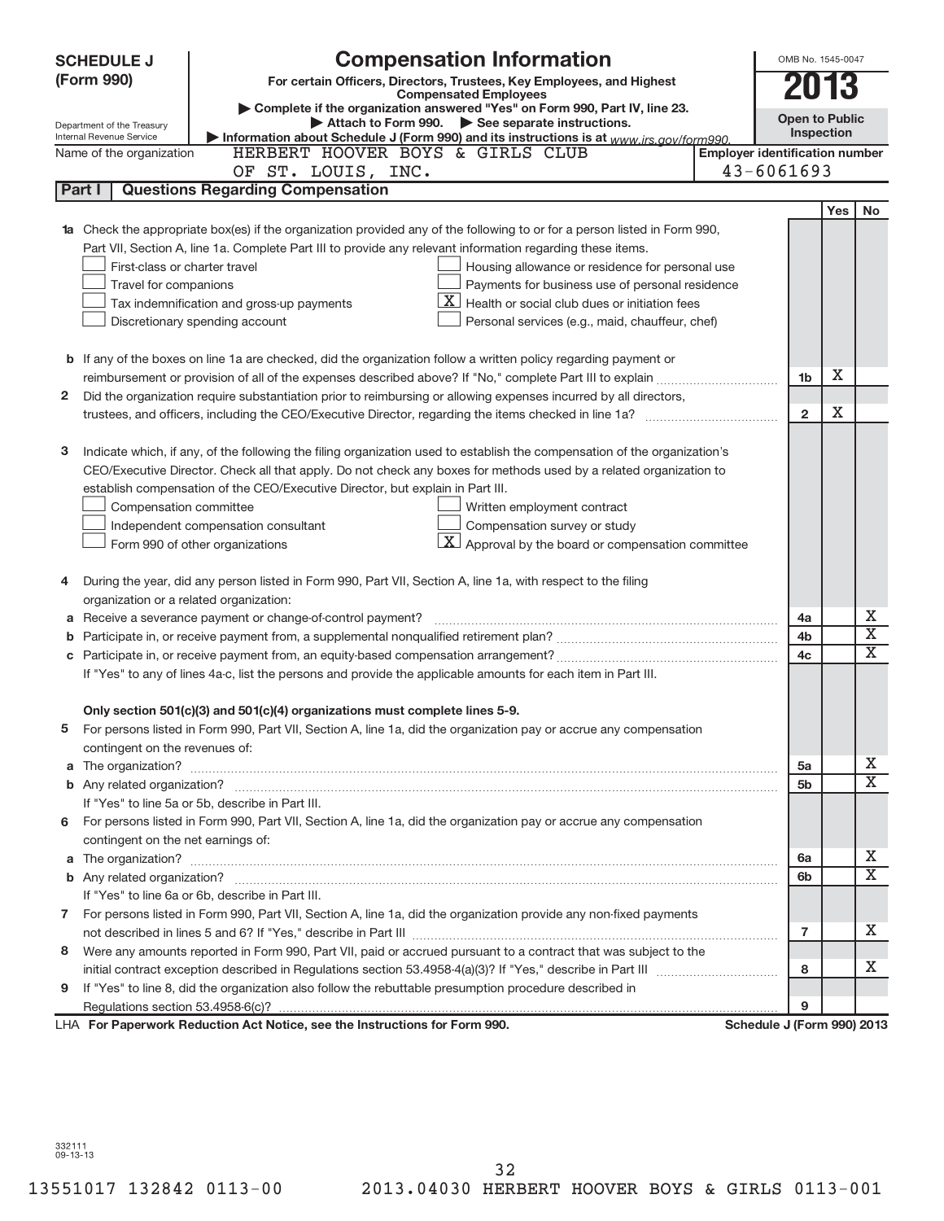# SCHEDULE J (Form 990)

## Compensation Information

**For certain Officers, Directors, Trustees, Key Employees, and Highest Compensated Employees**

▶ Complete if the organization answered "Yes" on Form 990, Part IV, line 23.

▶ Attach to Form 990. ▶ See separate instructions.

▶ Information about Schedule J (Form 990) and its instructions is at www.irs.gov/form990.

Department of the Treasury
Internal Revenue Service

OMB No. 1545-0047

**2013**

**Open to Public Inspection**

Name of the organization: HERBERT HOOVER BOYS & GIRLS CLUB OF ST. LOUIS, INC.

Employer identification number: 43-6061693

### Part I — Questions Regarding Compensation

| | | | Yes | No |
|---|---|---|---|---|
| **1a** | Check the appropriate box(es) if the organization provided any of the following to or for a person listed in Form 990, Part VII, Section A, line 1a. Complete Part III to provide any relevant information regarding these items. <br>☐ First-class or charter travel <br>☐ Travel for companions <br>☐ Tax indemnification and gross-up payments <br>☐ Discretionary spending account <br>☐ Housing allowance or residence for personal use <br>☐ Payments for business use of personal residence <br>☒ Health or social club dues or initiation fees <br>☐ Personal services (e.g., maid, chauffeur, chef) | | | |
| **b** | If any of the boxes on line 1a are checked, did the organization follow a written policy regarding payment or reimbursement or provision of all of the expenses described above? If "No," complete Part III to explain | 1b | X | |
| **2** | Did the organization require substantiation prior to reimbursing or allowing expenses incurred by all directors, trustees, and officers, including the CEO/Executive Director, regarding the items checked in line 1a? | 2 | X | |
| **3** | Indicate which, if any, of the following the filing organization used to establish the compensation of the organization's CEO/Executive Director. Check all that apply. Do not check any boxes for methods used by a related organization to establish compensation of the CEO/Executive Director, but explain in Part III. <br>☐ Compensation committee <br>☐ Independent compensation consultant <br>☐ Form 990 of other organizations <br>☐ Written employment contract <br>☐ Compensation survey or study <br>☒ Approval by the board or compensation committee | | | |
| **4** | During the year, did any person listed in Form 990, Part VII, Section A, line 1a, with respect to the filing organization or a related organization: | | | |
| **a** | Receive a severance payment or change-of-control payment? | 4a | | X |
| **b** | Participate in, or receive payment from, a supplemental nonqualified retirement plan? | 4b | | X |
| **c** | Participate in, or receive payment from, an equity-based compensation arrangement? | 4c | | X |
| | If "Yes" to any of lines 4a-c, list the persons and provide the applicable amounts for each item in Part III. | | | |
| | **Only section 501(c)(3) and 501(c)(4) organizations must complete lines 5-9.** | | | |
| **5** | For persons listed in Form 990, Part VII, Section A, line 1a, did the organization pay or accrue any compensation contingent on the revenues of: | | | |
| **a** | The organization? | 5a | | X |
| **b** | Any related organization? | 5b | | X |
| | If "Yes" to line 5a or 5b, describe in Part III. | | | |
| **6** | For persons listed in Form 990, Part VII, Section A, line 1a, did the organization pay or accrue any compensation contingent on the net earnings of: | | | |
| **a** | The organization? | 6a | | X |
| **b** | Any related organization? | 6b | | X |
| | If "Yes" to line 6a or 6b, describe in Part III. | | | |
| **7** | For persons listed in Form 990, Part VII, Section A, line 1a, did the organization provide any non-fixed payments not described in lines 5 and 6? If "Yes," describe in Part III | 7 | | X |
| **8** | Were any amounts reported in Form 990, Part VII, paid or accrued pursuant to a contract that was subject to the initial contract exception described in Regulations section 53.4958-4(a)(3)? If "Yes," describe in Part III | 8 | | X |
| **9** | If "Yes" to line 8, did the organization also follow the rebuttable presumption procedure described in Regulations section 53.4958-6(c)? | 9 | | |

LHA **For Paperwork Reduction Act Notice, see the Instructions for Form 990.** Schedule J (Form 990) 2013

332111
09-13-13

13551017 132842 0113-00 2013.04030 HERBERT HOOVER BOYS & GIRLS 0113-001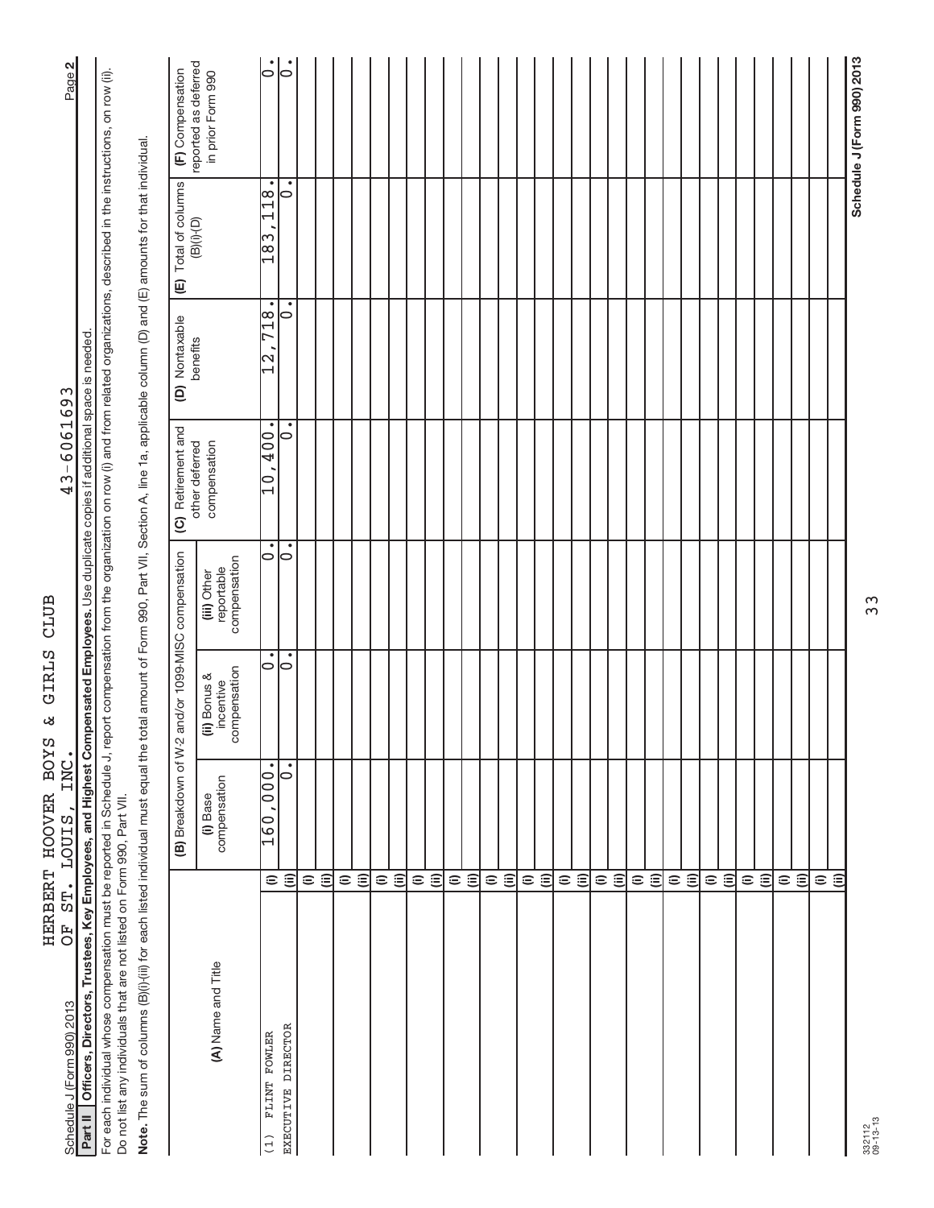Schedule J (Form 990) 2013 HERBERT HOOVER BOYS & GIRLS CLUB OF ST. LOUIS, INC. 43-6061693 Page **2**

**Part II** **Officers, Directors, Trustees, Key Employees, and Highest Compensated Employees.** Use duplicate copies if additional space is needed.

For each individual whose compensation must be reported in Schedule J, report compensation from the organization on row (i) and from related organizations, described in the instructions, on row (ii). Do not list any individuals that are not listed on Form 990, Part VII.

**Note.** The sum of columns (B)(i)-(iii) for each listed individual must equal the total amount of Form 990, Part VII, Section A, line 1a, applicable column (D) and (E) amounts for that individual.

| (A) Name and Title | | (B) Breakdown of W-2 and/or 1099-MISC compensation | | | (C) Retirement and other deferred compensation | (D) Nontaxable benefits | (E) Total of columns (B)(i)-(D) | (F) Compensation reported as deferred in prior Form 990 |
|---|---|---|---|---|---|---|---|---|
| | | (i) Base compensation | (ii) Bonus & incentive compensation | (iii) Other reportable compensation | | | | |
| (1) FLINT FOWLER | (i) | 160,000. | 0. | 0. | 10,400. | 12,718. | 183,118. | 0. |
| EXECUTIVE DIRECTOR | (ii) | 0. | 0. | 0. | 0. | 0. | 0. | 0. |
| | (i) | | | | | | | |
| | (ii) | | | | | | | |
| | (i) | | | | | | | |
| | (ii) | | | | | | | |
| | (i) | | | | | | | |
| | (ii) | | | | | | | |
| | (i) | | | | | | | |
| | (ii) | | | | | | | |
| | (i) | | | | | | | |
| | (ii) | | | | | | | |
| | (i) | | | | | | | |
| | (ii) | | | | | | | |
| | (i) | | | | | | | |
| | (ii) | | | | | | | |
| | (i) | | | | | | | |
| | (ii) | | | | | | | |
| | (i) | | | | | | | |
| | (ii) | | | | | | | |
| | (i) | | | | | | | |
| | (ii) | | | | | | | |
| | (i) | | | | | | | |
| | (ii) | | | | | | | |
| | (i) | | | | | | | |
| | (ii) | | | | | | | |
| | (i) | | | | | | | |
| | (ii) | | | | | | | |
| | (i) | | | | | | | |
| | (ii) | | | | | | | |
| | (i) | | | | | | | |
| | (ii) | | | | | | | |

332112 09-13-13

**Schedule J (Form 990) 2013**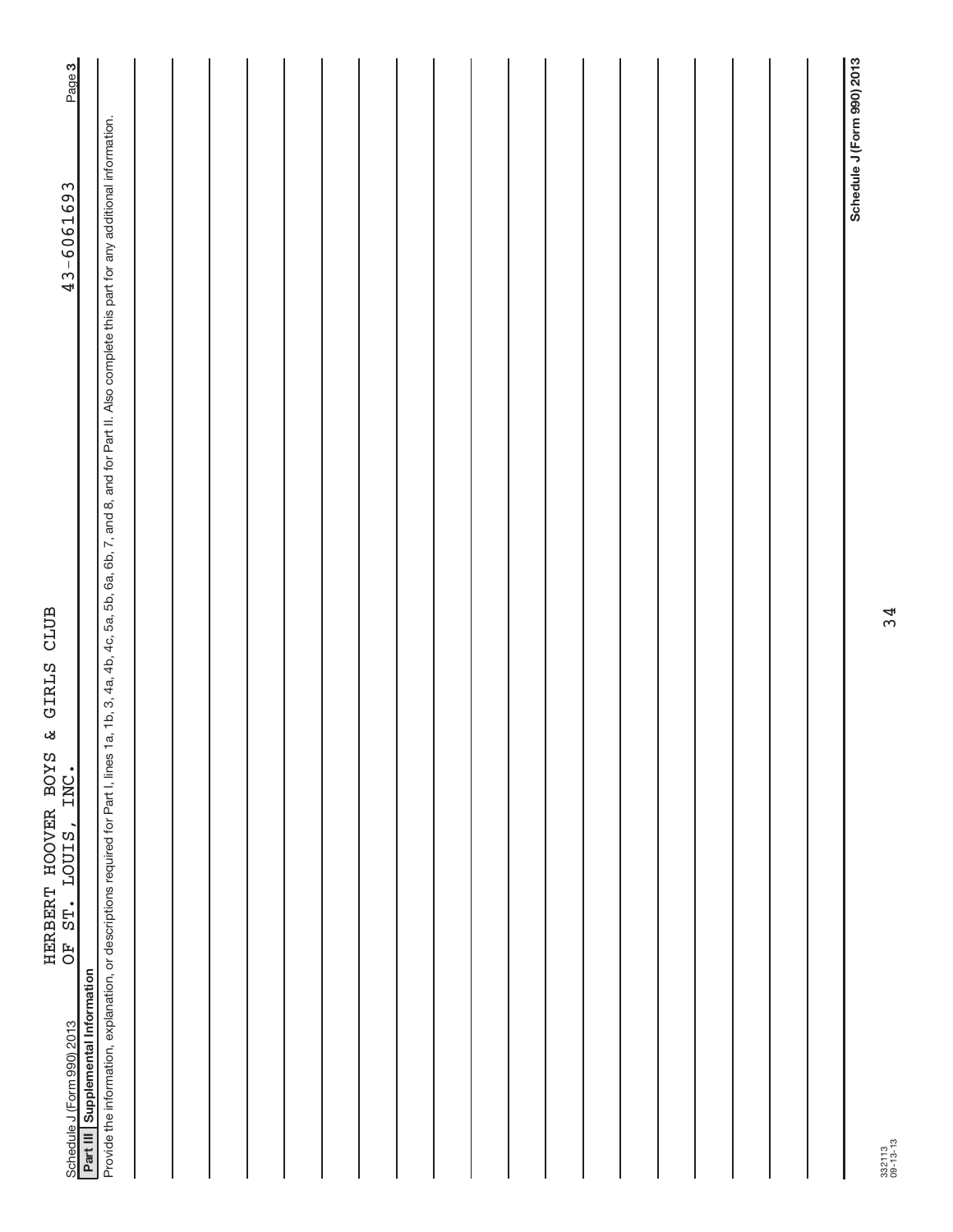Schedule J (Form 990) 2013

HERBERT HOOVER BOYS & GIRLS CLUB
OF ST. LOUIS, INC.

43-6061693

Page 3

**Part III** **Supplemental Information**

Provide the information, explanation, or descriptions required for Part I, lines 1a, 1b, 3, 4a, 4b, 4c, 5a, 5b, 6a, 6b, 7, and 8, and for Part II. Also complete this part for any additional information.

332113
09-13-13

**Schedule J (Form 990) 2013**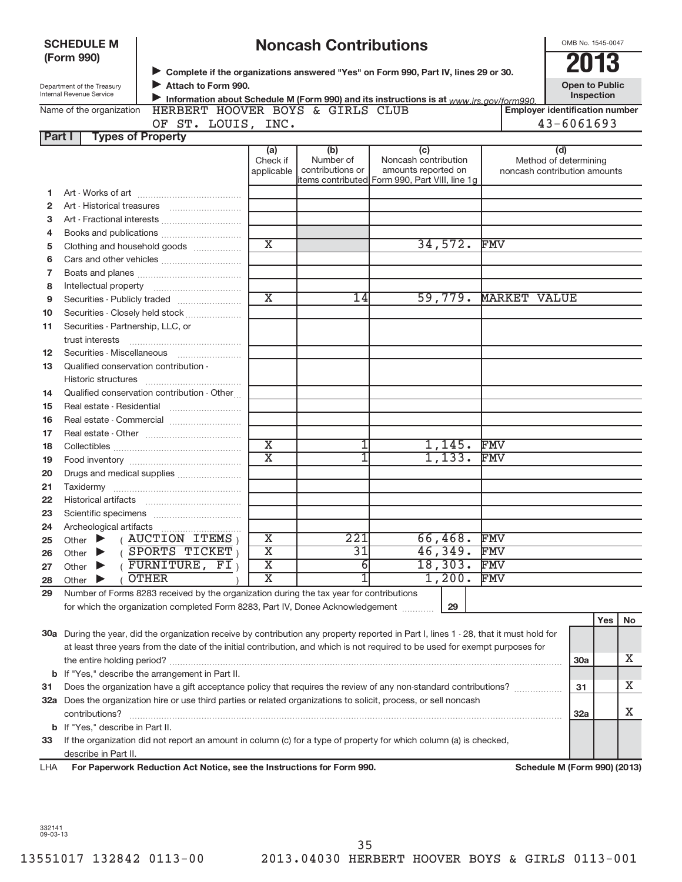**SCHEDULE M (Form 990)**

Department of the Treasury
Internal Revenue Service

# Noncash Contributions

▶ Complete if the organizations answered "Yes" on Form 990, Part IV, lines 29 or 30.
▶ Attach to Form 990.
▶ Information about Schedule M (Form 990) and its instructions is at www.irs.gov/form990.

OMB No. 1545-0047

**2013**

**Open to Public Inspection**

Name of the organization: HERBERT HOOVER BOYS & GIRLS CLUB OF ST. LOUIS, INC.

Employer identification number: 43-6061693

## Part I Types of Property

| | | (a) Check if applicable | (b) Number of contributions or items contributed | (c) Noncash contribution amounts reported on Form 990, Part VIII, line 1g | (d) Method of determining noncash contribution amounts |
|---|---|---|---|---|---|
| 1 | Art - Works of art | | | | |
| 2 | Art - Historical treasures | | | | |
| 3 | Art - Fractional interests | | | | |
| 4 | Books and publications | | | | |
| 5 | Clothing and household goods | X | | 34,572. | FMV |
| 6 | Cars and other vehicles | | | | |
| 7 | Boats and planes | | | | |
| 8 | Intellectual property | | | | |
| 9 | Securities - Publicly traded | X | 14 | 59,779. | MARKET VALUE |
| 10 | Securities - Closely held stock | | | | |
| 11 | Securities - Partnership, LLC, or trust interests | | | | |
| 12 | Securities - Miscellaneous | | | | |
| 13 | Qualified conservation contribution - Historic structures | | | | |
| 14 | Qualified conservation contribution - Other | | | | |
| 15 | Real estate - Residential | | | | |
| 16 | Real estate - Commercial | | | | |
| 17 | Real estate - Other | | | | |
| 18 | Collectibles | X | 1 | 1,145. | FMV |
| 19 | Food inventory | X | 1 | 1,133. | FMV |
| 20 | Drugs and medical supplies | | | | |
| 21 | Taxidermy | | | | |
| 22 | Historical artifacts | | | | |
| 23 | Scientific specimens | | | | |
| 24 | Archeological artifacts | | | | |
| 25 | Other ▶ ( AUCTION ITEMS ) | X | 221 | 66,468. | FMV |
| 26 | Other ▶ ( SPORTS TICKET ) | X | 31 | 46,349. | FMV |
| 27 | Other ▶ ( FURNITURE, FI ) | X | 6 | 18,303. | FMV |
| 28 | Other ▶ ( OTHER ) | X | 1 | 1,200. | FMV |

29 Number of Forms 8283 received by the organization during the tax year for contributions for which the organization completed Form 8283, Part IV, Donee Acknowledgement ..... **29**

| | | | Yes | No |
|---|---|---|---|---|
| 30a | During the year, did the organization receive by contribution any property reported in Part I, lines 1 - 28, that it must hold for at least three years from the date of the initial contribution, and which is not required to be used for exempt purposes for the entire holding period? | 30a | | X |
| b | If "Yes," describe the arrangement in Part II. | | | |
| 31 | Does the organization have a gift acceptance policy that requires the review of any non-standard contributions? | 31 | | X |
| 32a | Does the organization hire or use third parties or related organizations to solicit, process, or sell noncash contributions? | 32a | | X |
| b | If "Yes," describe in Part II. | | | |
| 33 | If the organization did not report an amount in column (c) for a type of property for which column (a) is checked, describe in Part II. | | | |

LHA **For Paperwork Reduction Act Notice, see the Instructions for Form 990.** **Schedule M (Form 990) (2013)**

332141
09-03-13

13551017 132842 0113-00 2013.04030 HERBERT HOOVER BOYS & GIRLS 0113-001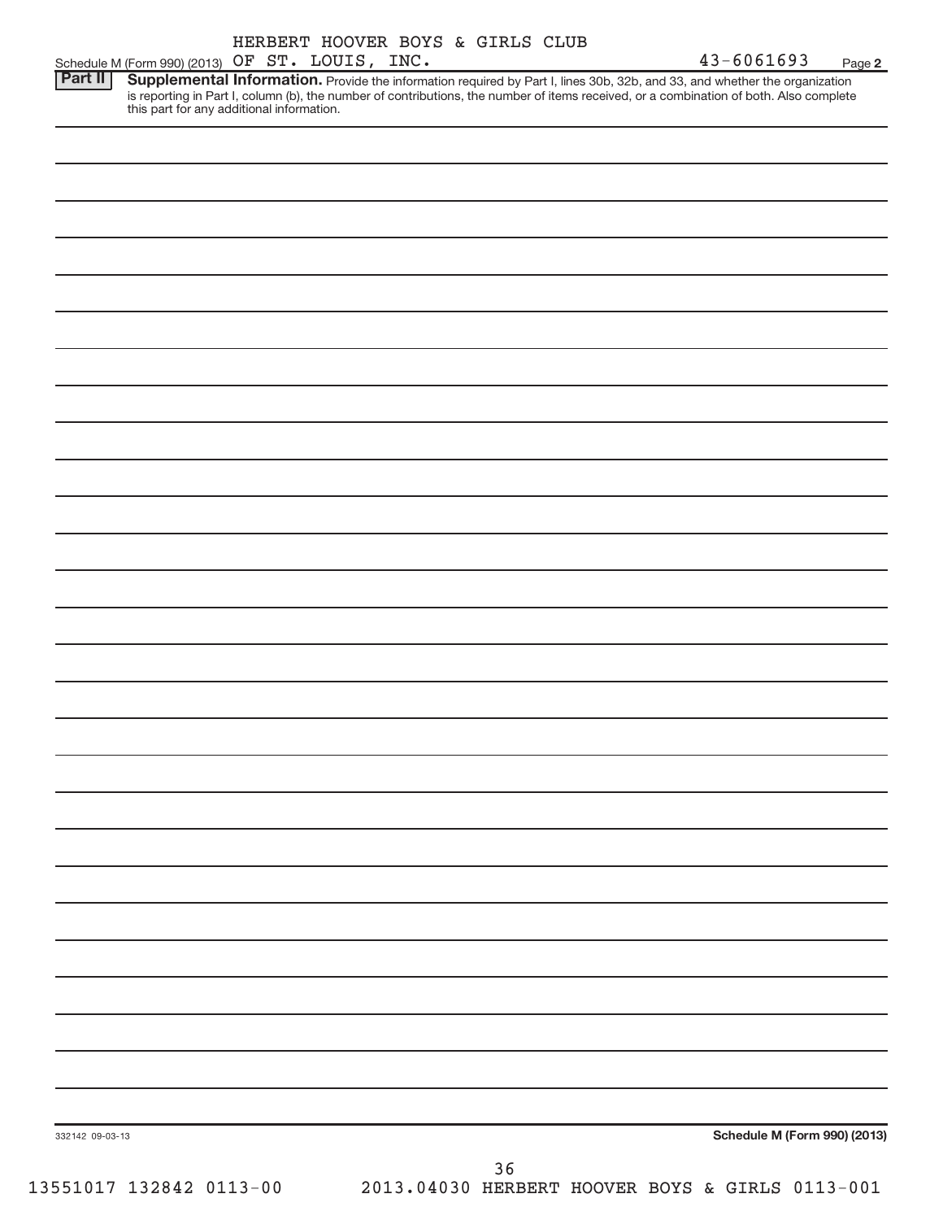HERBERT HOOVER BOYS & GIRLS CLUB

Schedule M (Form 990) (2013) OF ST. LOUIS, INC. 43-6061693 Page **2**

**Part II** **Supplemental Information.** Provide the information required by Part I, lines 30b, 32b, and 33, and whether the organization is reporting in Part I, column (b), the number of contributions, the number of items received, or a combination of both. Also complete this part for any additional information.

332142 09-03-13 **Schedule M (Form 990) (2013)**

13551017 132842 0113-00 2013.04030 HERBERT HOOVER BOYS & GIRLS 0113-001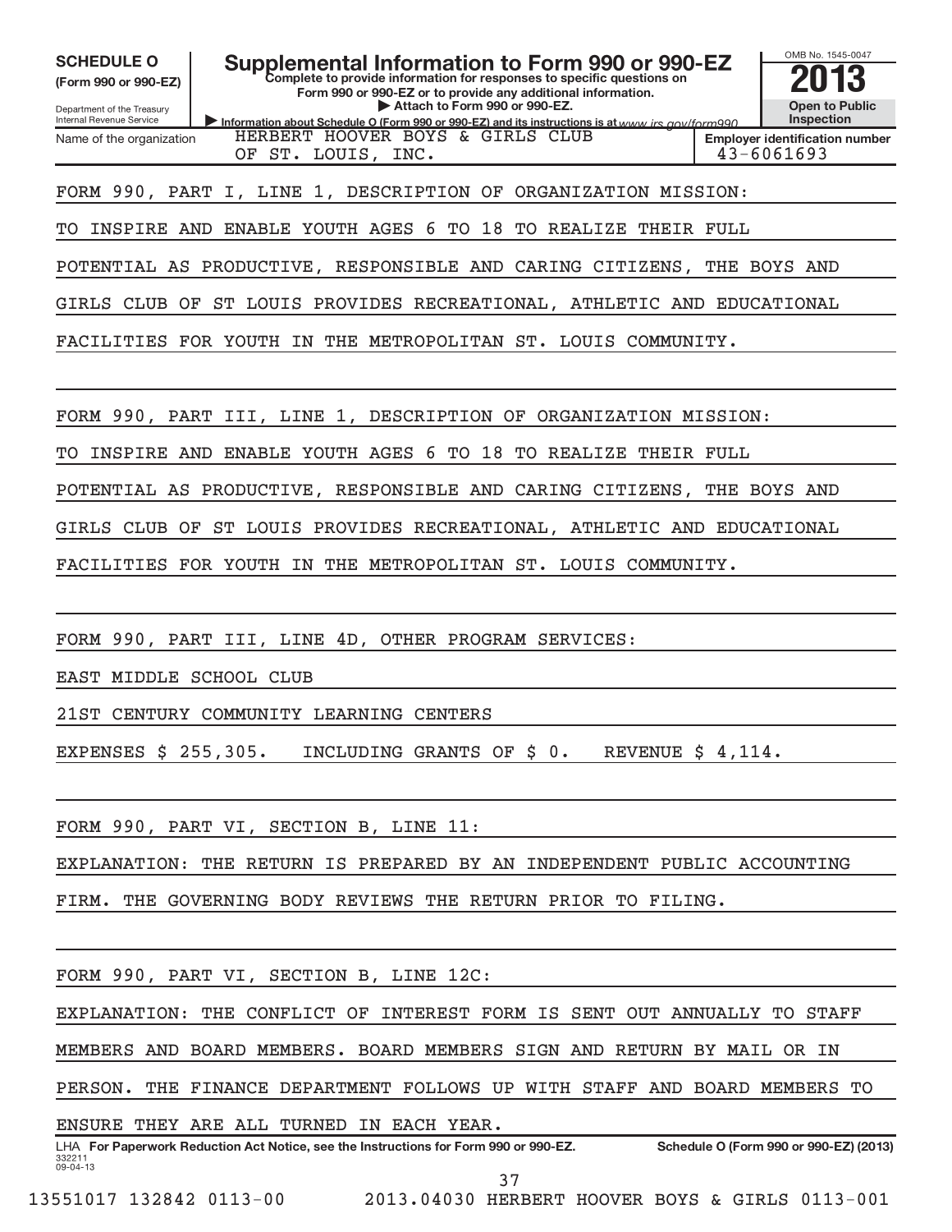**SCHEDULE O**
**(Form 990 or 990-EZ)**

Department of the Treasury
Internal Revenue Service

# Supplemental Information to Form 990 or 990-EZ

**Complete to provide information for responses to specific questions on Form 990 or 990-EZ or to provide any additional information.**
▶ **Attach to Form 990 or 990-EZ.**
▶ **Information about Schedule O (Form 990 or 990-EZ) and its instructions is at** *www.irs.gov/form990*

OMB No. 1545-0047
**2013**
**Open to Public Inspection**

| Name of the organization | Employer identification number |
|---|---|
| HERBERT HOOVER BOYS & GIRLS CLUB OF ST. LOUIS, INC. | 43-6061693 |

FORM 990, PART I, LINE 1, DESCRIPTION OF ORGANIZATION MISSION:

TO INSPIRE AND ENABLE YOUTH AGES 6 TO 18 TO REALIZE THEIR FULL POTENTIAL AS PRODUCTIVE, RESPONSIBLE AND CARING CITIZENS, THE BOYS AND GIRLS CLUB OF ST LOUIS PROVIDES RECREATIONAL, ATHLETIC AND EDUCATIONAL FACILITIES FOR YOUTH IN THE METROPOLITAN ST. LOUIS COMMUNITY.

FORM 990, PART III, LINE 1, DESCRIPTION OF ORGANIZATION MISSION:

TO INSPIRE AND ENABLE YOUTH AGES 6 TO 18 TO REALIZE THEIR FULL POTENTIAL AS PRODUCTIVE, RESPONSIBLE AND CARING CITIZENS, THE BOYS AND GIRLS CLUB OF ST LOUIS PROVIDES RECREATIONAL, ATHLETIC AND EDUCATIONAL FACILITIES FOR YOUTH IN THE METROPOLITAN ST. LOUIS COMMUNITY.

FORM 990, PART III, LINE 4D, OTHER PROGRAM SERVICES:

EAST MIDDLE SCHOOL CLUB

21ST CENTURY COMMUNITY LEARNING CENTERS

EXPENSES $ 255,305.   INCLUDING GRANTS OF $ 0.   REVENUE $ 4,114.

FORM 990, PART VI, SECTION B, LINE 11:

EXPLANATION: THE RETURN IS PREPARED BY AN INDEPENDENT PUBLIC ACCOUNTING FIRM. THE GOVERNING BODY REVIEWS THE RETURN PRIOR TO FILING.

FORM 990, PART VI, SECTION B, LINE 12C:

EXPLANATION: THE CONFLICT OF INTEREST FORM IS SENT OUT ANNUALLY TO STAFF MEMBERS AND BOARD MEMBERS. BOARD MEMBERS SIGN AND RETURN BY MAIL OR IN PERSON. THE FINANCE DEPARTMENT FOLLOWS UP WITH STAFF AND BOARD MEMBERS TO ENSURE THEY ARE ALL TURNED IN EACH YEAR.

LHA **For Paperwork Reduction Act Notice, see the Instructions for Form 990 or 990-EZ.** **Schedule O (Form 990 or 990-EZ) (2013)**

332211
09-04-13

13551017 132842 0113-00   2013.04030 HERBERT HOOVER BOYS & GIRLS 0113-001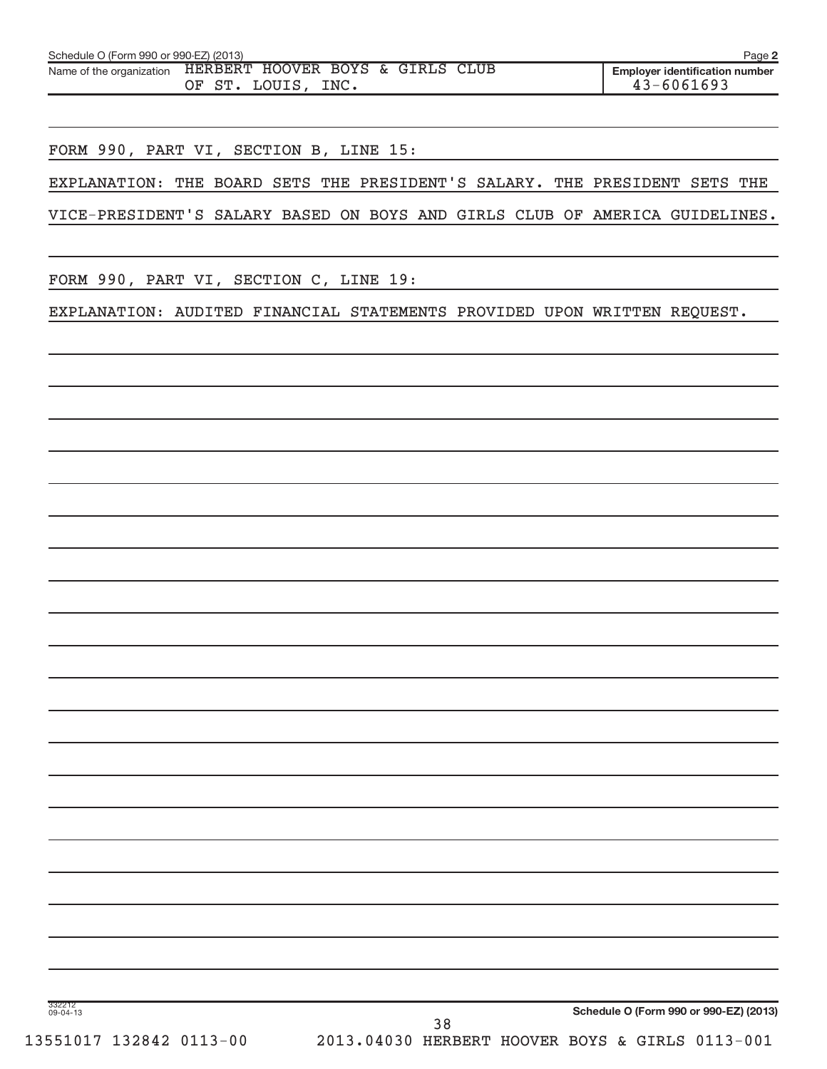Schedule O (Form 990 or 990-EZ) (2013) Page **2**

| Name of the organization | Employer identification number |
| --- | --- |
| HERBERT HOOVER BOYS & GIRLS CLUB OF ST. LOUIS, INC. | 43-6061693 |

FORM 990, PART VI, SECTION B, LINE 15:

EXPLANATION: THE BOARD SETS THE PRESIDENT'S SALARY. THE PRESIDENT SETS THE VICE-PRESIDENT'S SALARY BASED ON BOYS AND GIRLS CLUB OF AMERICA GUIDELINES.

FORM 990, PART VI, SECTION C, LINE 19:

EXPLANATION: AUDITED FINANCIAL STATEMENTS PROVIDED UPON WRITTEN REQUEST.

**Schedule O (Form 990 or 990-EZ) (2013)**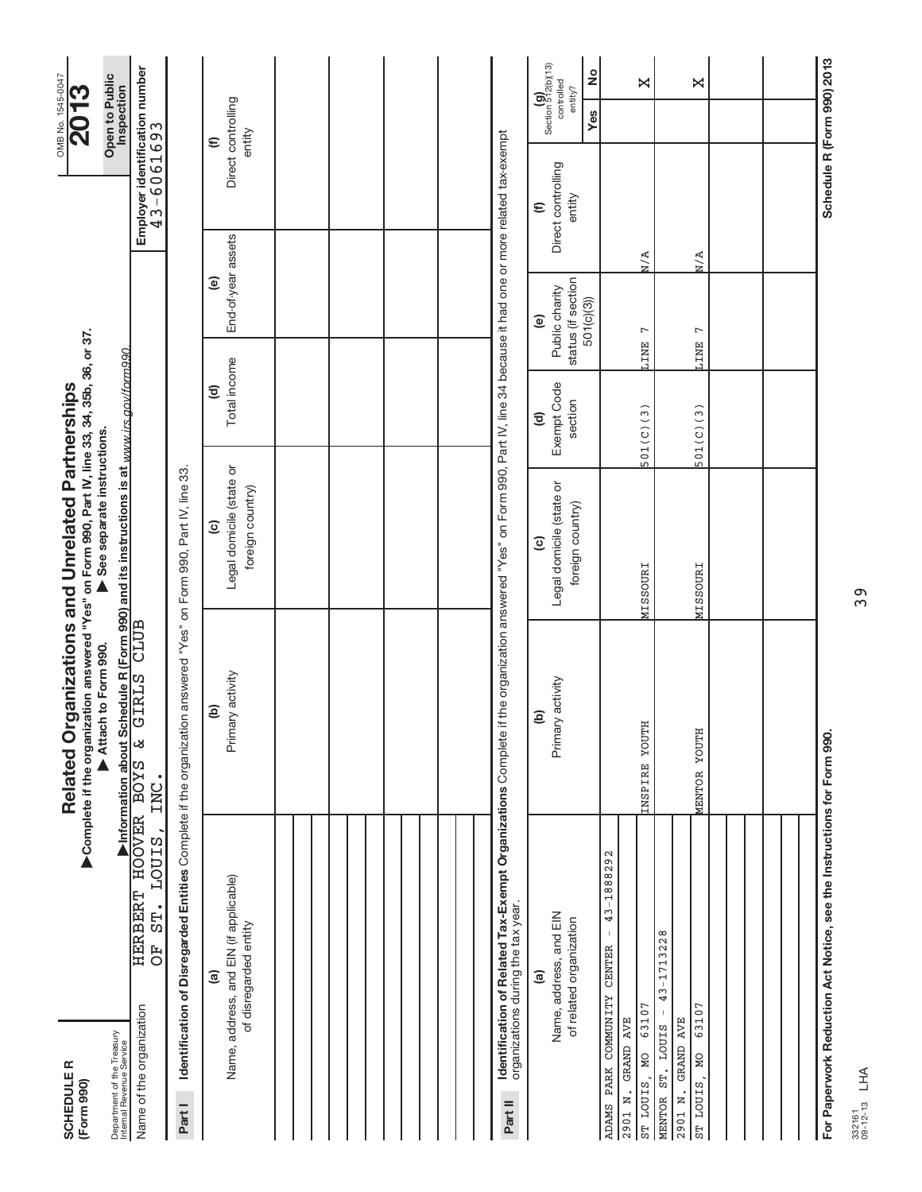**SCHEDULE R (Form 990)**

Department of the Treasury
Internal Revenue Service

# Related Organizations and Unrelated Partnerships

▶Complete if the organization answered "Yes" on Form 990, Part IV, line 33, 34, 35b, 36, or 37.
▶ Attach to Form 990. ▶ See separate instructions.
▶Information about Schedule R (Form 990) and its instructions is at *www.irs.gov/form990*

OMB No. 1545-0047
**2013**
**Open to Public Inspection**

Name of the organization: HERBERT HOOVER BOYS & GIRLS CLUB OF ST. LOUIS, INC.

**Employer identification number** 43-6061693

**Part I** **Identification of Disregarded Entities** Complete if the organization answered "Yes" on Form 990, Part IV, line 33.

| (a) Name, address, and EIN (if applicable) of disregarded entity | (b) Primary activity | (c) Legal domicile (state or foreign country) | (d) Total income | (e) End-of-year assets | (f) Direct controlling entity |
|---|---|---|---|---|---|
| | | | | | |
| | | | | | |
| | | | | | |
| | | | | | |
| | | | | | |
| | | | | | |

**Part II** **Identification of Related Tax-Exempt Organizations** Complete if the organization answered "Yes" on Form 990, Part IV, line 34 because it had one or more related tax-exempt organizations during the tax year.

| (a) Name, address, and EIN of related organization | (b) Primary activity | (c) Legal domicile (state or foreign country) | (d) Exempt Code section | (e) Public charity status (if section 501(c)(3)) | (f) Direct controlling entity | (g) Section 512(b)(13) controlled entity? Yes | No |
|---|---|---|---|---|---|---|---|
| ADAMS PARK COMMUNITY CENTER - 43-1888292<br>2901 N. GRAND AVE<br>ST LOUIS, MO 63107 | INSPIRE YOUTH | MISSOURI | 501(C)(3) | LINE 7 | N/A | | X |
| MENTOR ST. LOUIS - 43-1713228<br>2901 N. GRAND AVE<br>ST LOUIS, MO 63107 | MENTOR YOUTH | MISSOURI | 501(C)(3) | LINE 7 | N/A | | X |
| | | | | | | | |
| | | | | | | | |

**For Paperwork Reduction Act Notice, see the Instructions for Form 990.**

**Schedule R (Form 990) 2013**

332161 09-12-13 LHA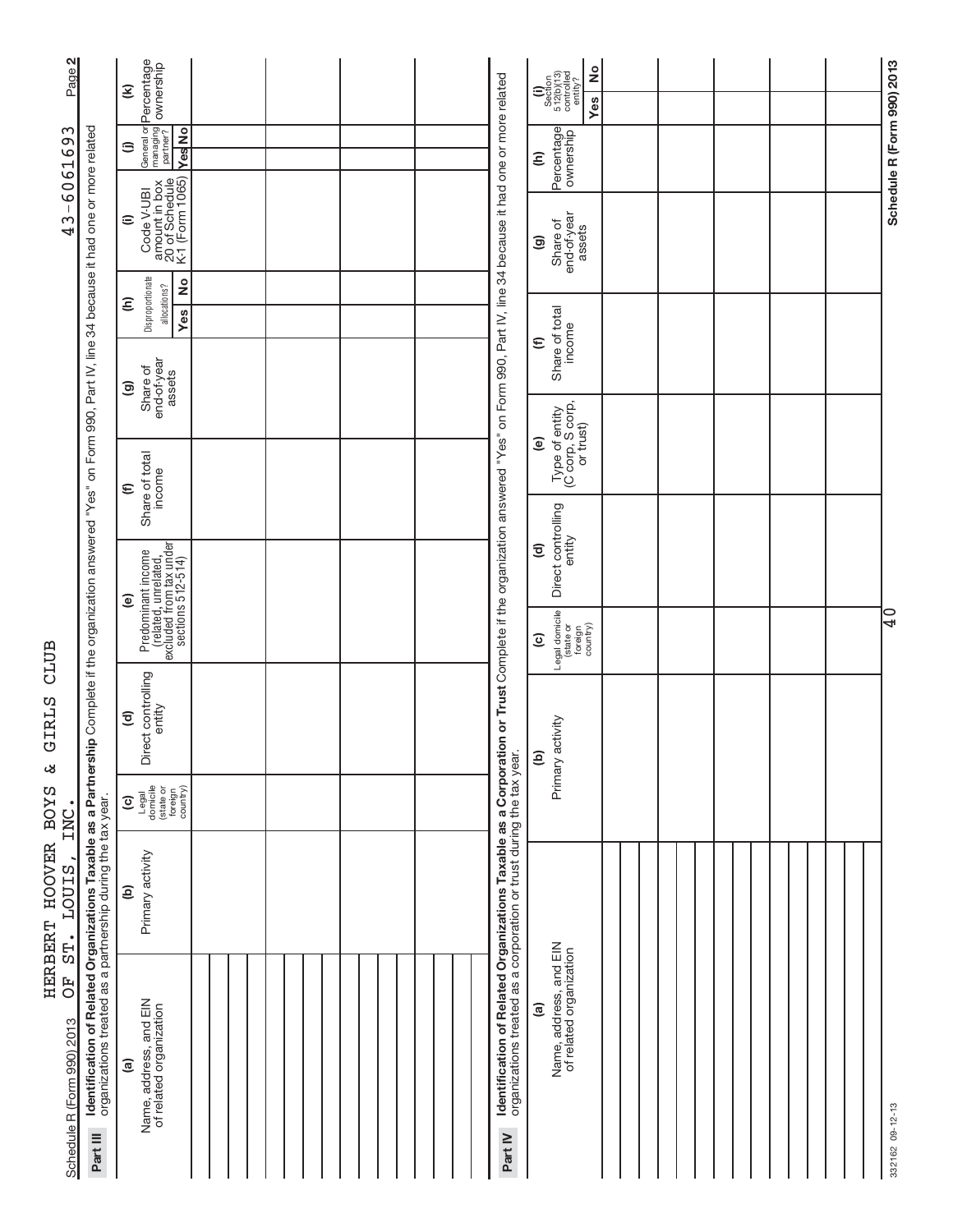Schedule R (Form 990) 2013 HERBERT HOOVER BOYS & GIRLS CLUB OF ST. LOUIS, INC. 43-6061693 Page 2

**Part III** **Identification of Related Organizations Taxable as a Partnership** Complete if the organization answered "Yes" on Form 990, Part IV, line 34 because it had one or more related organizations treated as a partnership during the tax year.

| (a) Name, address, and EIN of related organization | (b) Primary activity | (c) Legal domicile (state or foreign country) | (d) Direct controlling entity | (e) Predominant income (related, unrelated, excluded from tax under sections 512-514) | (f) Share of total income | (g) Share of end-of-year assets | (h) Disproportionate allocations? Yes | (h) No | (i) Code V-UBI amount in box 20 of Schedule K-1 (Form 1065) | (j) General or managing partner? Yes | (j) No | (k) Percentage ownership |
|---|---|---|---|---|---|---|---|---|---|---|---|---|
| | | | | | | | | | | | | |
| | | | | | | | | | | | | |
| | | | | | | | | | | | | |
| | | | | | | | | | | | | |
| | | | | | | | | | | | | |

**Part IV** **Identification of Related Organizations Taxable as a Corporation or Trust** Complete if the organization answered "Yes" on Form 990, Part IV, line 34 because it had one or more related organizations treated as a corporation or trust during the tax year.

| (a) Name, address, and EIN of related organization | (b) Primary activity | (c) Legal domicile (state or foreign country) | (d) Direct controlling entity | (e) Type of entity (C corp, S corp, or trust) | (f) Share of total income | (g) Share of end-of-year assets | (h) Percentage ownership | (i) Section 512(b)(13) controlled entity? Yes | (i) No |
|---|---|---|---|---|---|---|---|---|---|
| | | | | | | | | | |
| | | | | | | | | | |
| | | | | | | | | | |
| | | | | | | | | | |
| | | | | | | | | | |
| | | | | | | | | | |
| | | | | | | | | | |

332162 09-12-13

Schedule R (Form 990) 2013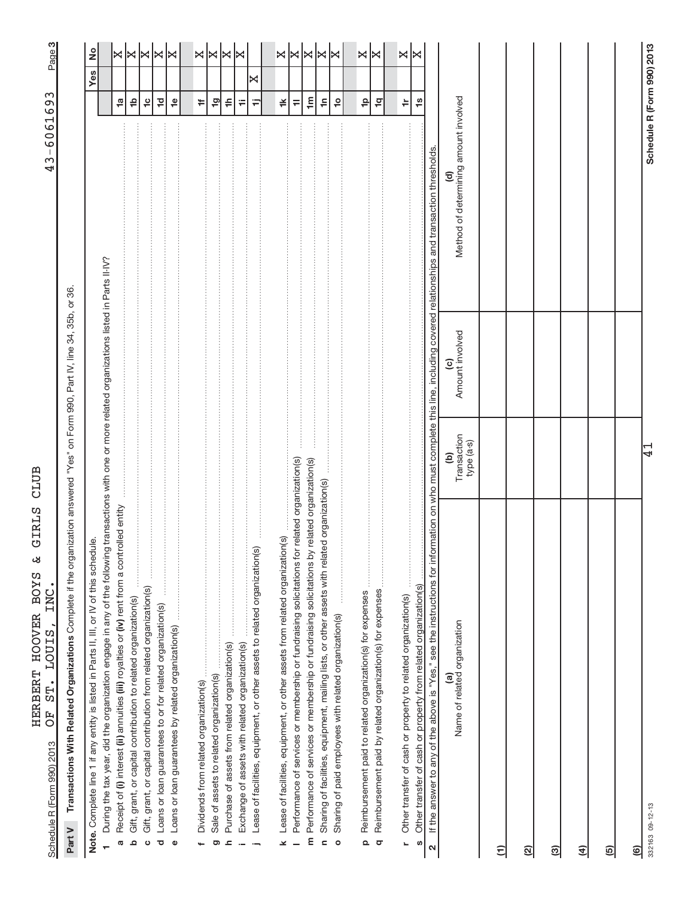Schedule R (Form 990) 2013 HERBERT HOOVER BOYS & GIRLS CLUB OF ST. LOUIS, INC. 43-6061693 Page 3

## Part V Transactions With Related Organizations Complete if the organization answered "Yes" on Form 990, Part IV, line 34, 35b, or 36.

**Note.** Complete line 1 if any entity is listed in Parts II, III, or IV of this schedule.

| | | | Yes | No |
|---|---|---|---|---|
| **1** | During the tax year, did the organization engage in any of the following transactions with one or more related organizations listed in Parts II-IV? | | | |
| **a** | Receipt of **(i)** interest **(ii)** annuities **(iii)** royalties or **(iv)** rent from a controlled entity | 1a | | X |
| **b** | Gift, grant, or capital contribution to related organization(s) | 1b | | X |
| **c** | Gift, grant, or capital contribution from related organization(s) | 1c | | X |
| **d** | Loans or loan guarantees to or for related organization(s) | 1d | | X |
| **e** | Loans or loan guarantees by related organization(s) | 1e | | X |
| **f** | Dividends from related organization(s) | 1f | | X |
| **g** | Sale of assets to related organization(s) | 1g | | X |
| **h** | Purchase of assets from related organization(s) | 1h | | X |
| **i** | Exchange of assets with related organization(s) | 1i | | X |
| **j** | Lease of facilities, equipment, or other assets to related organization(s) | 1j | X | |
| **k** | Lease of facilities, equipment, or other assets from related organization(s) | 1k | | X |
| **l** | Performance of services or membership or fundraising solicitations for related organization(s) | 1l | | X |
| **m** | Performance of services or membership or fundraising solicitations by related organization(s) | 1m | | X |
| **n** | Sharing of facilities, equipment, mailing lists, or other assets with related organization(s) | 1n | | X |
| **o** | Sharing of paid employees with related organization(s) | 1o | | X |
| **p** | Reimbursement paid to related organization(s) for expenses | 1p | | X |
| **q** | Reimbursement paid by related organization(s) for expenses | 1q | | X |
| **r** | Other transfer of cash or property to related organization(s) | 1r | | X |
| **s** | Other transfer of cash or property from related organization(s) | 1s | | X |

**2** If the answer to any of the above is "Yes," see the instructions for information on who must complete this line, including covered relationships and transaction thresholds.

| | (a) Name of related organization | (b) Transaction type (a-s) | (c) Amount involved | (d) Method of determining amount involved |
|---|---|---|---|---|
| (1) | | | | |
| (2) | | | | |
| (3) | | | | |
| (4) | | | | |
| (5) | | | | |
| (6) | | | | |

332163 09-12-13

**Schedule R (Form 990) 2013**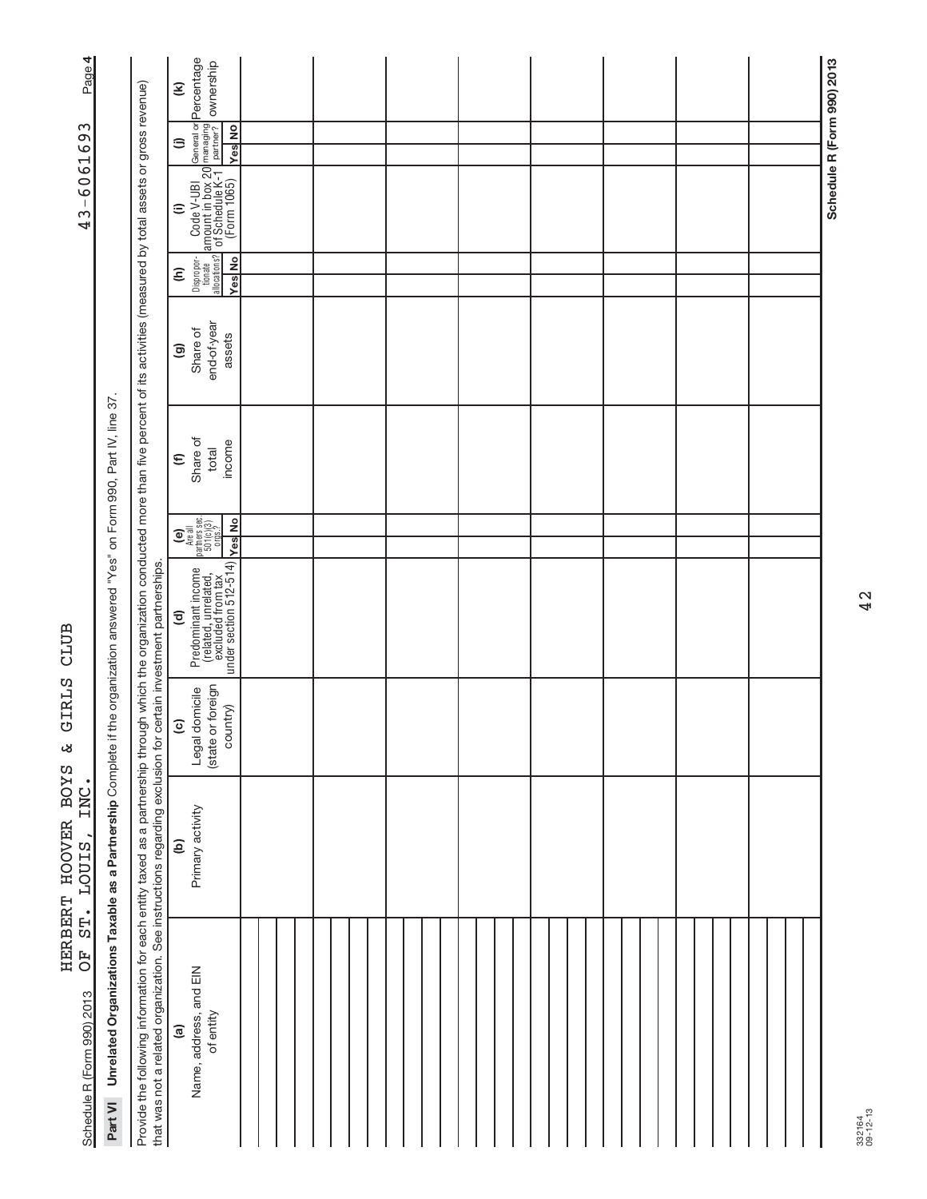Schedule R (Form 990) 2013 HERBERT HOOVER BOYS & GIRLS CLUB OF ST. LOUIS, INC. 43-6061693 Page 4

**Part VI** **Unrelated Organizations Taxable as a Partnership** Complete if the organization answered "Yes" on Form 990, Part IV, line 37.

Provide the following information for each entity taxed as a partnership through which the organization conducted more than five percent of its activities (measured by total assets or gross revenue) that was not a related organization. See instructions regarding exclusion for certain investment partnerships.

| (a) Name, address, and EIN of entity | (b) Primary activity | (c) Legal domicile (state or foreign country) | (d) Predominant income (related, unrelated, excluded from tax under section 512-514) | (e) Are all partners sec. 501(c)(3) orgs.? Yes | No | (f) Share of total income | (g) Share of end-of-year assets | (h) Disproportionate allocations? Yes | No | (i) Code V-UBI amount in box 20 of Schedule K-1 (Form 1065) | (j) General or managing partner? Yes | No | (k) Percentage ownership |
|---|---|---|---|---|---|---|---|---|---|---|---|---|---|
| | | | | | | | | | | | | | |
| | | | | | | | | | | | | | |
| | | | | | | | | | | | | | |
| | | | | | | | | | | | | | |
| | | | | | | | | | | | | | |
| | | | | | | | | | | | | | |
| | | | | | | | | | | | | | |
| | | | | | | | | | | | | | |
| | | | | | | | | | | | | | |

Schedule R (Form 990) 2013

332164
09-12-13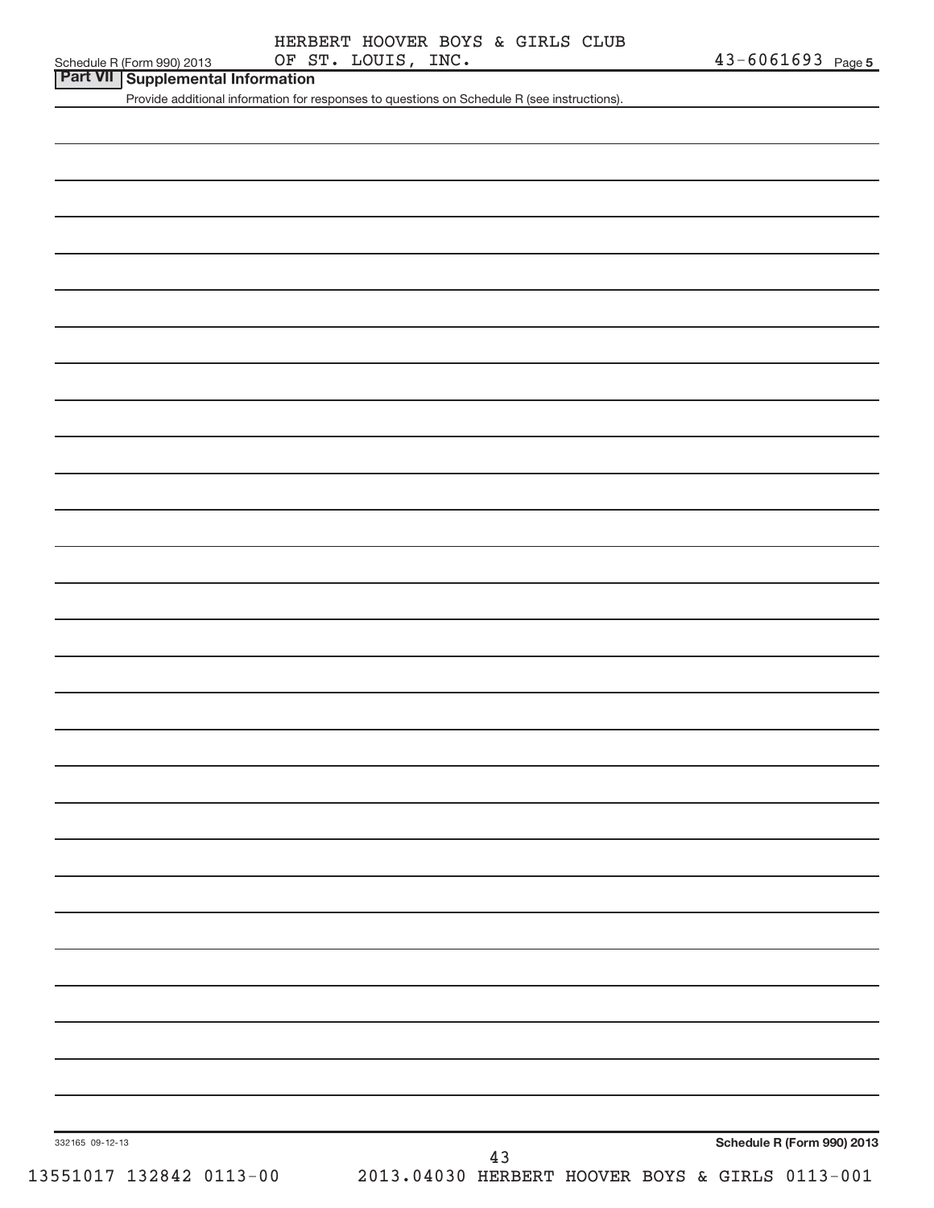HERBERT HOOVER BOYS & GIRLS CLUB
OF ST. LOUIS, INC.

Schedule R (Form 990) 2013 — 43-6061693 Page **5**

## Part VII Supplemental Information

Provide additional information for responses to questions on Schedule R (see instructions).

332165 09-12-13

**Schedule R (Form 990) 2013**

13551017 132842 0113-00 2013.04030 HERBERT HOOVER BOYS & GIRLS 0113-001